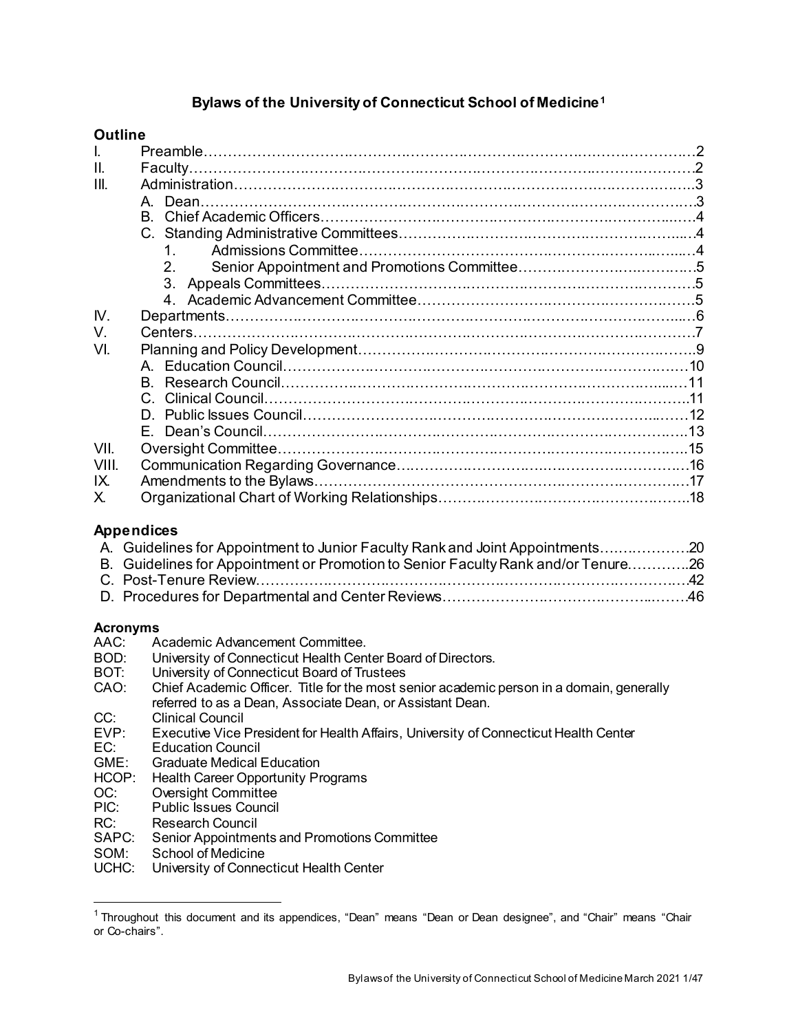# Bylaws of the University of Connecticut School of Medicine[1]

## Outline

I. Preamble…2
II. Faculty…2
III. Administration…3
  A. Dean…3
  B. Chief Academic Officers…4
  C. Standing Administrative Committees…4
    1. Admissions Committee…4
    2. Senior Appointment and Promotions Committee…5
    3. Appeals Committees…5
    4. Academic Advancement Committee…5
IV. Departments…6
V. Centers…7
VI. Planning and Policy Development…9
  A. Education Council…10
  B. Research Council…11
  C. Clinical Council…11
  D. Public Issues Council…12
  E. Dean's Council…13
VII. Oversight Committee…15
VIII. Communication Regarding Governance…16
IX. Amendments to the Bylaws…17
X. Organizational Chart of Working Relationships…18

## Appendices

A. Guidelines for Appointment to Junior Faculty Rank and Joint Appointments…20
B. Guidelines for Appointment or Promotion to Senior Faculty Rank and/or Tenure…26
C. Post-Tenure Review…42
D. Procedures for Departmental and Center Reviews…46

## Acronyms

- AAC: Academic Advancement Committee.
- BOD: University of Connecticut Health Center Board of Directors.
- BOT: University of Connecticut Board of Trustees
- CAO: Chief Academic Officer. Title for the most senior academic person in a domain, generally referred to as a Dean, Associate Dean, or Assistant Dean.
- CC: Clinical Council
- EVP: Executive Vice President for Health Affairs, University of Connecticut Health Center
- EC: Education Council
- GME: Graduate Medical Education
- HCOP: Health Career Opportunity Programs
- OC: Oversight Committee
- PIC: Public Issues Council
- RC: Research Council
- SAPC: Senior Appointments and Promotions Committee
- SOM: School of Medicine
- UCHC: University of Connecticut Health Center

---

[1] Throughout this document and its appendices, "Dean" means "Dean or Dean designee", and "Chair" means "Chair or Co-chairs".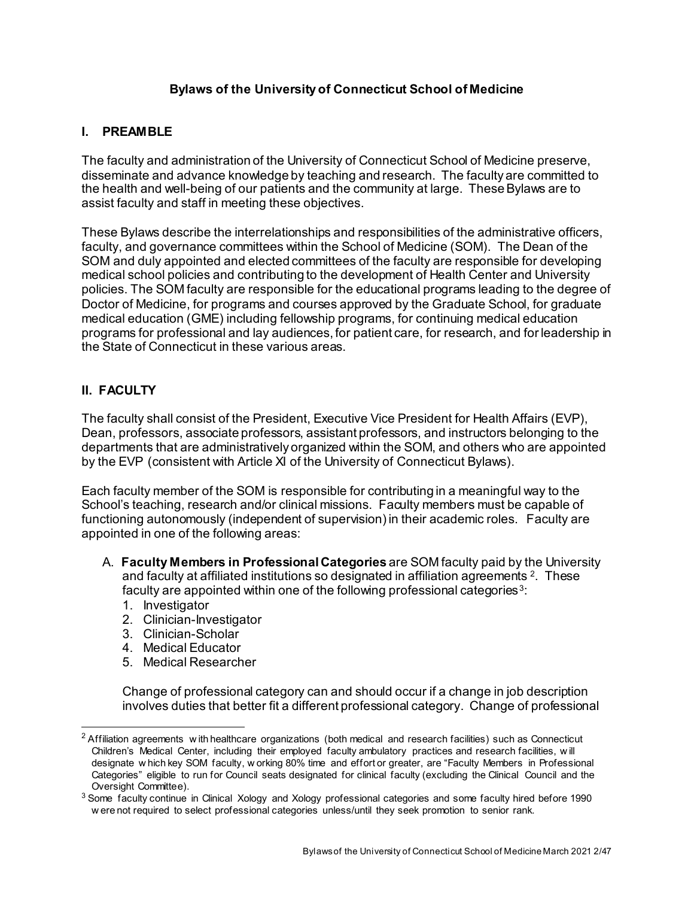# Bylaws of the University of Connecticut School of Medicine

## I. PREAMBLE

The faculty and administration of the University of Connecticut School of Medicine preserve, disseminate and advance knowledge by teaching and research. The faculty are committed to the health and well-being of our patients and the community at large. These Bylaws are to assist faculty and staff in meeting these objectives.

These Bylaws describe the interrelationships and responsibilities of the administrative officers, faculty, and governance committees within the School of Medicine (SOM). The Dean of the SOM and duly appointed and elected committees of the faculty are responsible for developing medical school policies and contributing to the development of Health Center and University policies. The SOM faculty are responsible for the educational programs leading to the degree of Doctor of Medicine, for programs and courses approved by the Graduate School, for graduate medical education (GME) including fellowship programs, for continuing medical education programs for professional and lay audiences, for patient care, for research, and for leadership in the State of Connecticut in these various areas.

## II. FACULTY

The faculty shall consist of the President, Executive Vice President for Health Affairs (EVP), Dean, professors, associate professors, assistant professors, and instructors belonging to the departments that are administratively organized within the SOM, and others who are appointed by the EVP (consistent with Article XI of the University of Connecticut Bylaws).

Each faculty member of the SOM is responsible for contributing in a meaningful way to the School's teaching, research and/or clinical missions. Faculty members must be capable of functioning autonomously (independent of supervision) in their academic roles. Faculty are appointed in one of the following areas:

A. **Faculty Members in Professional Categories** are SOM faculty paid by the University and faculty at affiliated institutions so designated in affiliation agreements [2]. These faculty are appointed within one of the following professional categories[3]:
   1. Investigator
   2. Clinician-Investigator
   3. Clinician-Scholar
   4. Medical Educator
   5. Medical Researcher

   Change of professional category can and should occur if a change in job description involves duties that better fit a different professional category. Change of professional

---

[2] Affiliation agreements with healthcare organizations (both medical and research facilities) such as Connecticut Children's Medical Center, including their employed faculty ambulatory practices and research facilities, will designate which key SOM faculty, working 80% time and effort or greater, are "Faculty Members in Professional Categories" eligible to run for Council seats designated for clinical faculty (excluding the Clinical Council and the Oversight Committee).

[3] Some faculty continue in Clinical Xology and Xology professional categories and some faculty hired before 1990 were not required to select professional categories unless/until they seek promotion to senior rank.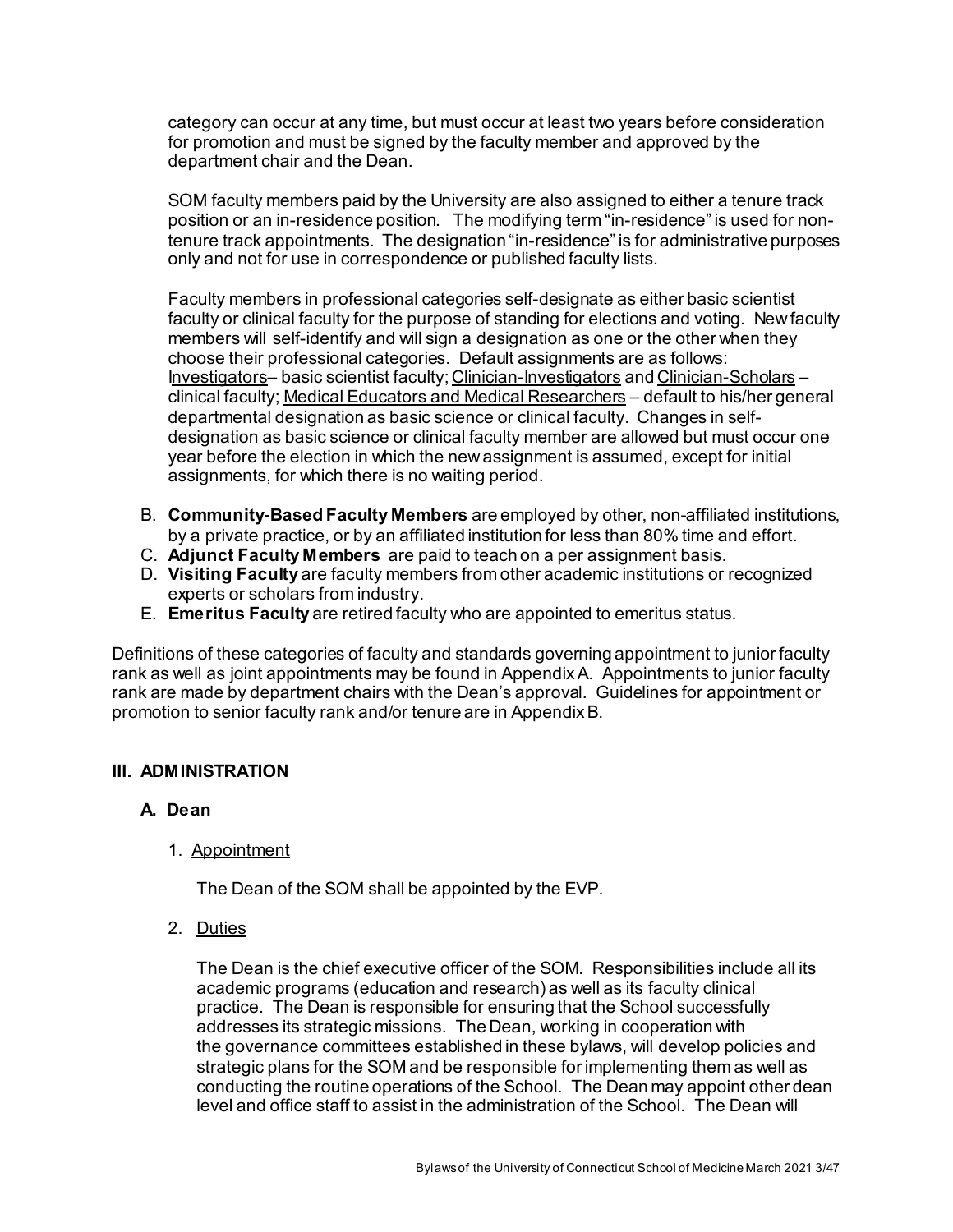category can occur at any time, but must occur at least two years before consideration for promotion and must be signed by the faculty member and approved by the department chair and the Dean.

SOM faculty members paid by the University are also assigned to either a tenure track position or an in-residence position. The modifying term "in-residence" is used for non-tenure track appointments. The designation "in-residence" is for administrative purposes only and not for use in correspondence or published faculty lists.

Faculty members in professional categories self-designate as either basic scientist faculty or clinical faculty for the purpose of standing for elections and voting. New faculty members will self-identify and will sign a designation as one or the other when they choose their professional categories. Default assignments are as follows: <u>Investigators</u>– basic scientist faculty; <u>Clinician-Investigators</u> and <u>Clinician-Scholars</u> – clinical faculty; <u>Medical Educators and Medical Researchers</u> – default to his/her general departmental designation as basic science or clinical faculty. Changes in self-designation as basic science or clinical faculty member are allowed but must occur one year before the election in which the new assignment is assumed, except for initial assignments, for which there is no waiting period.

B. **Community-Based Faculty Members** are employed by other, non-affiliated institutions, by a private practice, or by an affiliated institution for less than 80% time and effort.
C. **Adjunct Faculty Members** are paid to teach on a per assignment basis.
D. **Visiting Faculty** are faculty members from other academic institutions or recognized experts or scholars from industry.
E. **Emeritus Faculty** are retired faculty who are appointed to emeritus status.

Definitions of these categories of faculty and standards governing appointment to junior faculty rank as well as joint appointments may be found in Appendix A. Appointments to junior faculty rank are made by department chairs with the Dean's approval. Guidelines for appointment or promotion to senior faculty rank and/or tenure are in Appendix B.

## III. ADMINISTRATION

### A. Dean

1. <u>Appointment</u>

   The Dean of the SOM shall be appointed by the EVP.

2. <u>Duties</u>

   The Dean is the chief executive officer of the SOM. Responsibilities include all its academic programs (education and research) as well as its faculty clinical practice. The Dean is responsible for ensuring that the School successfully addresses its strategic missions. The Dean, working in cooperation with the governance committees established in these bylaws, will develop policies and strategic plans for the SOM and be responsible for implementing them as well as conducting the routine operations of the School. The Dean may appoint other dean level and office staff to assist in the administration of the School. The Dean will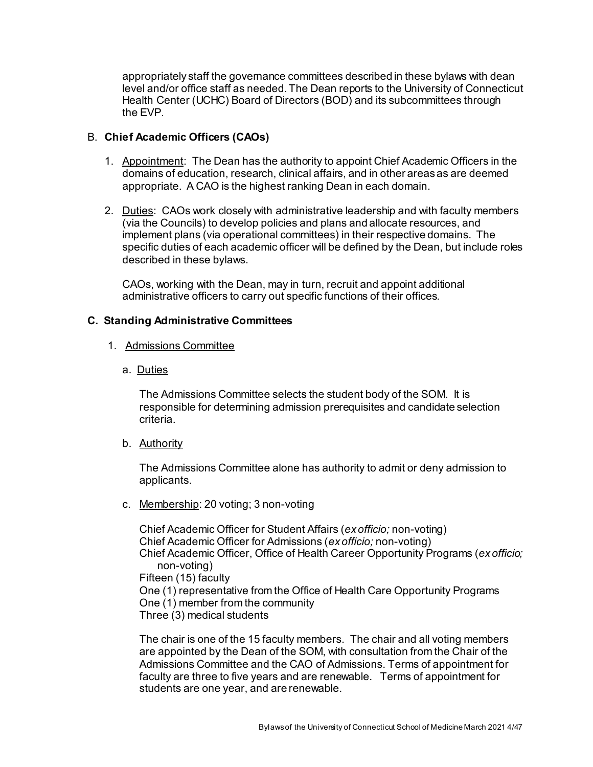appropriately staff the governance committees described in these bylaws with dean level and/or office staff as needed. The Dean reports to the University of Connecticut Health Center (UCHC) Board of Directors (BOD) and its subcommittees through the EVP.

### B. **Chief Academic Officers (CAOs)**

1. Appointment: The Dean has the authority to appoint Chief Academic Officers in the domains of education, research, clinical affairs, and in other areas as are deemed appropriate. A CAO is the highest ranking Dean in each domain.

2. Duties: CAOs work closely with administrative leadership and with faculty members (via the Councils) to develop policies and plans and allocate resources, and implement plans (via operational committees) in their respective domains. The specific duties of each academic officer will be defined by the Dean, but include roles described in these bylaws.

   CAOs, working with the Dean, may in turn, recruit and appoint additional administrative officers to carry out specific functions of their offices.

### **C. Standing Administrative Committees**

1. Admissions Committee

   a. Duties

   The Admissions Committee selects the student body of the SOM. It is responsible for determining admission prerequisites and candidate selection criteria.

   b. Authority

   The Admissions Committee alone has authority to admit or deny admission to applicants.

   c. Membership: 20 voting; 3 non-voting

   Chief Academic Officer for Student Affairs (*ex officio;* non-voting)
   Chief Academic Officer for Admissions (*ex officio;* non-voting)
   Chief Academic Officer, Office of Health Career Opportunity Programs (*ex officio;* non-voting)
   Fifteen (15) faculty
   One (1) representative from the Office of Health Care Opportunity Programs
   One (1) member from the community
   Three (3) medical students

   The chair is one of the 15 faculty members. The chair and all voting members are appointed by the Dean of the SOM, with consultation from the Chair of the Admissions Committee and the CAO of Admissions. Terms of appointment for faculty are three to five years and are renewable. Terms of appointment for students are one year, and are renewable.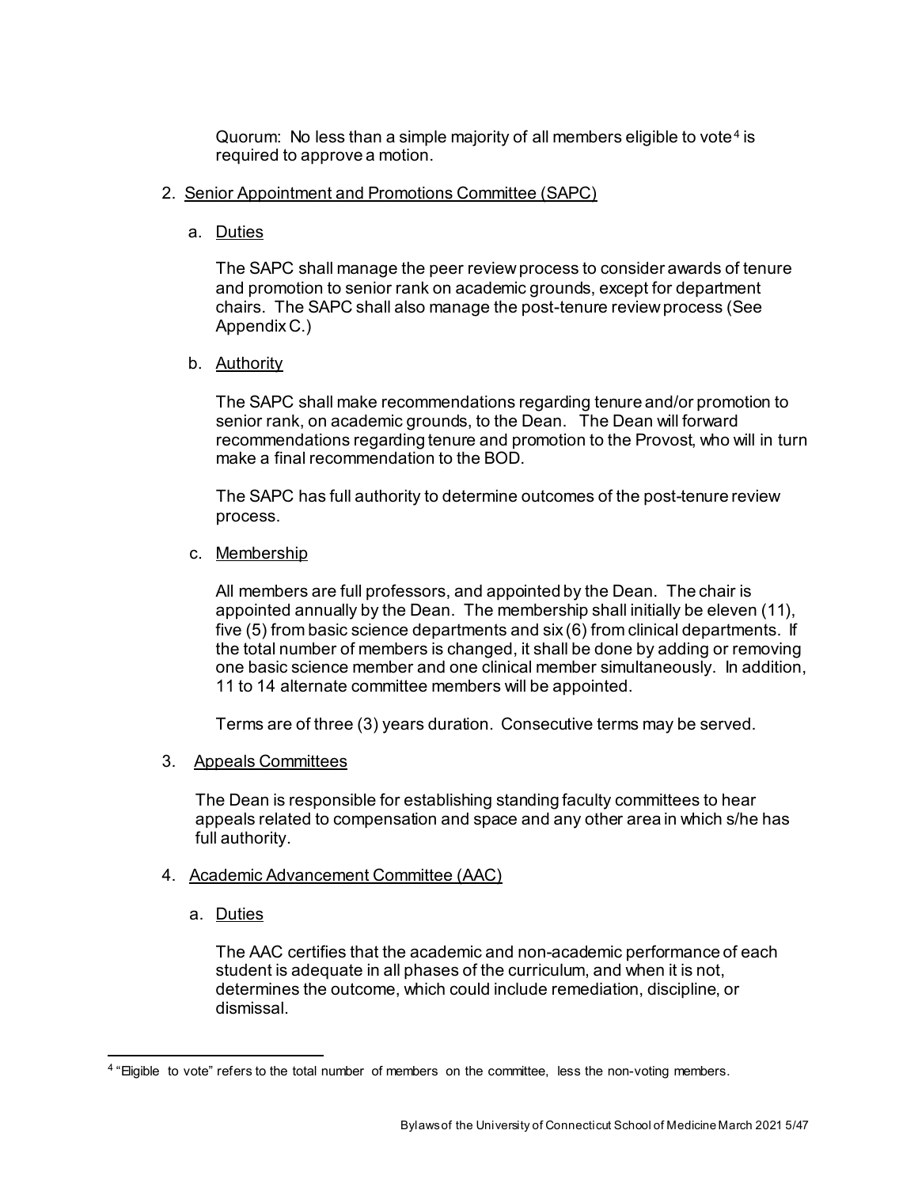Quorum: No less than a simple majority of all members eligible to vote[4] is required to approve a motion.

2. Senior Appointment and Promotions Committee (SAPC)

   a. Duties

   The SAPC shall manage the peer review process to consider awards of tenure and promotion to senior rank on academic grounds, except for department chairs. The SAPC shall also manage the post-tenure review process (See Appendix C.)

   b. Authority

   The SAPC shall make recommendations regarding tenure and/or promotion to senior rank, on academic grounds, to the Dean. The Dean will forward recommendations regarding tenure and promotion to the Provost, who will in turn make a final recommendation to the BOD.

   The SAPC has full authority to determine outcomes of the post-tenure review process.

   c. Membership

   All members are full professors, and appointed by the Dean. The chair is appointed annually by the Dean. The membership shall initially be eleven (11), five (5) from basic science departments and six (6) from clinical departments. If the total number of members is changed, it shall be done by adding or removing one basic science member and one clinical member simultaneously. In addition, 11 to 14 alternate committee members will be appointed.

   Terms are of three (3) years duration. Consecutive terms may be served.

3. Appeals Committees

   The Dean is responsible for establishing standing faculty committees to hear appeals related to compensation and space and any other area in which s/he has full authority.

4. Academic Advancement Committee (AAC)

   a. Duties

   The AAC certifies that the academic and non-academic performance of each student is adequate in all phases of the curriculum, and when it is not, determines the outcome, which could include remediation, discipline, or dismissal.

---

[4] "Eligible to vote" refers to the total number of members on the committee, less the non-voting members.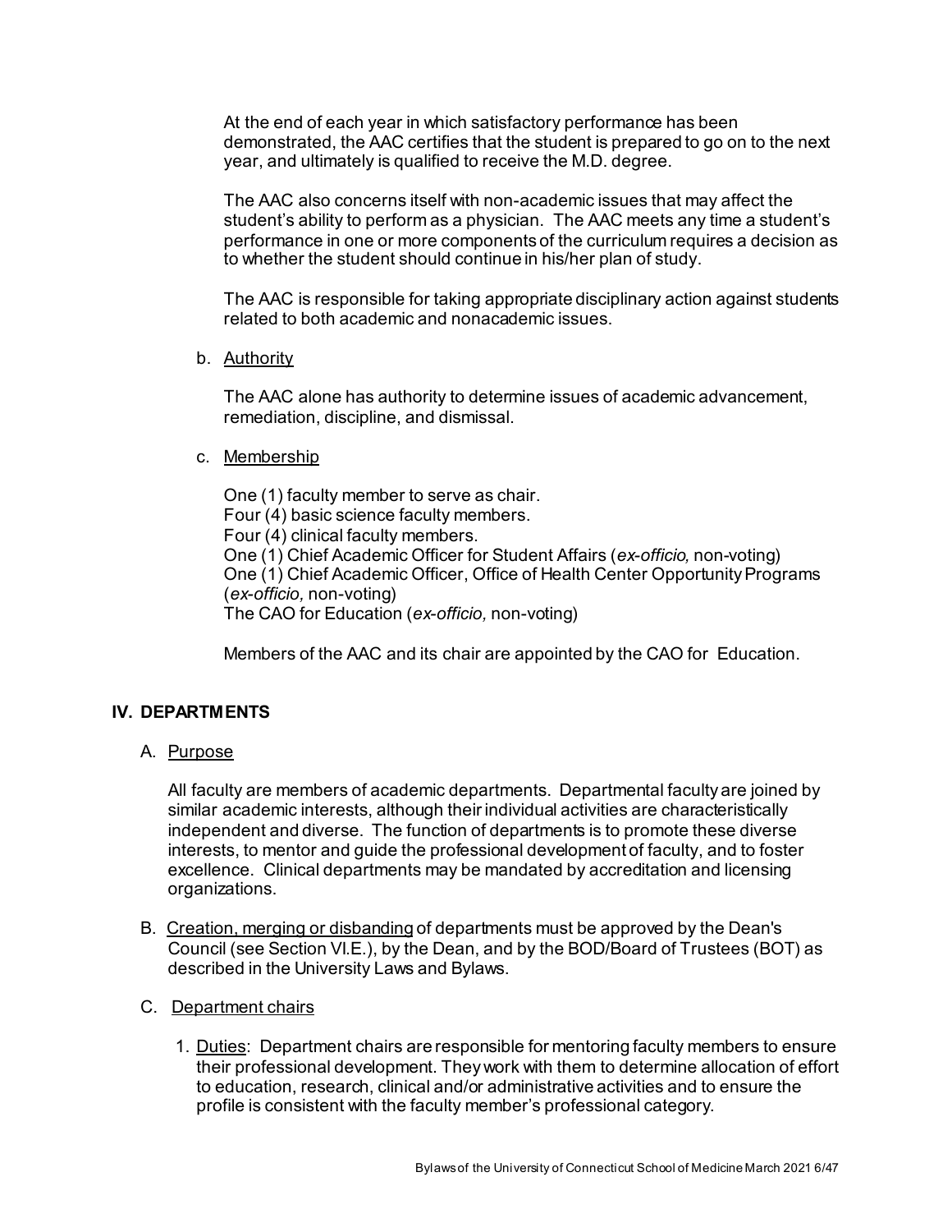At the end of each year in which satisfactory performance has been demonstrated, the AAC certifies that the student is prepared to go on to the next year, and ultimately is qualified to receive the M.D. degree.

The AAC also concerns itself with non-academic issues that may affect the student's ability to perform as a physician. The AAC meets any time a student's performance in one or more components of the curriculum requires a decision as to whether the student should continue in his/her plan of study.

The AAC is responsible for taking appropriate disciplinary action against students related to both academic and nonacademic issues.

b. Authority

The AAC alone has authority to determine issues of academic advancement, remediation, discipline, and dismissal.

c. Membership

One (1) faculty member to serve as chair.
Four (4) basic science faculty members.
Four (4) clinical faculty members.
One (1) Chief Academic Officer for Student Affairs (*ex-officio,* non-voting)
One (1) Chief Academic Officer, Office of Health Center Opportunity Programs (*ex-officio,* non-voting)
The CAO for Education (*ex-officio,* non-voting)

Members of the AAC and its chair are appointed by the CAO for Education.

## IV. DEPARTMENTS

A. Purpose

All faculty are members of academic departments. Departmental faculty are joined by similar academic interests, although their individual activities are characteristically independent and diverse. The function of departments is to promote these diverse interests, to mentor and guide the professional development of faculty, and to foster excellence. Clinical departments may be mandated by accreditation and licensing organizations.

B. Creation, merging or disbanding of departments must be approved by the Dean's Council (see Section VI.E.), by the Dean, and by the BOD/Board of Trustees (BOT) as described in the University Laws and Bylaws.

C. Department chairs

1. Duties: Department chairs are responsible for mentoring faculty members to ensure their professional development. They work with them to determine allocation of effort to education, research, clinical and/or administrative activities and to ensure the profile is consistent with the faculty member's professional category.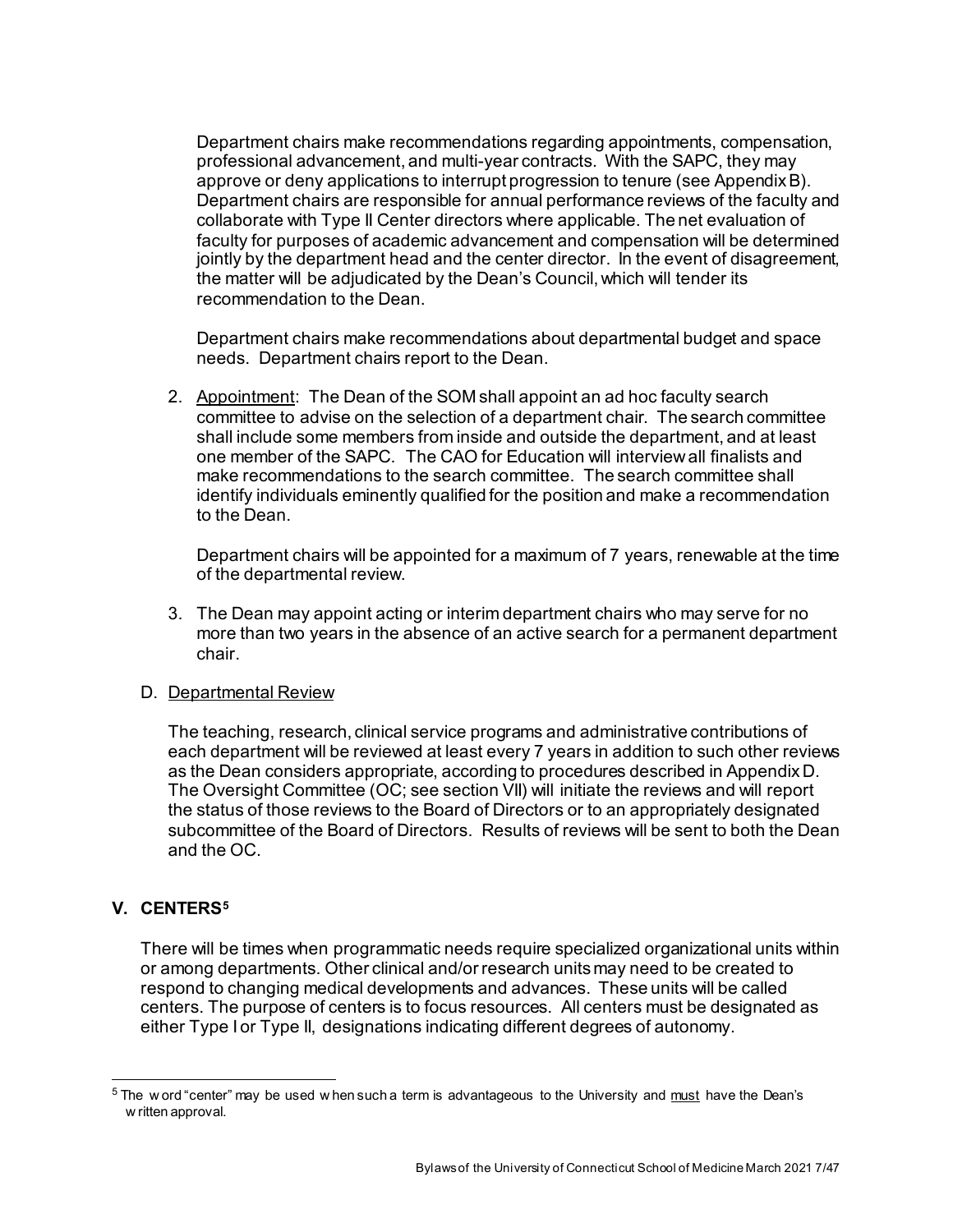Department chairs make recommendations regarding appointments, compensation, professional advancement, and multi-year contracts. With the SAPC, they may approve or deny applications to interrupt progression to tenure (see Appendix B). Department chairs are responsible for annual performance reviews of the faculty and collaborate with Type II Center directors where applicable. The net evaluation of faculty for purposes of academic advancement and compensation will be determined jointly by the department head and the center director. In the event of disagreement, the matter will be adjudicated by the Dean's Council, which will tender its recommendation to the Dean.

Department chairs make recommendations about departmental budget and space needs. Department chairs report to the Dean.

2. Appointment: The Dean of the SOM shall appoint an ad hoc faculty search committee to advise on the selection of a department chair. The search committee shall include some members from inside and outside the department, and at least one member of the SAPC. The CAO for Education will interview all finalists and make recommendations to the search committee. The search committee shall identify individuals eminently qualified for the position and make a recommendation to the Dean.

   Department chairs will be appointed for a maximum of 7 years, renewable at the time of the departmental review.

3. The Dean may appoint acting or interim department chairs who may serve for no more than two years in the absence of an active search for a permanent department chair.

D. Departmental Review

The teaching, research, clinical service programs and administrative contributions of each department will be reviewed at least every 7 years in addition to such other reviews as the Dean considers appropriate, according to procedures described in Appendix D. The Oversight Committee (OC; see section VII) will initiate the reviews and will report the status of those reviews to the Board of Directors or to an appropriately designated subcommittee of the Board of Directors. Results of reviews will be sent to both the Dean and the OC.

## V. CENTERS[5]

There will be times when programmatic needs require specialized organizational units within or among departments. Other clinical and/or research units may need to be created to respond to changing medical developments and advances. These units will be called centers. The purpose of centers is to focus resources. All centers must be designated as either Type I or Type II, designations indicating different degrees of autonomy.

---

[5] The word "center" may be used when such a term is advantageous to the University and must have the Dean's written approval.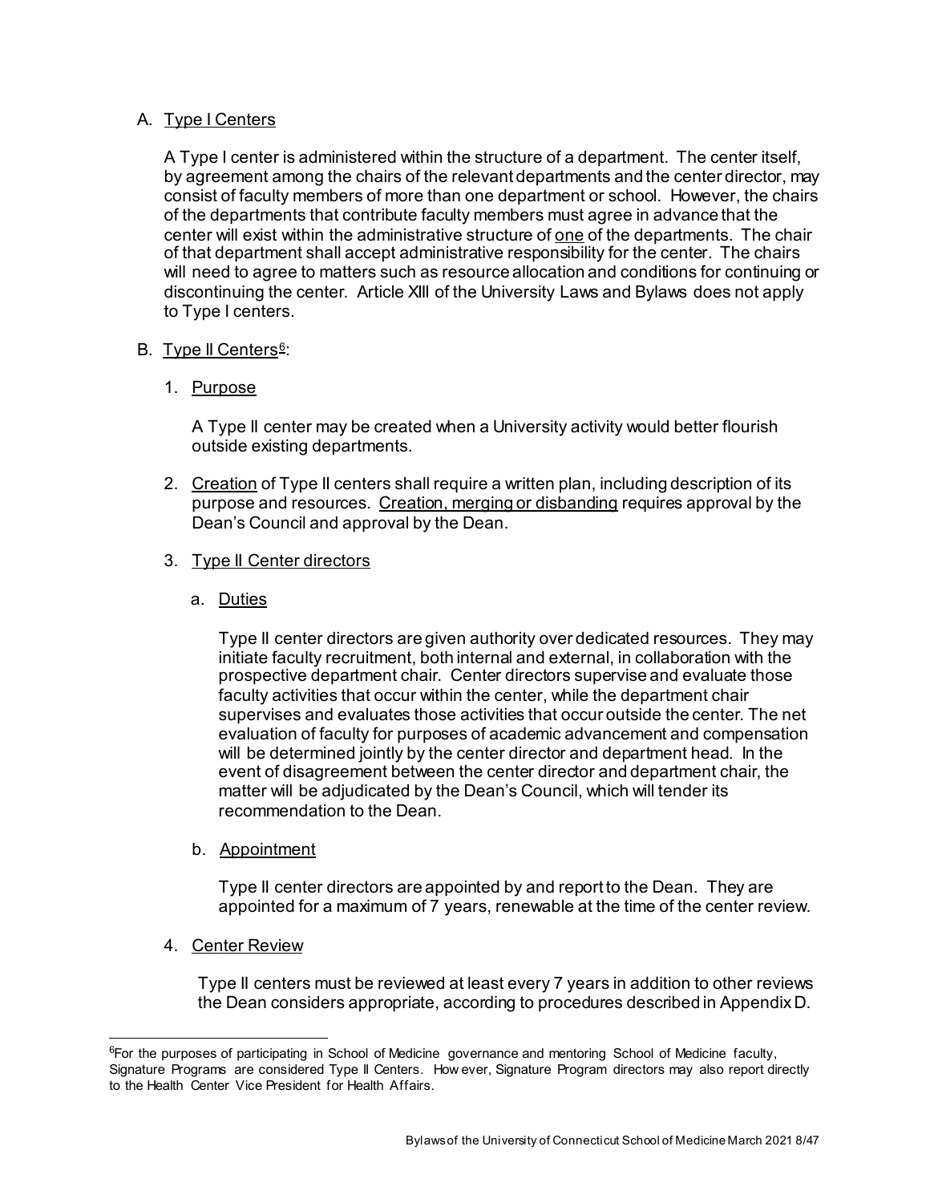A. Type I Centers

A Type I center is administered within the structure of a department. The center itself, by agreement among the chairs of the relevant departments and the center director, may consist of faculty members of more than one department or school. However, the chairs of the departments that contribute faculty members must agree in advance that the center will exist within the administrative structure of one of the departments. The chair of that department shall accept administrative responsibility for the center. The chairs will need to agree to matters such as resource allocation and conditions for continuing or discontinuing the center. Article XIII of the University Laws and Bylaws does not apply to Type I centers.

B. Type II Centers[6]:

1. Purpose

   A Type II center may be created when a University activity would better flourish outside existing departments.

2. Creation of Type II centers shall require a written plan, including description of its purpose and resources. Creation, merging or disbanding requires approval by the Dean's Council and approval by the Dean.

3. Type II Center directors

   a. Duties

      Type II center directors are given authority over dedicated resources. They may initiate faculty recruitment, both internal and external, in collaboration with the prospective department chair. Center directors supervise and evaluate those faculty activities that occur within the center, while the department chair supervises and evaluates those activities that occur outside the center. The net evaluation of faculty for purposes of academic advancement and compensation will be determined jointly by the center director and department head. In the event of disagreement between the center director and department chair, the matter will be adjudicated by the Dean's Council, which will tender its recommendation to the Dean.

   b. Appointment

      Type II center directors are appointed by and report to the Dean. They are appointed for a maximum of 7 years, renewable at the time of the center review.

4. Center Review

   Type II centers must be reviewed at least every 7 years in addition to other reviews the Dean considers appropriate, according to procedures described in Appendix D.

---

[6]For the purposes of participating in School of Medicine governance and mentoring School of Medicine faculty, Signature Programs are considered Type II Centers. However, Signature Program directors may also report directly to the Health Center Vice President for Health Affairs.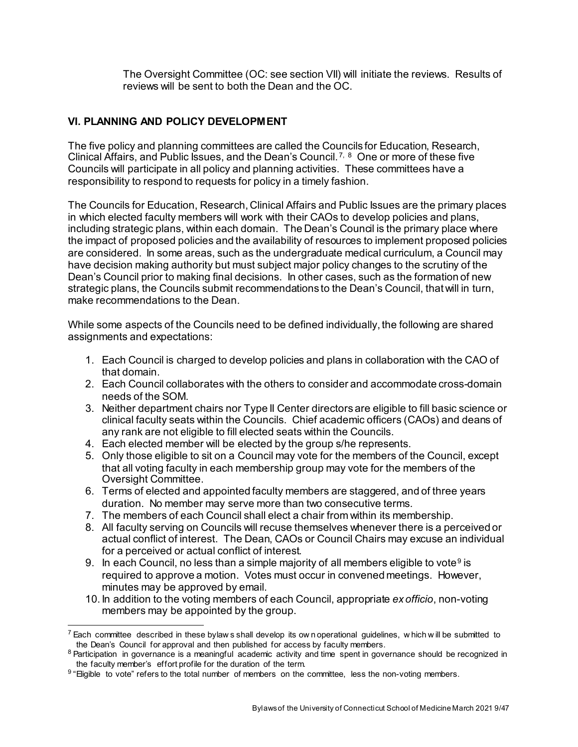The Oversight Committee (OC: see section VII) will initiate the reviews. Results of reviews will be sent to both the Dean and the OC.

## VI. PLANNING AND POLICY DEVELOPMENT

The five policy and planning committees are called the Councils for Education, Research, Clinical Affairs, and Public Issues, and the Dean's Council.[7, 8] One or more of these five Councils will participate in all policy and planning activities. These committees have a responsibility to respond to requests for policy in a timely fashion.

The Councils for Education, Research, Clinical Affairs and Public Issues are the primary places in which elected faculty members will work with their CAOs to develop policies and plans, including strategic plans, within each domain. The Dean's Council is the primary place where the impact of proposed policies and the availability of resources to implement proposed policies are considered. In some areas, such as the undergraduate medical curriculum, a Council may have decision making authority but must subject major policy changes to the scrutiny of the Dean's Council prior to making final decisions. In other cases, such as the formation of new strategic plans, the Councils submit recommendations to the Dean's Council, that will in turn, make recommendations to the Dean.

While some aspects of the Councils need to be defined individually, the following are shared assignments and expectations:

1. Each Council is charged to develop policies and plans in collaboration with the CAO of that domain.
2. Each Council collaborates with the others to consider and accommodate cross-domain needs of the SOM.
3. Neither department chairs nor Type II Center directors are eligible to fill basic science or clinical faculty seats within the Councils. Chief academic officers (CAOs) and deans of any rank are not eligible to fill elected seats within the Councils.
4. Each elected member will be elected by the group s/he represents.
5. Only those eligible to sit on a Council may vote for the members of the Council, except that all voting faculty in each membership group may vote for the members of the Oversight Committee.
6. Terms of elected and appointed faculty members are staggered, and of three years duration. No member may serve more than two consecutive terms.
7. The members of each Council shall elect a chair from within its membership.
8. All faculty serving on Councils will recuse themselves whenever there is a perceived or actual conflict of interest. The Dean, CAOs or Council Chairs may excuse an individual for a perceived or actual conflict of interest.
9. In each Council, no less than a simple majority of all members eligible to vote[9] is required to approve a motion. Votes must occur in convened meetings. However, minutes may be approved by email.
10. In addition to the voting members of each Council, appropriate *ex officio*, non-voting members may be appointed by the group.

---

[7] Each committee described in these bylaws shall develop its own operational guidelines, which will be submitted to the Dean's Council for approval and then published for access by faculty members.

[8] Participation in governance is a meaningful academic activity and time spent in governance should be recognized in the faculty member's effort profile for the duration of the term.

[9] "Eligible to vote" refers to the total number of members on the committee, less the non-voting members.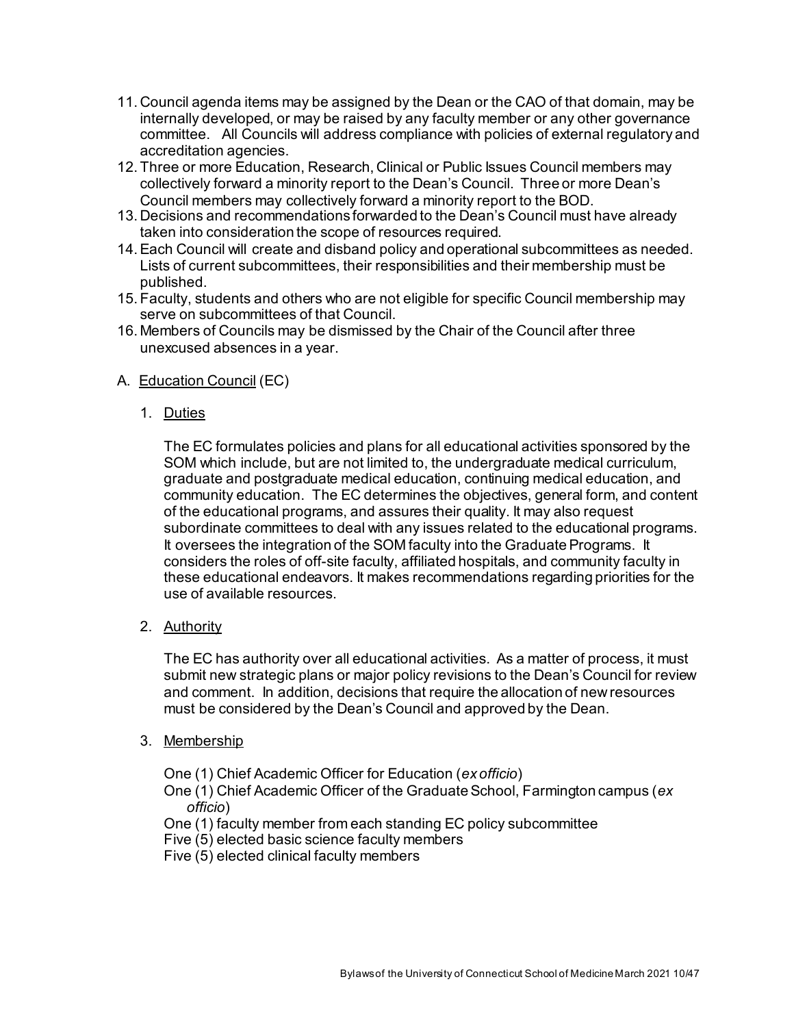11. Council agenda items may be assigned by the Dean or the CAO of that domain, may be internally developed, or may be raised by any faculty member or any other governance committee. All Councils will address compliance with policies of external regulatory and accreditation agencies.
12. Three or more Education, Research, Clinical or Public Issues Council members may collectively forward a minority report to the Dean's Council. Three or more Dean's Council members may collectively forward a minority report to the BOD.
13. Decisions and recommendations forwarded to the Dean's Council must have already taken into consideration the scope of resources required.
14. Each Council will create and disband policy and operational subcommittees as needed. Lists of current subcommittees, their responsibilities and their membership must be published.
15. Faculty, students and others who are not eligible for specific Council membership may serve on subcommittees of that Council.
16. Members of Councils may be dismissed by the Chair of the Council after three unexcused absences in a year.

A. <u>Education Council</u> (EC)

1. <u>Duties</u>

   The EC formulates policies and plans for all educational activities sponsored by the SOM which include, but are not limited to, the undergraduate medical curriculum, graduate and postgraduate medical education, continuing medical education, and community education. The EC determines the objectives, general form, and content of the educational programs, and assures their quality. It may also request subordinate committees to deal with any issues related to the educational programs. It oversees the integration of the SOM faculty into the Graduate Programs. It considers the roles of off-site faculty, affiliated hospitals, and community faculty in these educational endeavors. It makes recommendations regarding priorities for the use of available resources.

2. <u>Authority</u>

   The EC has authority over all educational activities. As a matter of process, it must submit new strategic plans or major policy revisions to the Dean's Council for review and comment. In addition, decisions that require the allocation of new resources must be considered by the Dean's Council and approved by the Dean.

3. <u>Membership</u>

   One (1) Chief Academic Officer for Education (*ex officio*)
   One (1) Chief Academic Officer of the Graduate School, Farmington campus (*ex officio*)
   One (1) faculty member from each standing EC policy subcommittee
   Five (5) elected basic science faculty members
   Five (5) elected clinical faculty members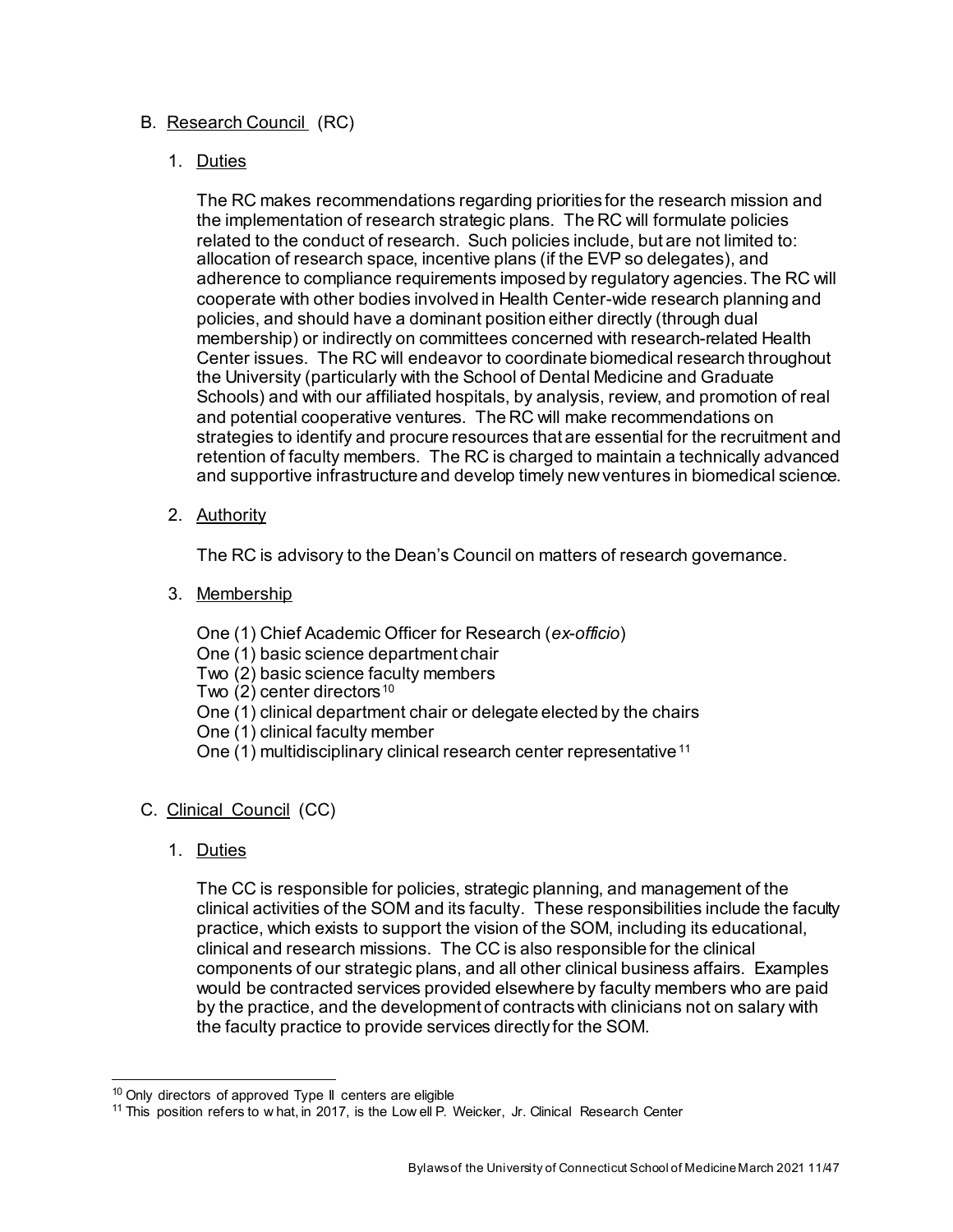## B. Research Council (RC)

### 1. Duties

The RC makes recommendations regarding priorities for the research mission and the implementation of research strategic plans. The RC will formulate policies related to the conduct of research. Such policies include, but are not limited to: allocation of research space, incentive plans (if the EVP so delegates), and adherence to compliance requirements imposed by regulatory agencies. The RC will cooperate with other bodies involved in Health Center-wide research planning and policies, and should have a dominant position either directly (through dual membership) or indirectly on committees concerned with research-related Health Center issues. The RC will endeavor to coordinate biomedical research throughout the University (particularly with the School of Dental Medicine and Graduate Schools) and with our affiliated hospitals, by analysis, review, and promotion of real and potential cooperative ventures. The RC will make recommendations on strategies to identify and procure resources that are essential for the recruitment and retention of faculty members. The RC is charged to maintain a technically advanced and supportive infrastructure and develop timely new ventures in biomedical science.

### 2. Authority

The RC is advisory to the Dean's Council on matters of research governance.

### 3. Membership

One (1) Chief Academic Officer for Research (*ex-officio*)
One (1) basic science department chair
Two (2) basic science faculty members
Two (2) center directors[10]
One (1) clinical department chair or delegate elected by the chairs
One (1) clinical faculty member
One (1) multidisciplinary clinical research center representative[11]

## C. Clinical Council (CC)

### 1. Duties

The CC is responsible for policies, strategic planning, and management of the clinical activities of the SOM and its faculty. These responsibilities include the faculty practice, which exists to support the vision of the SOM, including its educational, clinical and research missions. The CC is also responsible for the clinical components of our strategic plans, and all other clinical business affairs. Examples would be contracted services provided elsewhere by faculty members who are paid by the practice, and the development of contracts with clinicians not on salary with the faculty practice to provide services directly for the SOM.

---

[10] Only directors of approved Type II centers are eligible

[11] This position refers to what, in 2017, is the Lowell P. Weicker, Jr. Clinical Research Center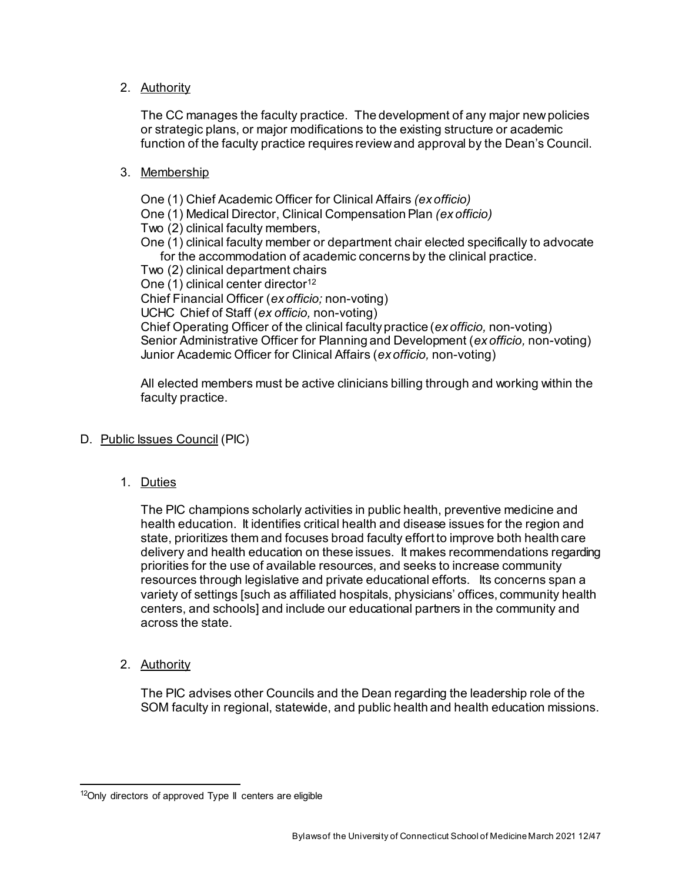2. Authority

   The CC manages the faculty practice. The development of any major new policies or strategic plans, or major modifications to the existing structure or academic function of the faculty practice requires review and approval by the Dean's Council.

3. Membership

   One (1) Chief Academic Officer for Clinical Affairs *(ex officio)*
   One (1) Medical Director, Clinical Compensation Plan *(ex officio)*
   Two (2) clinical faculty members,
   One (1) clinical faculty member or department chair elected specifically to advocate for the accommodation of academic concerns by the clinical practice.
   Two (2) clinical department chairs
   One (1) clinical center director[12]
   Chief Financial Officer (*ex officio;* non-voting)
   UCHC Chief of Staff (*ex officio,* non-voting)
   Chief Operating Officer of the clinical faculty practice (*ex officio,* non-voting)
   Senior Administrative Officer for Planning and Development (*ex officio,* non-voting)
   Junior Academic Officer for Clinical Affairs (*ex officio,* non-voting)

   All elected members must be active clinicians billing through and working within the faculty practice.

D. Public Issues Council (PIC)

1. Duties

   The PIC champions scholarly activities in public health, preventive medicine and health education. It identifies critical health and disease issues for the region and state, prioritizes them and focuses broad faculty effort to improve both health care delivery and health education on these issues. It makes recommendations regarding priorities for the use of available resources, and seeks to increase community resources through legislative and private educational efforts. Its concerns span a variety of settings [such as affiliated hospitals, physicians' offices, community health centers, and schools] and include our educational partners in the community and across the state.

2. Authority

   The PIC advises other Councils and the Dean regarding the leadership role of the SOM faculty in regional, statewide, and public health and health education missions.

---

[12] Only directors of approved Type II centers are eligible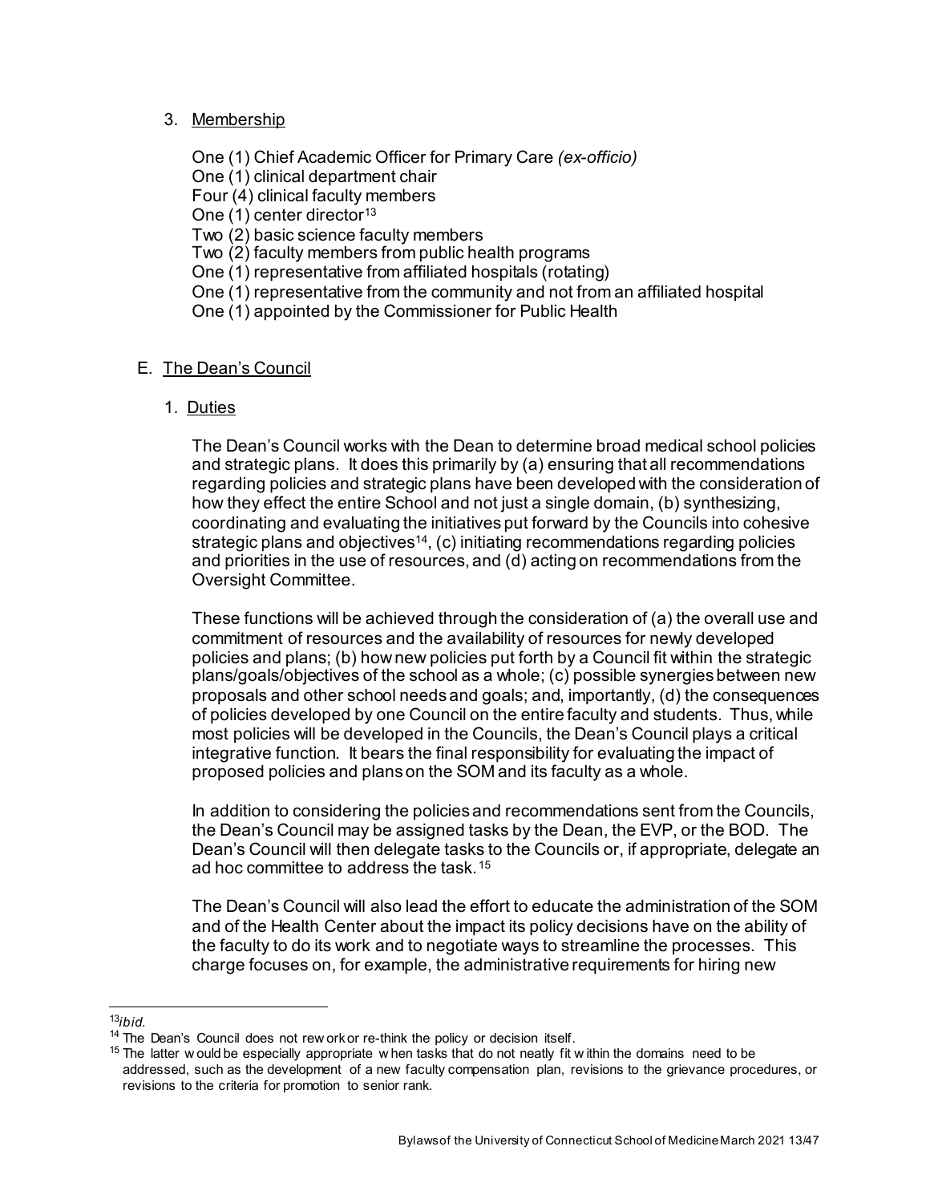3. Membership

One (1) Chief Academic Officer for Primary Care *(ex-officio)*
One (1) clinical department chair
Four (4) clinical faculty members
One (1) center director[13]
Two (2) basic science faculty members
Two (2) faculty members from public health programs
One (1) representative from affiliated hospitals (rotating)
One (1) representative from the community and not from an affiliated hospital
One (1) appointed by the Commissioner for Public Health

## E. The Dean's Council

### 1. Duties

The Dean's Council works with the Dean to determine broad medical school policies and strategic plans. It does this primarily by (a) ensuring that all recommendations regarding policies and strategic plans have been developed with the consideration of how they effect the entire School and not just a single domain, (b) synthesizing, coordinating and evaluating the initiatives put forward by the Councils into cohesive strategic plans and objectives[14], (c) initiating recommendations regarding policies and priorities in the use of resources, and (d) acting on recommendations from the Oversight Committee.

These functions will be achieved through the consideration of (a) the overall use and commitment of resources and the availability of resources for newly developed policies and plans; (b) how new policies put forth by a Council fit within the strategic plans/goals/objectives of the school as a whole; (c) possible synergies between new proposals and other school needs and goals; and, importantly, (d) the consequences of policies developed by one Council on the entire faculty and students. Thus, while most policies will be developed in the Councils, the Dean's Council plays a critical integrative function. It bears the final responsibility for evaluating the impact of proposed policies and plans on the SOM and its faculty as a whole.

In addition to considering the policies and recommendations sent from the Councils, the Dean's Council may be assigned tasks by the Dean, the EVP, or the BOD. The Dean's Council will then delegate tasks to the Councils or, if appropriate, delegate an ad hoc committee to address the task.[15]

The Dean's Council will also lead the effort to educate the administration of the SOM and of the Health Center about the impact its policy decisions have on the ability of the faculty to do its work and to negotiate ways to streamline the processes. This charge focuses on, for example, the administrative requirements for hiring new

---

[13] *ibid.*

[14] The Dean's Council does not rework or re-think the policy or decision itself.

[15] The latter would be especially appropriate when tasks that do not neatly fit within the domains need to be addressed, such as the development of a new faculty compensation plan, revisions to the grievance procedures, or revisions to the criteria for promotion to senior rank.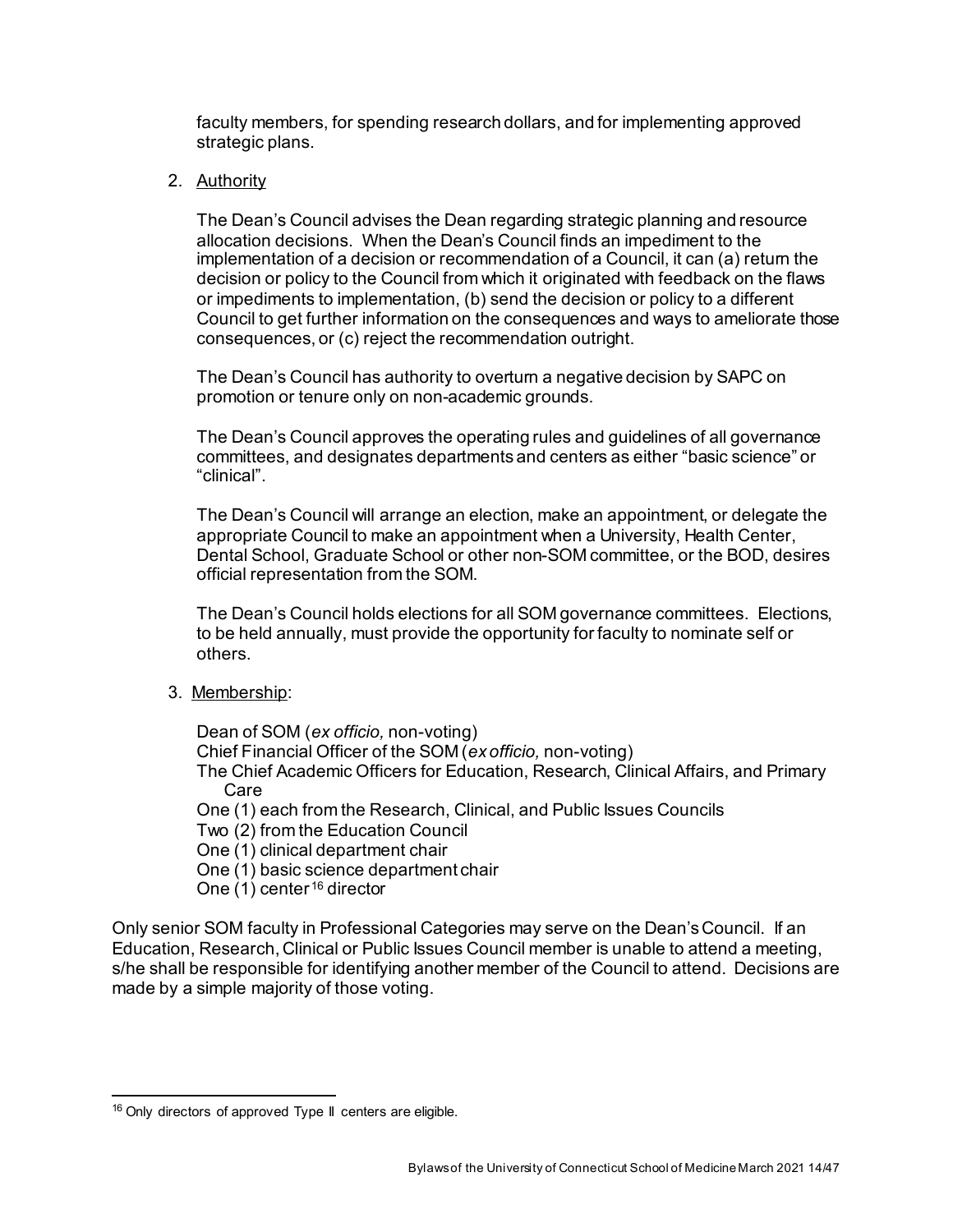faculty members, for spending research dollars, and for implementing approved strategic plans.

2. Authority

   The Dean's Council advises the Dean regarding strategic planning and resource allocation decisions. When the Dean's Council finds an impediment to the implementation of a decision or recommendation of a Council, it can (a) return the decision or policy to the Council from which it originated with feedback on the flaws or impediments to implementation, (b) send the decision or policy to a different Council to get further information on the consequences and ways to ameliorate those consequences, or (c) reject the recommendation outright.

   The Dean's Council has authority to overturn a negative decision by SAPC on promotion or tenure only on non-academic grounds.

   The Dean's Council approves the operating rules and guidelines of all governance committees, and designates departments and centers as either "basic science" or "clinical".

   The Dean's Council will arrange an election, make an appointment, or delegate the appropriate Council to make an appointment when a University, Health Center, Dental School, Graduate School or other non-SOM committee, or the BOD, desires official representation from the SOM.

   The Dean's Council holds elections for all SOM governance committees. Elections, to be held annually, must provide the opportunity for faculty to nominate self or others.

3. Membership:

   Dean of SOM (*ex officio,* non-voting)
   Chief Financial Officer of the SOM (*ex officio,* non-voting)
   The Chief Academic Officers for Education, Research, Clinical Affairs, and Primary Care
   One (1) each from the Research, Clinical, and Public Issues Councils
   Two (2) from the Education Council
   One (1) clinical department chair
   One (1) basic science department chair
   One (1) center[16] director

Only senior SOM faculty in Professional Categories may serve on the Dean's Council. If an Education, Research, Clinical or Public Issues Council member is unable to attend a meeting, s/he shall be responsible for identifying another member of the Council to attend. Decisions are made by a simple majority of those voting.

[16] Only directors of approved Type II centers are eligible.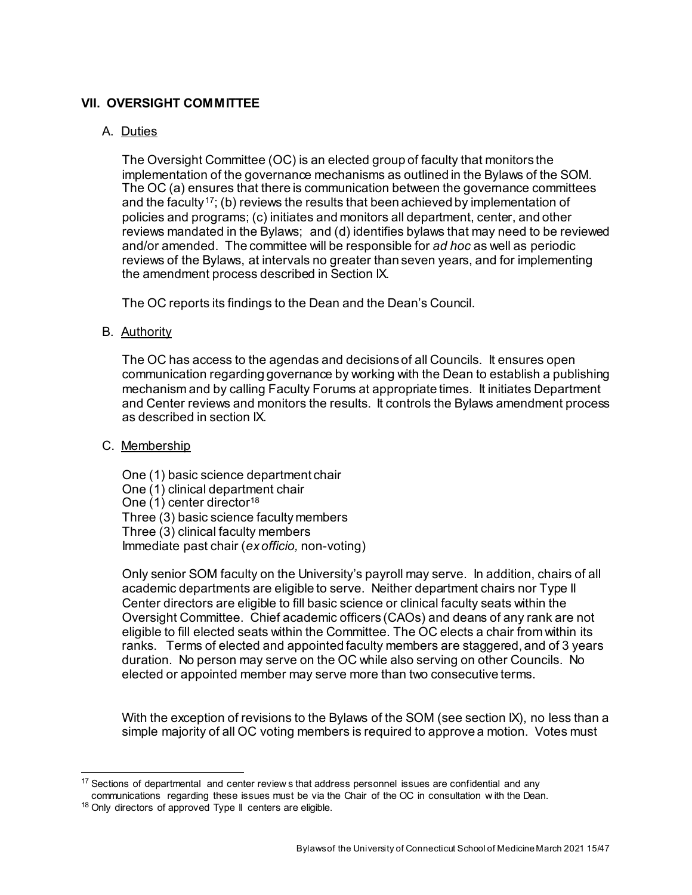## VII. OVERSIGHT COMMITTEE

### A. Duties

The Oversight Committee (OC) is an elected group of faculty that monitors the implementation of the governance mechanisms as outlined in the Bylaws of the SOM. The OC (a) ensures that there is communication between the governance committees and the faculty[17]; (b) reviews the results that been achieved by implementation of policies and programs; (c) initiates and monitors all department, center, and other reviews mandated in the Bylaws; and (d) identifies bylaws that may need to be reviewed and/or amended. The committee will be responsible for *ad hoc* as well as periodic reviews of the Bylaws, at intervals no greater than seven years, and for implementing the amendment process described in Section IX.

The OC reports its findings to the Dean and the Dean's Council.

### B. Authority

The OC has access to the agendas and decisions of all Councils. It ensures open communication regarding governance by working with the Dean to establish a publishing mechanism and by calling Faculty Forums at appropriate times. It initiates Department and Center reviews and monitors the results. It controls the Bylaws amendment process as described in section IX.

### C. Membership

One (1) basic science department chair
One (1) clinical department chair
One (1) center director[18]
Three (3) basic science faculty members
Three (3) clinical faculty members
Immediate past chair (*ex officio,* non-voting)

Only senior SOM faculty on the University's payroll may serve. In addition, chairs of all academic departments are eligible to serve. Neither department chairs nor Type II Center directors are eligible to fill basic science or clinical faculty seats within the Oversight Committee. Chief academic officers (CAOs) and deans of any rank are not eligible to fill elected seats within the Committee. The OC elects a chair from within its ranks. Terms of elected and appointed faculty members are staggered, and of 3 years duration. No person may serve on the OC while also serving on other Councils. No elected or appointed member may serve more than two consecutive terms.

With the exception of revisions to the Bylaws of the SOM (see section IX), no less than a simple majority of all OC voting members is required to approve a motion. Votes must

---

[17] Sections of departmental and center reviews that address personnel issues are confidential and any communications regarding these issues must be via the Chair of the OC in consultation with the Dean.

[18] Only directors of approved Type II centers are eligible.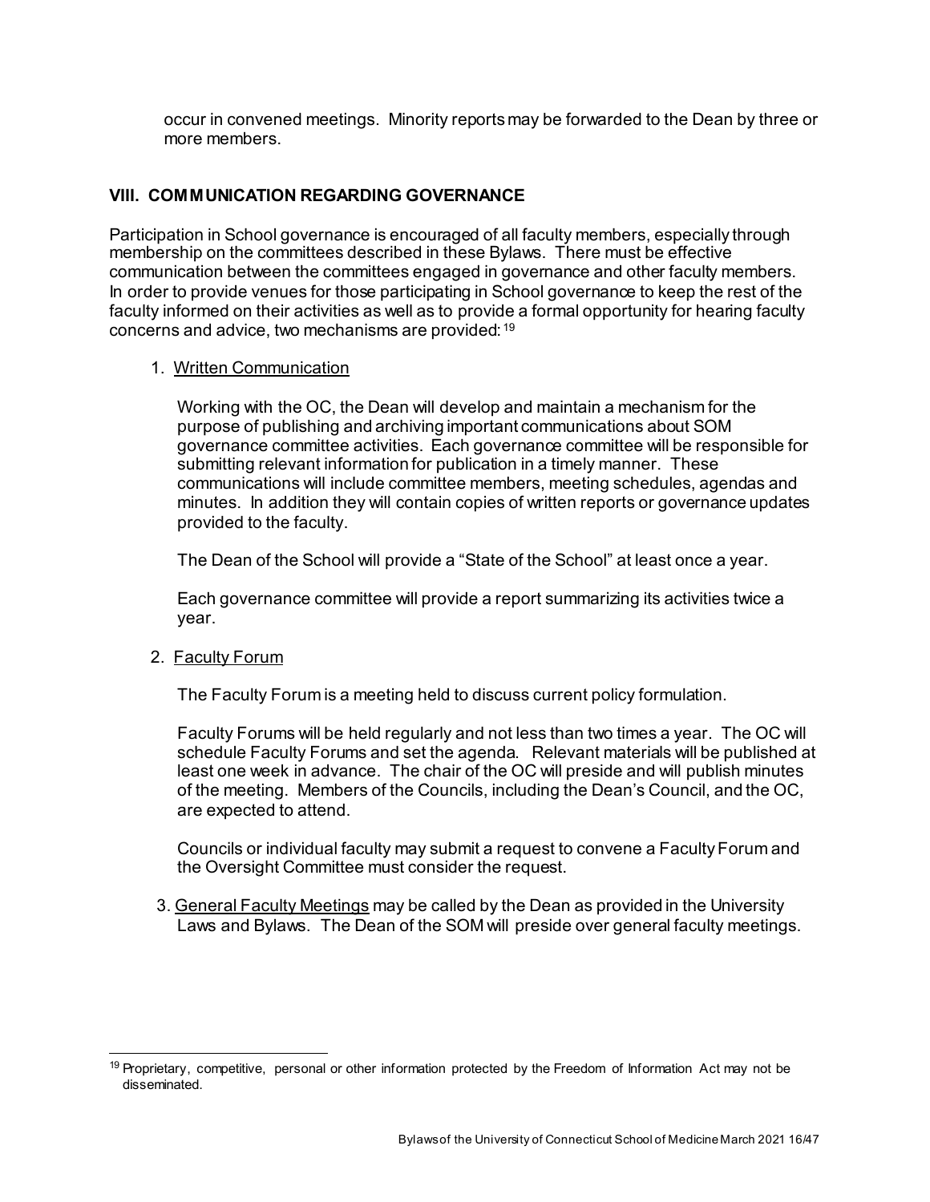occur in convened meetings. Minority reports may be forwarded to the Dean by three or more members.

## VIII. COMMUNICATION REGARDING GOVERNANCE

Participation in School governance is encouraged of all faculty members, especially through membership on the committees described in these Bylaws. There must be effective communication between the committees engaged in governance and other faculty members. In order to provide venues for those participating in School governance to keep the rest of the faculty informed on their activities as well as to provide a formal opportunity for hearing faculty concerns and advice, two mechanisms are provided:[19]

1. Written Communication

   Working with the OC, the Dean will develop and maintain a mechanism for the purpose of publishing and archiving important communications about SOM governance committee activities. Each governance committee will be responsible for submitting relevant information for publication in a timely manner. These communications will include committee members, meeting schedules, agendas and minutes. In addition they will contain copies of written reports or governance updates provided to the faculty.

   The Dean of the School will provide a "State of the School" at least once a year.

   Each governance committee will provide a report summarizing its activities twice a year.

2. Faculty Forum

   The Faculty Forum is a meeting held to discuss current policy formulation.

   Faculty Forums will be held regularly and not less than two times a year. The OC will schedule Faculty Forums and set the agenda. Relevant materials will be published at least one week in advance. The chair of the OC will preside and will publish minutes of the meeting. Members of the Councils, including the Dean's Council, and the OC, are expected to attend.

   Councils or individual faculty may submit a request to convene a Faculty Forum and the Oversight Committee must consider the request.

3. General Faculty Meetings may be called by the Dean as provided in the University Laws and Bylaws. The Dean of the SOM will preside over general faculty meetings.

[19] Proprietary, competitive, personal or other information protected by the Freedom of Information Act may not be disseminated.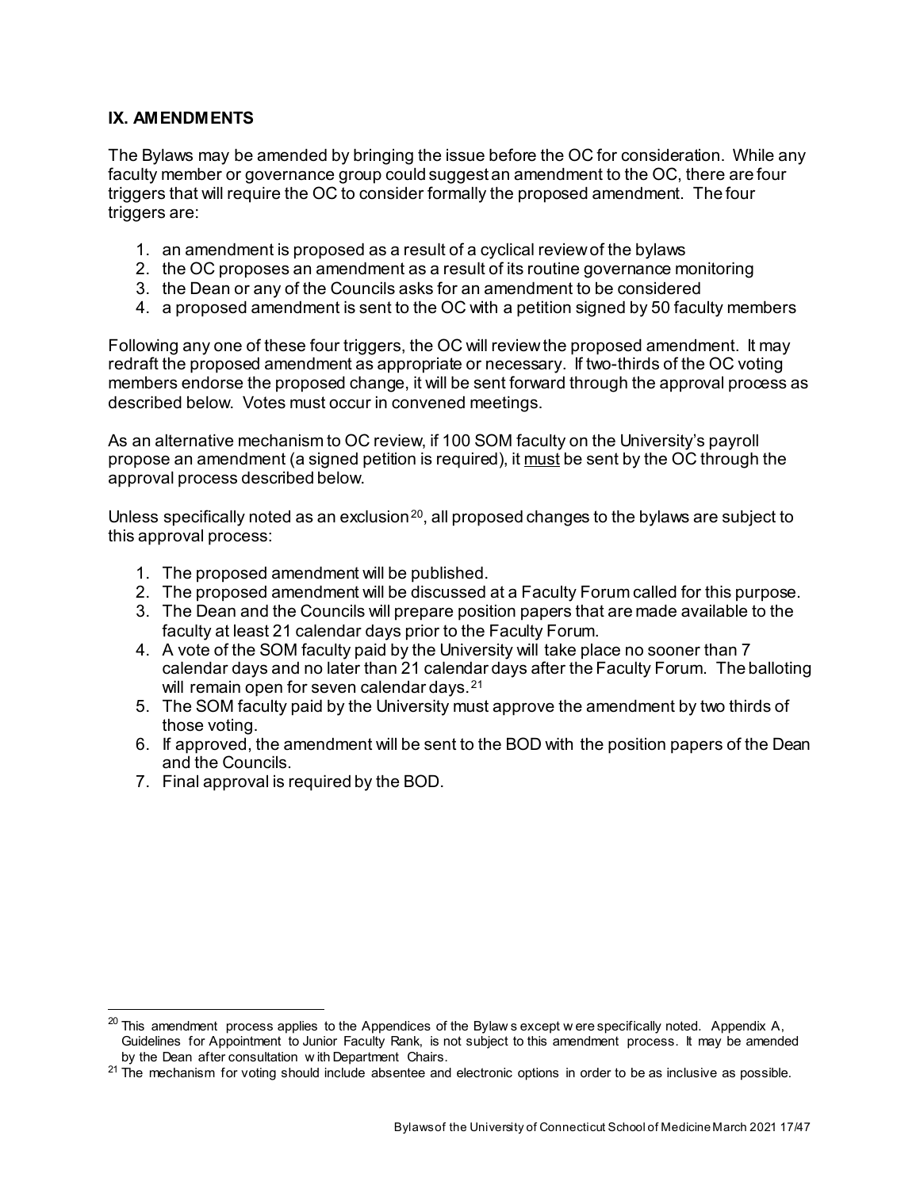## IX. AMENDMENTS

The Bylaws may be amended by bringing the issue before the OC for consideration. While any faculty member or governance group could suggest an amendment to the OC, there are four triggers that will require the OC to consider formally the proposed amendment. The four triggers are:

1. an amendment is proposed as a result of a cyclical review of the bylaws
2. the OC proposes an amendment as a result of its routine governance monitoring
3. the Dean or any of the Councils asks for an amendment to be considered
4. a proposed amendment is sent to the OC with a petition signed by 50 faculty members

Following any one of these four triggers, the OC will review the proposed amendment. It may redraft the proposed amendment as appropriate or necessary. If two-thirds of the OC voting members endorse the proposed change, it will be sent forward through the approval process as described below. Votes must occur in convened meetings.

As an alternative mechanism to OC review, if 100 SOM faculty on the University's payroll propose an amendment (a signed petition is required), it must be sent by the OC through the approval process described below.

Unless specifically noted as an exclusion[20], all proposed changes to the bylaws are subject to this approval process:

1. The proposed amendment will be published.
2. The proposed amendment will be discussed at a Faculty Forum called for this purpose.
3. The Dean and the Councils will prepare position papers that are made available to the faculty at least 21 calendar days prior to the Faculty Forum.
4. A vote of the SOM faculty paid by the University will take place no sooner than 7 calendar days and no later than 21 calendar days after the Faculty Forum. The balloting will remain open for seven calendar days.[21]
5. The SOM faculty paid by the University must approve the amendment by two thirds of those voting.
6. If approved, the amendment will be sent to the BOD with the position papers of the Dean and the Councils.
7. Final approval is required by the BOD.

---

[20] This amendment process applies to the Appendices of the Bylaws except were specifically noted. Appendix A, Guidelines for Appointment to Junior Faculty Rank, is not subject to this amendment process. It may be amended by the Dean after consultation with Department Chairs.

[21] The mechanism for voting should include absentee and electronic options in order to be as inclusive as possible.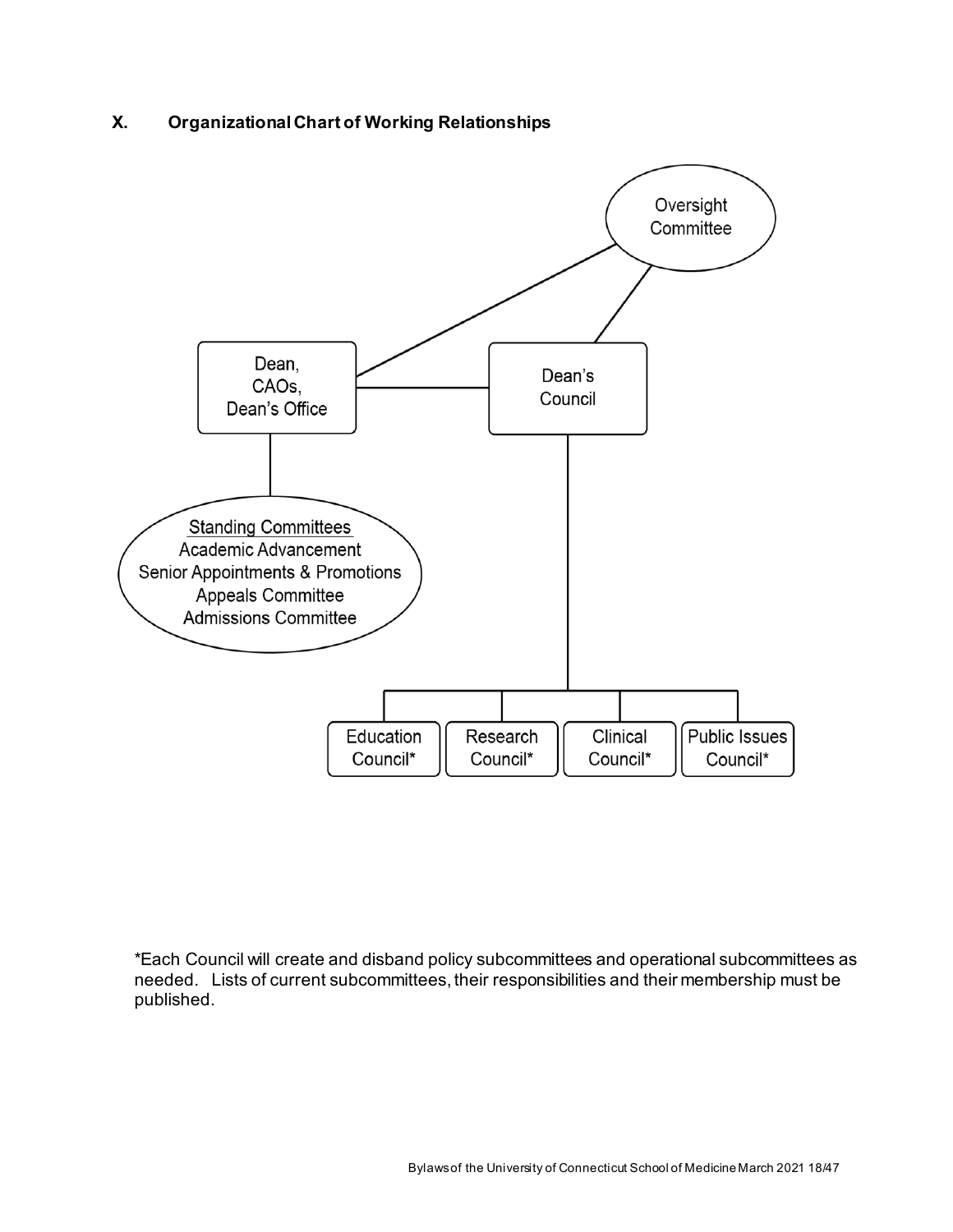## X. Organizational Chart of Working Relationships

Oversight Committee

Dean, CAOs, Dean's Office

Dean's Council

Standing Committees
Academic Advancement
Senior Appointments & Promotions
Appeals Committee
Admissions Committee

Education Council*

Research Council*

Clinical Council*

Public Issues Council*

*Each Council will create and disband policy subcommittees and operational subcommittees as needed. Lists of current subcommittees, their responsibilities and their membership must be published.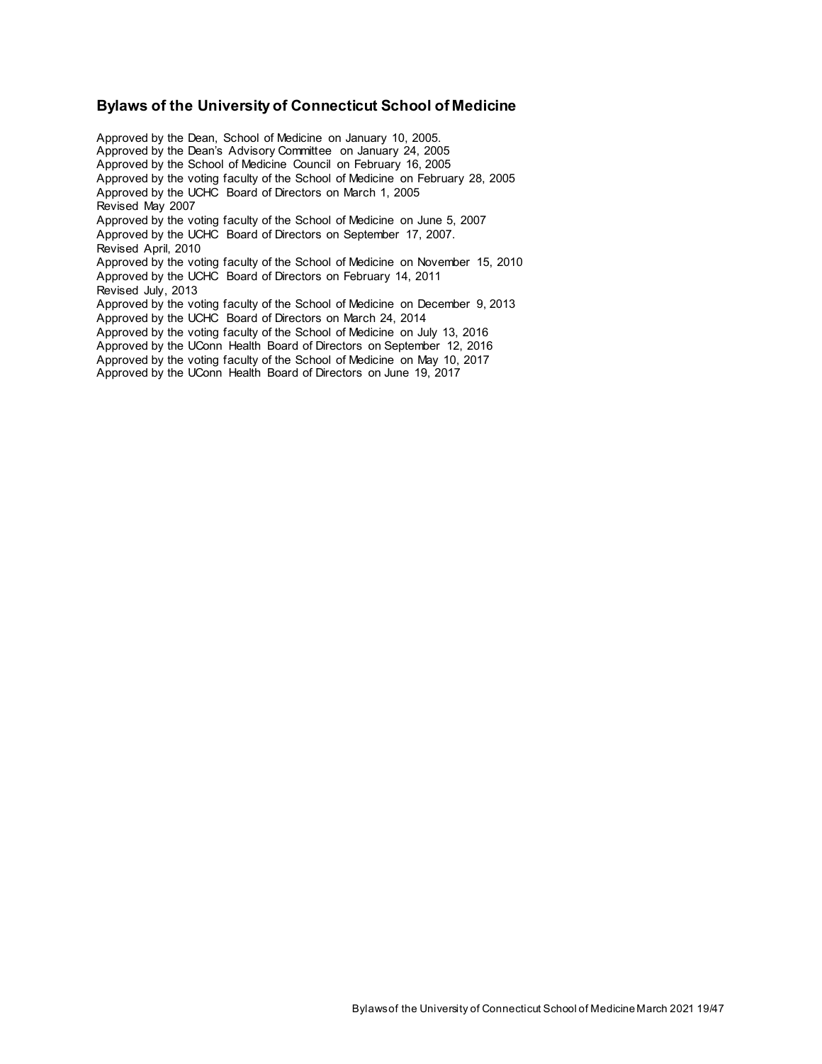## Bylaws of the University of Connecticut School of Medicine

Approved by the Dean, School of Medicine on January 10, 2005.
Approved by the Dean's Advisory Committee on January 24, 2005
Approved by the School of Medicine Council on February 16, 2005
Approved by the voting faculty of the School of Medicine on February 28, 2005
Approved by the UCHC Board of Directors on March 1, 2005
Revised May 2007
Approved by the voting faculty of the School of Medicine on June 5, 2007
Approved by the UCHC Board of Directors on September 17, 2007.
Revised April, 2010
Approved by the voting faculty of the School of Medicine on November 15, 2010
Approved by the UCHC Board of Directors on February 14, 2011
Revised July, 2013
Approved by the voting faculty of the School of Medicine on December 9, 2013
Approved by the UCHC Board of Directors on March 24, 2014
Approved by the voting faculty of the School of Medicine on July 13, 2016
Approved by the UConn Health Board of Directors on September 12, 2016
Approved by the voting faculty of the School of Medicine on May 10, 2017
Approved by the UConn Health Board of Directors on June 19, 2017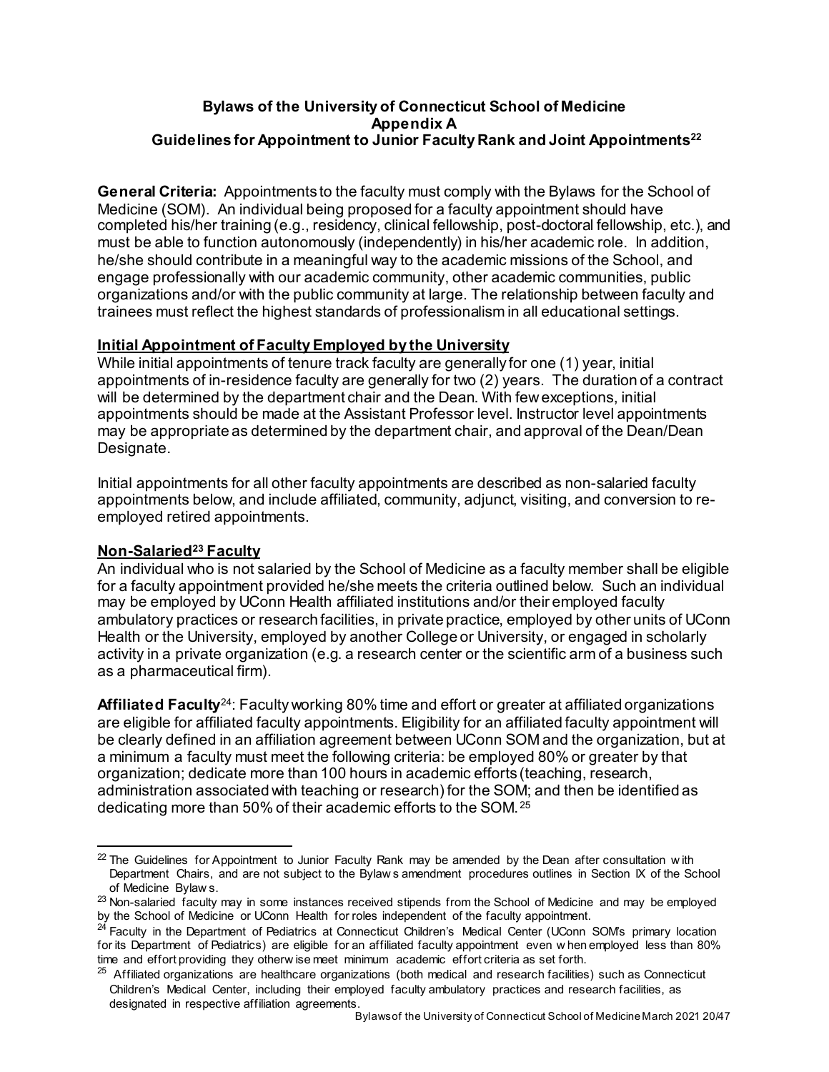# Bylaws of the University of Connecticut School of Medicine
## Appendix A
## Guidelines for Appointment to Junior Faculty Rank and Joint Appointments[22]

**General Criteria:** Appointments to the faculty must comply with the Bylaws for the School of Medicine (SOM). An individual being proposed for a faculty appointment should have completed his/her training (e.g., residency, clinical fellowship, post-doctoral fellowship, etc.), and must be able to function autonomously (independently) in his/her academic role. In addition, he/she should contribute in a meaningful way to the academic missions of the School, and engage professionally with our academic community, other academic communities, public organizations and/or with the public community at large. The relationship between faculty and trainees must reflect the highest standards of professionalism in all educational settings.

### Initial Appointment of Faculty Employed by the University

While initial appointments of tenure track faculty are generally for one (1) year, initial appointments of in-residence faculty are generally for two (2) years. The duration of a contract will be determined by the department chair and the Dean. With few exceptions, initial appointments should be made at the Assistant Professor level. Instructor level appointments may be appropriate as determined by the department chair, and approval of the Dean/Dean Designate.

Initial appointments for all other faculty appointments are described as non-salaried faculty appointments below, and include affiliated, community, adjunct, visiting, and conversion to re-employed retired appointments.

### Non-Salaried[23] Faculty

An individual who is not salaried by the School of Medicine as a faculty member shall be eligible for a faculty appointment provided he/she meets the criteria outlined below. Such an individual may be employed by UConn Health affiliated institutions and/or their employed faculty ambulatory practices or research facilities, in private practice, employed by other units of UConn Health or the University, employed by another College or University, or engaged in scholarly activity in a private organization (e.g. a research center or the scientific arm of a business such as a pharmaceutical firm).

**Affiliated Faculty**[24]: Faculty working 80% time and effort or greater at affiliated organizations are eligible for affiliated faculty appointments. Eligibility for an affiliated faculty appointment will be clearly defined in an affiliation agreement between UConn SOM and the organization, but at a minimum a faculty must meet the following criteria: be employed 80% or greater by that organization; dedicate more than 100 hours in academic efforts (teaching, research, administration associated with teaching or research) for the SOM; and then be identified as dedicating more than 50% of their academic efforts to the SOM.[25]

---

[22] The Guidelines for Appointment to Junior Faculty Rank may be amended by the Dean after consultation with Department Chairs, and are not subject to the Bylaws amendment procedures outlines in Section IX of the School of Medicine Bylaws.

[23] Non-salaried faculty may in some instances received stipends from the School of Medicine and may be employed by the School of Medicine or UConn Health for roles independent of the faculty appointment.

[24] Faculty in the Department of Pediatrics at Connecticut Children's Medical Center (UConn SOM's primary location for its Department of Pediatrics) are eligible for an affiliated faculty appointment even when employed less than 80% time and effort providing they otherwise meet minimum academic effort criteria as set forth.

[25] Affiliated organizations are healthcare organizations (both medical and research facilities) such as Connecticut Children's Medical Center, including their employed faculty ambulatory practices and research facilities, as designated in respective affiliation agreements.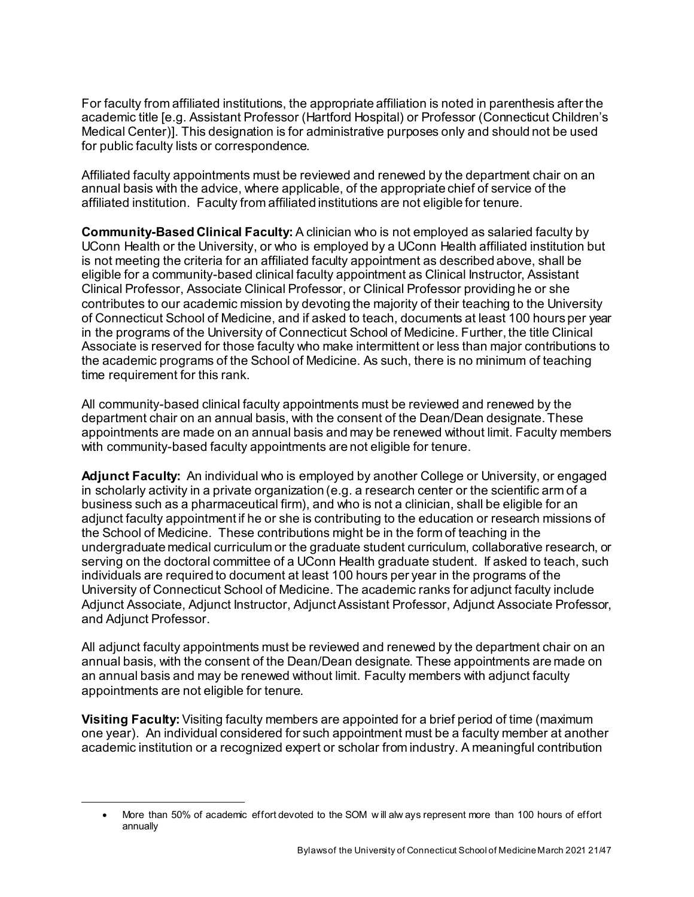For faculty from affiliated institutions, the appropriate affiliation is noted in parenthesis after the academic title [e.g. Assistant Professor (Hartford Hospital) or Professor (Connecticut Children's Medical Center)]. This designation is for administrative purposes only and should not be used for public faculty lists or correspondence.

Affiliated faculty appointments must be reviewed and renewed by the department chair on an annual basis with the advice, where applicable, of the appropriate chief of service of the affiliated institution. Faculty from affiliated institutions are not eligible for tenure.

**Community-Based Clinical Faculty:** A clinician who is not employed as salaried faculty by UConn Health or the University, or who is employed by a UConn Health affiliated institution but is not meeting the criteria for an affiliated faculty appointment as described above, shall be eligible for a community-based clinical faculty appointment as Clinical Instructor, Assistant Clinical Professor, Associate Clinical Professor, or Clinical Professor providing he or she contributes to our academic mission by devoting the majority of their teaching to the University of Connecticut School of Medicine, and if asked to teach, documents at least 100 hours per year in the programs of the University of Connecticut School of Medicine. Further, the title Clinical Associate is reserved for those faculty who make intermittent or less than major contributions to the academic programs of the School of Medicine. As such, there is no minimum of teaching time requirement for this rank.

All community-based clinical faculty appointments must be reviewed and renewed by the department chair on an annual basis, with the consent of the Dean/Dean designate. These appointments are made on an annual basis and may be renewed without limit. Faculty members with community-based faculty appointments are not eligible for tenure.

**Adjunct Faculty:** An individual who is employed by another College or University, or engaged in scholarly activity in a private organization (e.g. a research center or the scientific arm of a business such as a pharmaceutical firm), and who is not a clinician, shall be eligible for an adjunct faculty appointment if he or she is contributing to the education or research missions of the School of Medicine. These contributions might be in the form of teaching in the undergraduate medical curriculum or the graduate student curriculum, collaborative research, or serving on the doctoral committee of a UConn Health graduate student. If asked to teach, such individuals are required to document at least 100 hours per year in the programs of the University of Connecticut School of Medicine. The academic ranks for adjunct faculty include Adjunct Associate, Adjunct Instructor, Adjunct Assistant Professor, Adjunct Associate Professor, and Adjunct Professor.

All adjunct faculty appointments must be reviewed and renewed by the department chair on an annual basis, with the consent of the Dean/Dean designate. These appointments are made on an annual basis and may be renewed without limit. Faculty members with adjunct faculty appointments are not eligible for tenure.

**Visiting Faculty:** Visiting faculty members are appointed for a brief period of time (maximum one year). An individual considered for such appointment must be a faculty member at another academic institution or a recognized expert or scholar from industry. A meaningful contribution

---

- More than 50% of academic effort devoted to the SOM will always represent more than 100 hours of effort annually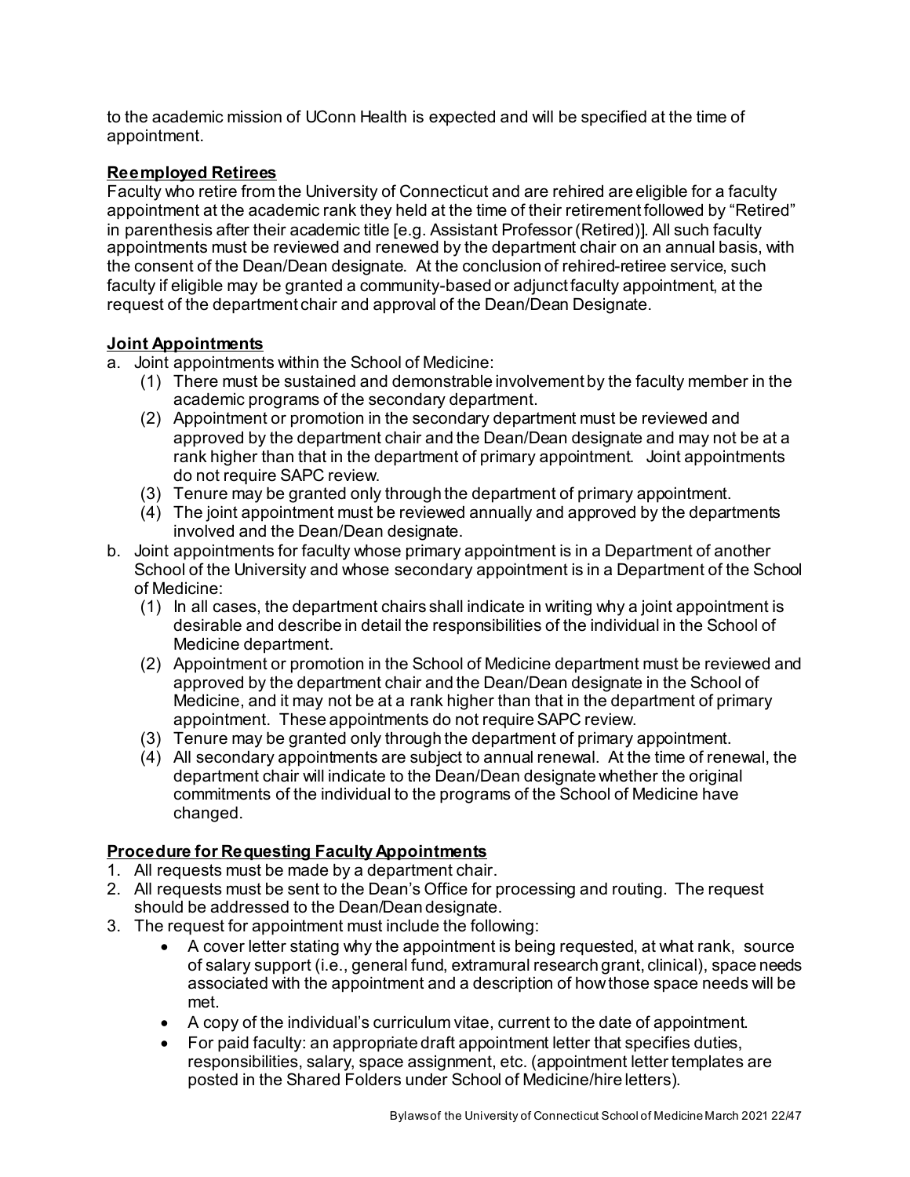to the academic mission of UConn Health is expected and will be specified at the time of appointment.

**Reemployed Retirees**

Faculty who retire from the University of Connecticut and are rehired are eligible for a faculty appointment at the academic rank they held at the time of their retirement followed by "Retired" in parenthesis after their academic title [e.g. Assistant Professor (Retired)]. All such faculty appointments must be reviewed and renewed by the department chair on an annual basis, with the consent of the Dean/Dean designate. At the conclusion of rehired-retiree service, such faculty if eligible may be granted a community-based or adjunct faculty appointment, at the request of the department chair and approval of the Dean/Dean Designate.

**Joint Appointments**

a. Joint appointments within the School of Medicine:
   (1) There must be sustained and demonstrable involvement by the faculty member in the academic programs of the secondary department.
   (2) Appointment or promotion in the secondary department must be reviewed and approved by the department chair and the Dean/Dean designate and may not be at a rank higher than that in the department of primary appointment. Joint appointments do not require SAPC review.
   (3) Tenure may be granted only through the department of primary appointment.
   (4) The joint appointment must be reviewed annually and approved by the departments involved and the Dean/Dean designate.
b. Joint appointments for faculty whose primary appointment is in a Department of another School of the University and whose secondary appointment is in a Department of the School of Medicine:
   (1) In all cases, the department chairs shall indicate in writing why a joint appointment is desirable and describe in detail the responsibilities of the individual in the School of Medicine department.
   (2) Appointment or promotion in the School of Medicine department must be reviewed and approved by the department chair and the Dean/Dean designate in the School of Medicine, and it may not be at a rank higher than that in the department of primary appointment. These appointments do not require SAPC review.
   (3) Tenure may be granted only through the department of primary appointment.
   (4) All secondary appointments are subject to annual renewal. At the time of renewal, the department chair will indicate to the Dean/Dean designate whether the original commitments of the individual to the programs of the School of Medicine have changed.

**Procedure for Requesting Faculty Appointments**

1. All requests must be made by a department chair.
2. All requests must be sent to the Dean's Office for processing and routing. The request should be addressed to the Dean/Dean designate.
3. The request for appointment must include the following:
   - A cover letter stating why the appointment is being requested, at what rank, source of salary support (i.e., general fund, extramural research grant, clinical), space needs associated with the appointment and a description of how those space needs will be met.
   - A copy of the individual's curriculum vitae, current to the date of appointment.
   - For paid faculty: an appropriate draft appointment letter that specifies duties, responsibilities, salary, space assignment, etc. (appointment letter templates are posted in the Shared Folders under School of Medicine/hire letters).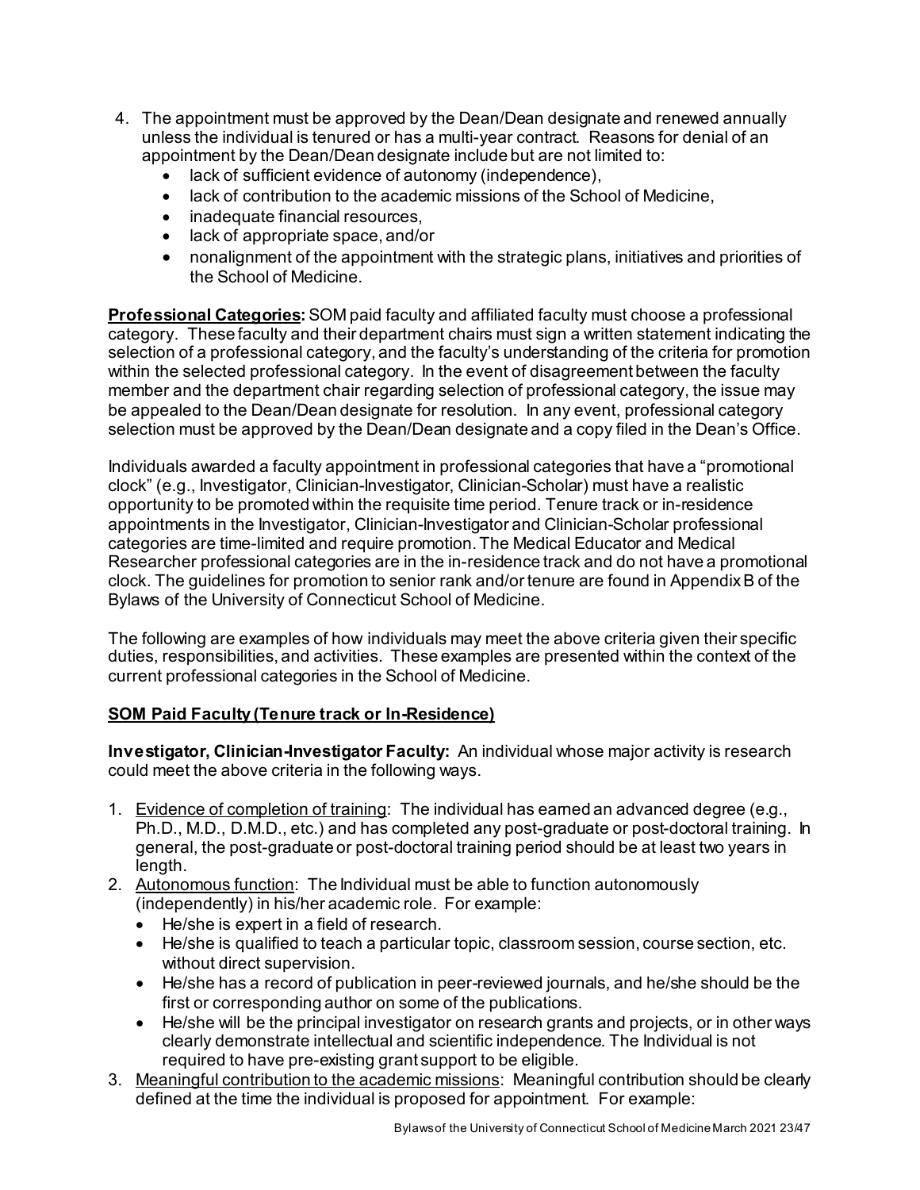4. The appointment must be approved by the Dean/Dean designate and renewed annually unless the individual is tenured or has a multi-year contract. Reasons for denial of an appointment by the Dean/Dean designate include but are not limited to:
   - lack of sufficient evidence of autonomy (independence),
   - lack of contribution to the academic missions of the School of Medicine,
   - inadequate financial resources,
   - lack of appropriate space, and/or
   - nonalignment of the appointment with the strategic plans, initiatives and priorities of the School of Medicine.

**Professional Categories:** SOM paid faculty and affiliated faculty must choose a professional category. These faculty and their department chairs must sign a written statement indicating the selection of a professional category, and the faculty's understanding of the criteria for promotion within the selected professional category. In the event of disagreement between the faculty member and the department chair regarding selection of professional category, the issue may be appealed to the Dean/Dean designate for resolution. In any event, professional category selection must be approved by the Dean/Dean designate and a copy filed in the Dean's Office.

Individuals awarded a faculty appointment in professional categories that have a "promotional clock" (e.g., Investigator, Clinician-Investigator, Clinician-Scholar) must have a realistic opportunity to be promoted within the requisite time period. Tenure track or in-residence appointments in the Investigator, Clinician-Investigator and Clinician-Scholar professional categories are time-limited and require promotion. The Medical Educator and Medical Researcher professional categories are in the in-residence track and do not have a promotional clock. The guidelines for promotion to senior rank and/or tenure are found in Appendix B of the Bylaws of the University of Connecticut School of Medicine.

The following are examples of how individuals may meet the above criteria given their specific duties, responsibilities, and activities. These examples are presented within the context of the current professional categories in the School of Medicine.

**SOM Paid Faculty (Tenure track or In-Residence)**

**Investigator, Clinician-Investigator Faculty:** An individual whose major activity is research could meet the above criteria in the following ways.

1. Evidence of completion of training: The individual has earned an advanced degree (e.g., Ph.D., M.D., D.M.D., etc.) and has completed any post-graduate or post-doctoral training. In general, the post-graduate or post-doctoral training period should be at least two years in length.
2. Autonomous function: The Individual must be able to function autonomously (independently) in his/her academic role. For example:
   - He/she is expert in a field of research.
   - He/she is qualified to teach a particular topic, classroom session, course section, etc. without direct supervision.
   - He/she has a record of publication in peer-reviewed journals, and he/she should be the first or corresponding author on some of the publications.
   - He/she will be the principal investigator on research grants and projects, or in other ways clearly demonstrate intellectual and scientific independence. The Individual is not required to have pre-existing grant support to be eligible.
3. Meaningful contribution to the academic missions: Meaningful contribution should be clearly defined at the time the individual is proposed for appointment. For example: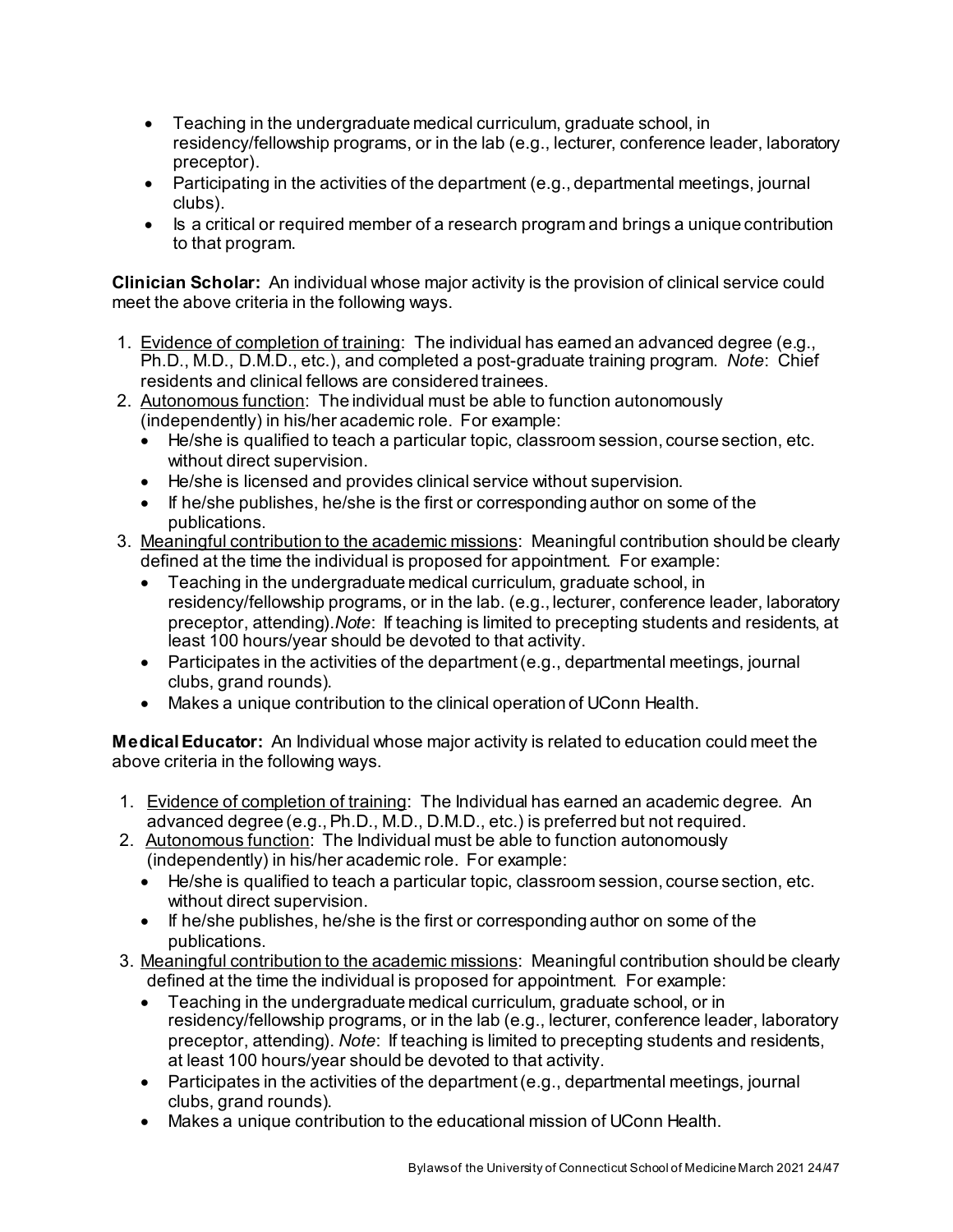- Teaching in the undergraduate medical curriculum, graduate school, in residency/fellowship programs, or in the lab (e.g., lecturer, conference leader, laboratory preceptor).
- Participating in the activities of the department (e.g., departmental meetings, journal clubs).
- Is a critical or required member of a research program and brings a unique contribution to that program.

**Clinician Scholar:** An individual whose major activity is the provision of clinical service could meet the above criteria in the following ways.

1. Evidence of completion of training: The individual has earned an advanced degree (e.g., Ph.D., M.D., D.M.D., etc.), and completed a post-graduate training program. *Note*: Chief residents and clinical fellows are considered trainees.
2. Autonomous function: The individual must be able to function autonomously (independently) in his/her academic role. For example:
   - He/she is qualified to teach a particular topic, classroom session, course section, etc. without direct supervision.
   - He/she is licensed and provides clinical service without supervision.
   - If he/she publishes, he/she is the first or corresponding author on some of the publications.
3. Meaningful contribution to the academic missions: Meaningful contribution should be clearly defined at the time the individual is proposed for appointment. For example:
   - Teaching in the undergraduate medical curriculum, graduate school, in residency/fellowship programs, or in the lab. (e.g., lecturer, conference leader, laboratory preceptor, attending).*Note*: If teaching is limited to precepting students and residents, at least 100 hours/year should be devoted to that activity.
   - Participates in the activities of the department (e.g., departmental meetings, journal clubs, grand rounds).
   - Makes a unique contribution to the clinical operation of UConn Health.

**Medical Educator:** An Individual whose major activity is related to education could meet the above criteria in the following ways.

1. Evidence of completion of training: The Individual has earned an academic degree. An advanced degree (e.g., Ph.D., M.D., D.M.D., etc.) is preferred but not required.
2. Autonomous function: The Individual must be able to function autonomously (independently) in his/her academic role. For example:
   - He/she is qualified to teach a particular topic, classroom session, course section, etc. without direct supervision.
   - If he/she publishes, he/she is the first or corresponding author on some of the publications.
3. Meaningful contribution to the academic missions: Meaningful contribution should be clearly defined at the time the individual is proposed for appointment. For example:
   - Teaching in the undergraduate medical curriculum, graduate school, or in residency/fellowship programs, or in the lab (e.g., lecturer, conference leader, laboratory preceptor, attending). *Note*: If teaching is limited to precepting students and residents, at least 100 hours/year should be devoted to that activity.
   - Participates in the activities of the department (e.g., departmental meetings, journal clubs, grand rounds).
   - Makes a unique contribution to the educational mission of UConn Health.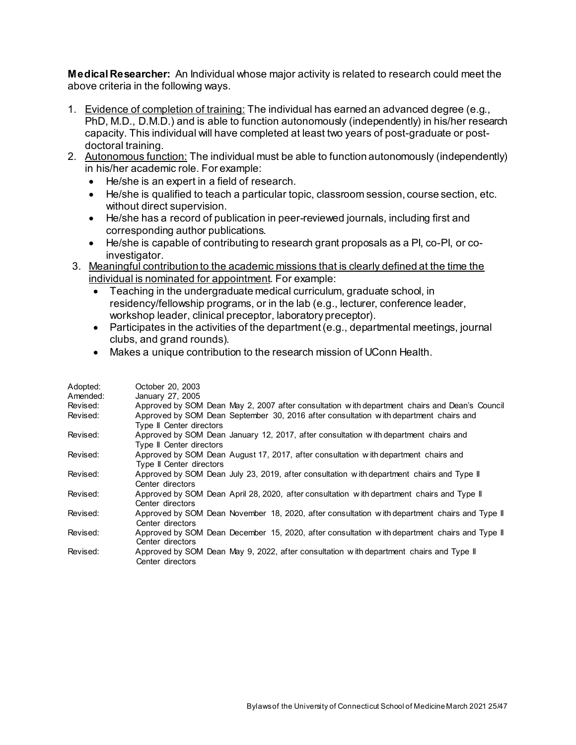**Medical Researcher:** An Individual whose major activity is related to research could meet the above criteria in the following ways.

1. Evidence of completion of training: The individual has earned an advanced degree (e.g., PhD, M.D., D.M.D.) and is able to function autonomously (independently) in his/her research capacity. This individual will have completed at least two years of post-graduate or post-doctoral training.
2. Autonomous function: The individual must be able to function autonomously (independently) in his/her academic role. For example:
   - He/she is an expert in a field of research.
   - He/she is qualified to teach a particular topic, classroom session, course section, etc. without direct supervision.
   - He/she has a record of publication in peer-reviewed journals, including first and corresponding author publications.
   - He/she is capable of contributing to research grant proposals as a PI, co-PI, or co-investigator.
3. Meaningful contribution to the academic missions that is clearly defined at the time the individual is nominated for appointment. For example:
   - Teaching in the undergraduate medical curriculum, graduate school, in residency/fellowship programs, or in the lab (e.g., lecturer, conference leader, workshop leader, clinical preceptor, laboratory preceptor).
   - Participates in the activities of the department (e.g., departmental meetings, journal clubs, and grand rounds).
   - Makes a unique contribution to the research mission of UConn Health.

| | |
|---|---|
| Adopted: | October 20, 2003 |
| Amended: | January 27, 2005 |
| Revised: | Approved by SOM Dean May 2, 2007 after consultation with department chairs and Dean's Council |
| Revised: | Approved by SOM Dean September 30, 2016 after consultation with department chairs and Type II Center directors |
| Revised: | Approved by SOM Dean January 12, 2017, after consultation with department chairs and Type II Center directors |
| Revised: | Approved by SOM Dean August 17, 2017, after consultation with department chairs and Type II Center directors |
| Revised: | Approved by SOM Dean July 23, 2019, after consultation with department chairs and Type II Center directors |
| Revised: | Approved by SOM Dean April 28, 2020, after consultation with department chairs and Type II Center directors |
| Revised: | Approved by SOM Dean November 18, 2020, after consultation with department chairs and Type II Center directors |
| Revised: | Approved by SOM Dean December 15, 2020, after consultation with department chairs and Type II Center directors |
| Revised: | Approved by SOM Dean May 9, 2022, after consultation with department chairs and Type II Center directors |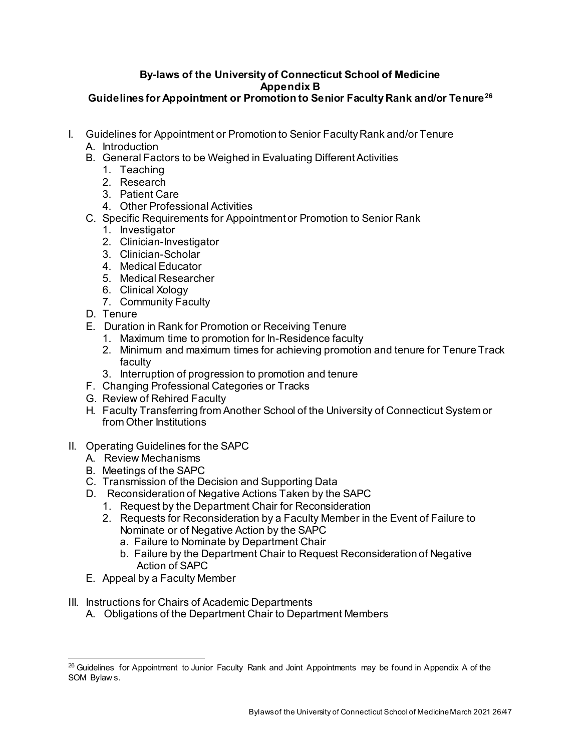**By-laws of the University of Connecticut School of Medicine**
**Appendix B**
**Guidelines for Appointment or Promotion to Senior Faculty Rank and/or Tenure[26]**

- I. Guidelines for Appointment or Promotion to Senior Faculty Rank and/or Tenure
  - A. Introduction
  - B. General Factors to be Weighed in Evaluating Different Activities
    1. Teaching
    2. Research
    3. Patient Care
    4. Other Professional Activities
  - C. Specific Requirements for Appointment or Promotion to Senior Rank
    1. Investigator
    2. Clinician-Investigator
    3. Clinician-Scholar
    4. Medical Educator
    5. Medical Researcher
    6. Clinical Xology
    7. Community Faculty
  - D. Tenure
  - E. Duration in Rank for Promotion or Receiving Tenure
    1. Maximum time to promotion for In-Residence faculty
    2. Minimum and maximum times for achieving promotion and tenure for Tenure Track faculty
    3. Interruption of progression to promotion and tenure
  - F. Changing Professional Categories or Tracks
  - G. Review of Rehired Faculty
  - H. Faculty Transferring from Another School of the University of Connecticut System or from Other Institutions
- II. Operating Guidelines for the SAPC
  - A. Review Mechanisms
  - B. Meetings of the SAPC
  - C. Transmission of the Decision and Supporting Data
  - D. Reconsideration of Negative Actions Taken by the SAPC
    1. Request by the Department Chair for Reconsideration
    2. Requests for Reconsideration by a Faculty Member in the Event of Failure to Nominate or of Negative Action by the SAPC
       - a. Failure to Nominate by Department Chair
       - b. Failure by the Department Chair to Request Reconsideration of Negative Action of SAPC
  - E. Appeal by a Faculty Member
- III. Instructions for Chairs of Academic Departments
  - A. Obligations of the Department Chair to Department Members

---

[26] Guidelines for Appointment to Junior Faculty Rank and Joint Appointments may be found in Appendix A of the SOM Bylaws.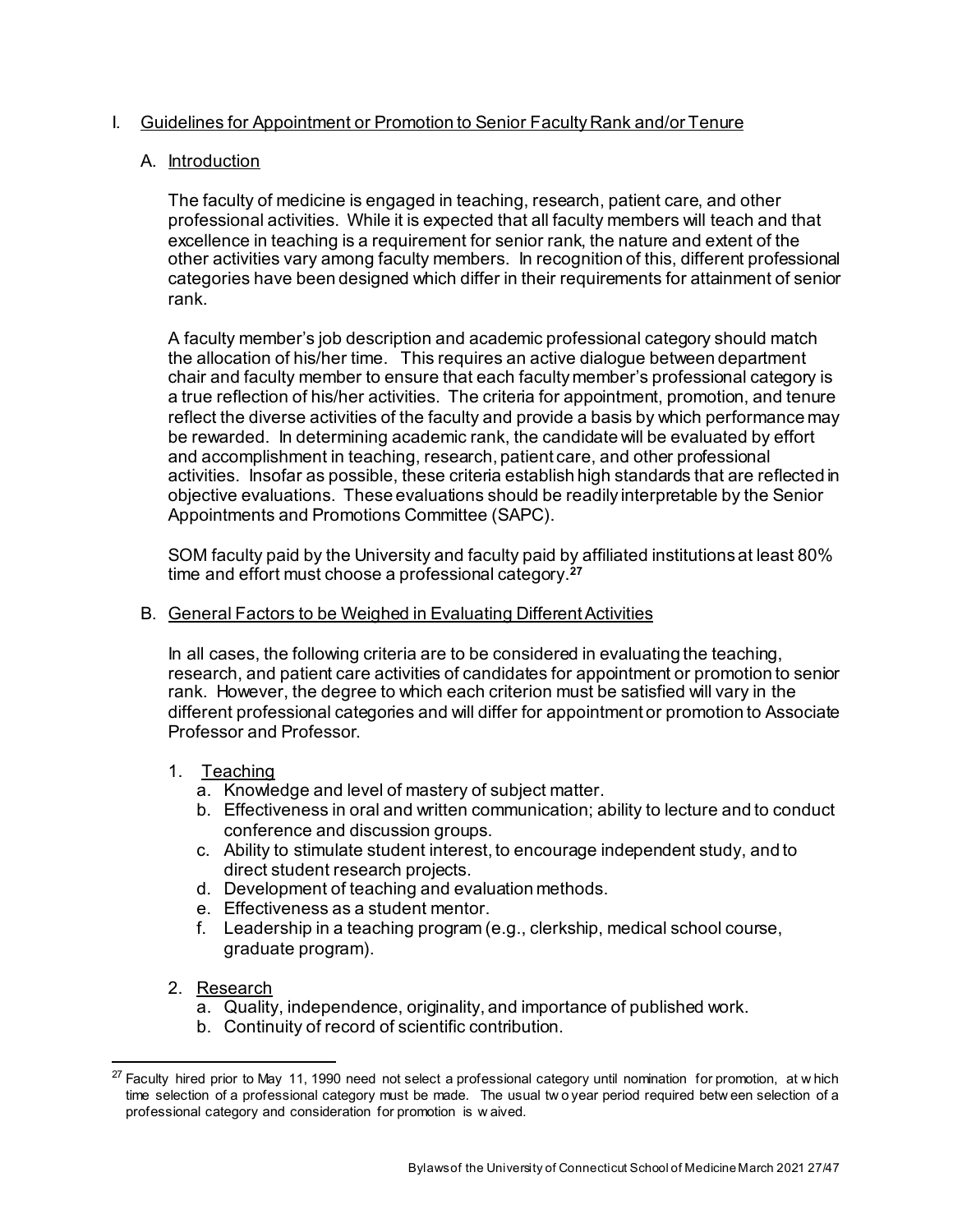## I. Guidelines for Appointment or Promotion to Senior Faculty Rank and/or Tenure

### A. Introduction

The faculty of medicine is engaged in teaching, research, patient care, and other professional activities. While it is expected that all faculty members will teach and that excellence in teaching is a requirement for senior rank, the nature and extent of the other activities vary among faculty members. In recognition of this, different professional categories have been designed which differ in their requirements for attainment of senior rank.

A faculty member's job description and academic professional category should match the allocation of his/her time. This requires an active dialogue between department chair and faculty member to ensure that each faculty member's professional category is a true reflection of his/her activities. The criteria for appointment, promotion, and tenure reflect the diverse activities of the faculty and provide a basis by which performance may be rewarded. In determining academic rank, the candidate will be evaluated by effort and accomplishment in teaching, research, patient care, and other professional activities. Insofar as possible, these criteria establish high standards that are reflected in objective evaluations. These evaluations should be readily interpretable by the Senior Appointments and Promotions Committee (SAPC).

SOM faculty paid by the University and faculty paid by affiliated institutions at least 80% time and effort must choose a professional category.[27]

### B. General Factors to be Weighed in Evaluating Different Activities

In all cases, the following criteria are to be considered in evaluating the teaching, research, and patient care activities of candidates for appointment or promotion to senior rank. However, the degree to which each criterion must be satisfied will vary in the different professional categories and will differ for appointment or promotion to Associate Professor and Professor.

1. Teaching
   a. Knowledge and level of mastery of subject matter.
   b. Effectiveness in oral and written communication; ability to lecture and to conduct conference and discussion groups.
   c. Ability to stimulate student interest, to encourage independent study, and to direct student research projects.
   d. Development of teaching and evaluation methods.
   e. Effectiveness as a student mentor.
   f. Leadership in a teaching program (e.g., clerkship, medical school course, graduate program).

2. Research
   a. Quality, independence, originality, and importance of published work.
   b. Continuity of record of scientific contribution.

---

[27] Faculty hired prior to May 11, 1990 need not select a professional category until nomination for promotion, at which time selection of a professional category must be made. The usual two year period required between selection of a professional category and consideration for promotion is waived.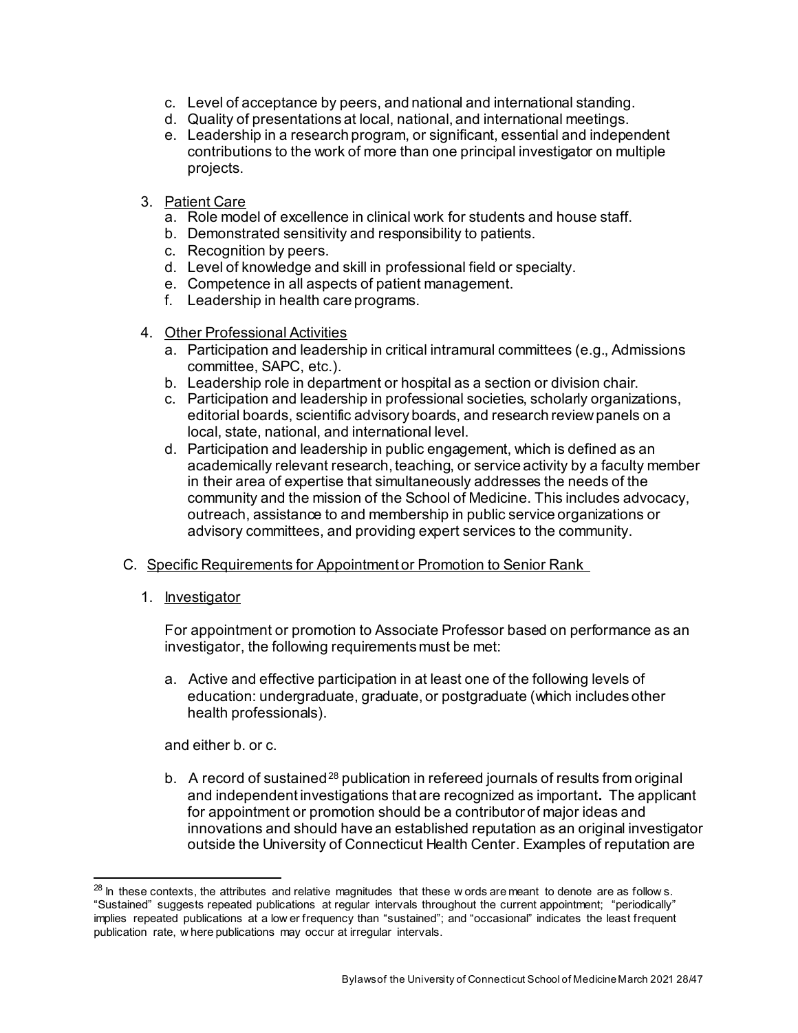c. Level of acceptance by peers, and national and international standing.
d. Quality of presentations at local, national, and international meetings.
e. Leadership in a research program, or significant, essential and independent contributions to the work of more than one principal investigator on multiple projects.

3. Patient Care
   a. Role model of excellence in clinical work for students and house staff.
   b. Demonstrated sensitivity and responsibility to patients.
   c. Recognition by peers.
   d. Level of knowledge and skill in professional field or specialty.
   e. Competence in all aspects of patient management.
   f. Leadership in health care programs.

4. Other Professional Activities
   a. Participation and leadership in critical intramural committees (e.g., Admissions committee, SAPC, etc.).
   b. Leadership role in department or hospital as a section or division chair.
   c. Participation and leadership in professional societies, scholarly organizations, editorial boards, scientific advisory boards, and research review panels on a local, state, national, and international level.
   d. Participation and leadership in public engagement, which is defined as an academically relevant research, teaching, or service activity by a faculty member in their area of expertise that simultaneously addresses the needs of the community and the mission of the School of Medicine. This includes advocacy, outreach, assistance to and membership in public service organizations or advisory committees, and providing expert services to the community.

C. Specific Requirements for Appointment or Promotion to Senior Rank

1. Investigator

For appointment or promotion to Associate Professor based on performance as an investigator, the following requirements must be met:

a. Active and effective participation in at least one of the following levels of education: undergraduate, graduate, or postgraduate (which includes other health professionals).

and either b. or c.

b. A record of sustained[28] publication in refereed journals of results from original and independent investigations that are recognized as important**.** The applicant for appointment or promotion should be a contributor of major ideas and innovations and should have an established reputation as an original investigator outside the University of Connecticut Health Center. Examples of reputation are

[28] In these contexts, the attributes and relative magnitudes that these words are meant to denote are as follows. "Sustained" suggests repeated publications at regular intervals throughout the current appointment; "periodically" implies repeated publications at a lower frequency than "sustained"; and "occasional" indicates the least frequent publication rate, where publications may occur at irregular intervals.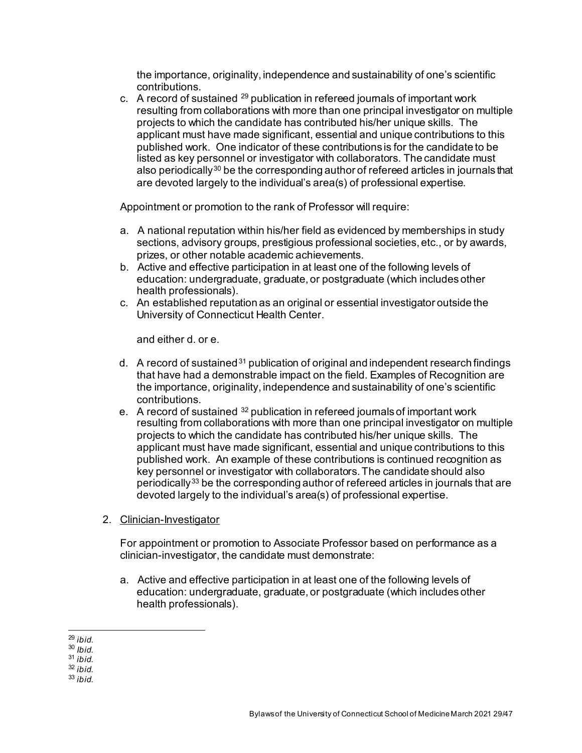the importance, originality, independence and sustainability of one's scientific contributions.

c. A record of sustained [29] publication in refereed journals of important work resulting from collaborations with more than one principal investigator on multiple projects to which the candidate has contributed his/her unique skills. The applicant must have made significant, essential and unique contributions to this published work. One indicator of these contributions is for the candidate to be listed as key personnel or investigator with collaborators. The candidate must also periodically[30] be the corresponding author of refereed articles in journals that are devoted largely to the individual's area(s) of professional expertise.

Appointment or promotion to the rank of Professor will require:

a. A national reputation within his/her field as evidenced by memberships in study sections, advisory groups, prestigious professional societies, etc., or by awards, prizes, or other notable academic achievements.
b. Active and effective participation in at least one of the following levels of education: undergraduate, graduate, or postgraduate (which includes other health professionals).
c. An established reputation as an original or essential investigator outside the University of Connecticut Health Center.

and either d. or e.

d. A record of sustained[31] publication of original and independent research findings that have had a demonstrable impact on the field. Examples of Recognition are the importance, originality, independence and sustainability of one's scientific contributions.
e. A record of sustained [32] publication in refereed journals of important work resulting from collaborations with more than one principal investigator on multiple projects to which the candidate has contributed his/her unique skills. The applicant must have made significant, essential and unique contributions to this published work. An example of these contributions is continued recognition as key personnel or investigator with collaborators. The candidate should also periodically[33] be the corresponding author of refereed articles in journals that are devoted largely to the individual's area(s) of professional expertise.

2. Clinician-Investigator

For appointment or promotion to Associate Professor based on performance as a clinician-investigator, the candidate must demonstrate:

a. Active and effective participation in at least one of the following levels of education: undergraduate, graduate, or postgraduate (which includes other health professionals).

---

[29] *ibid.*
[30] *Ibid.*
[31] *ibid.*
[32] *ibid.*
[33] *ibid.*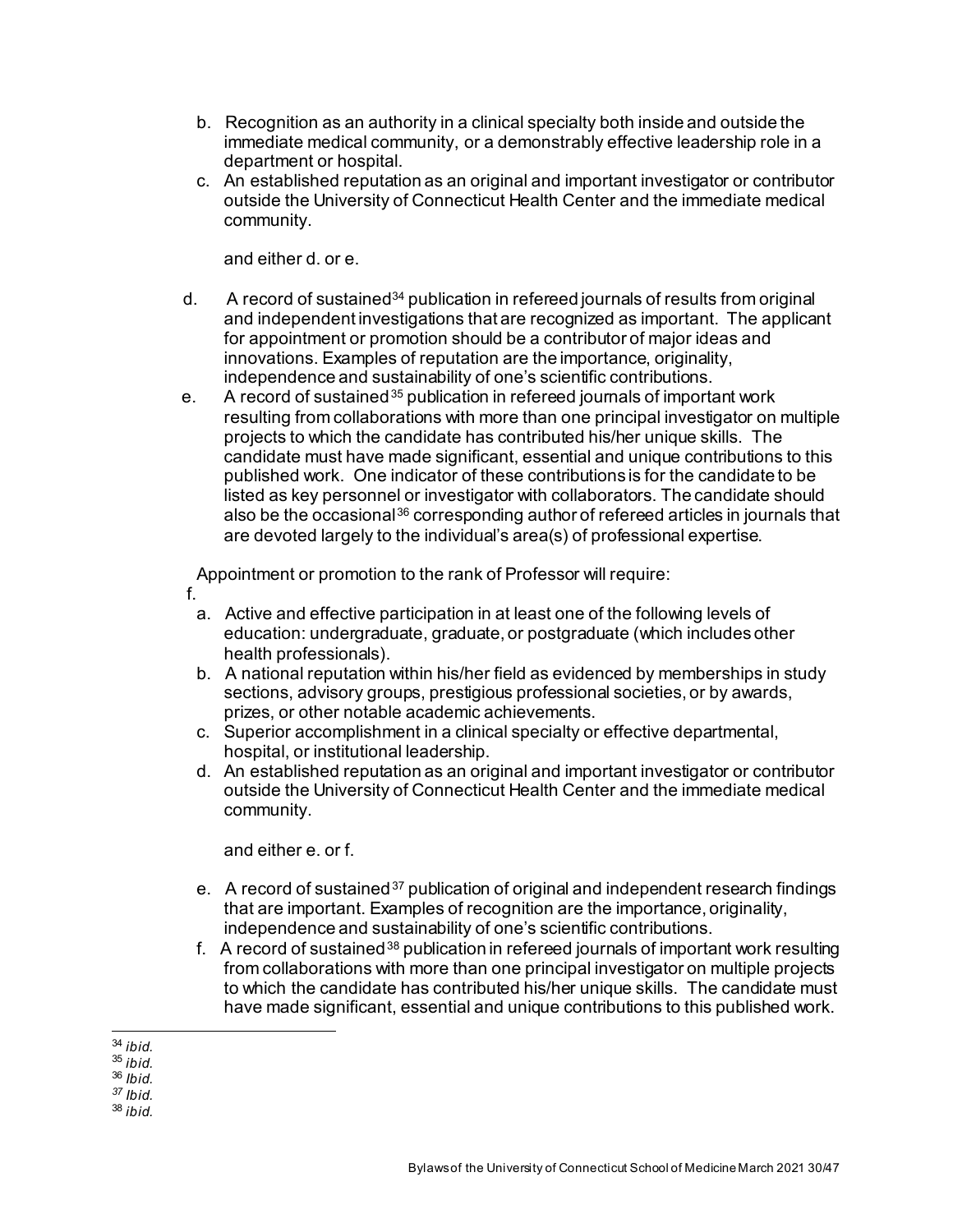b. Recognition as an authority in a clinical specialty both inside and outside the immediate medical community, or a demonstrably effective leadership role in a department or hospital.
c. An established reputation as an original and important investigator or contributor outside the University of Connecticut Health Center and the immediate medical community.

   and either d. or e.

d. A record of sustained[34] publication in refereed journals of results from original and independent investigations that are recognized as important. The applicant for appointment or promotion should be a contributor of major ideas and innovations. Examples of reputation are the importance, originality, independence and sustainability of one's scientific contributions.
e. A record of sustained[35] publication in refereed journals of important work resulting from collaborations with more than one principal investigator on multiple projects to which the candidate has contributed his/her unique skills. The candidate must have made significant, essential and unique contributions to this published work. One indicator of these contributions is for the candidate to be listed as key personnel or investigator with collaborators. The candidate should also be the occasional[36] corresponding author of refereed articles in journals that are devoted largely to the individual's area(s) of professional expertise.

Appointment or promotion to the rank of Professor will require:

f.

a. Active and effective participation in at least one of the following levels of education: undergraduate, graduate, or postgraduate (which includes other health professionals).
b. A national reputation within his/her field as evidenced by memberships in study sections, advisory groups, prestigious professional societies, or by awards, prizes, or other notable academic achievements.
c. Superior accomplishment in a clinical specialty or effective departmental, hospital, or institutional leadership.
d. An established reputation as an original and important investigator or contributor outside the University of Connecticut Health Center and the immediate medical community.

   and either e. or f.

e. A record of sustained[37] publication of original and independent research findings that are important. Examples of recognition are the importance, originality, independence and sustainability of one's scientific contributions.
f. A record of sustained[38] publication in refereed journals of important work resulting from collaborations with more than one principal investigator on multiple projects to which the candidate has contributed his/her unique skills. The candidate must have made significant, essential and unique contributions to this published work.

---

[34] *ibid.*
[35] *ibid.*
[36] *Ibid.*
[37] *Ibid.*
[38] *ibid.*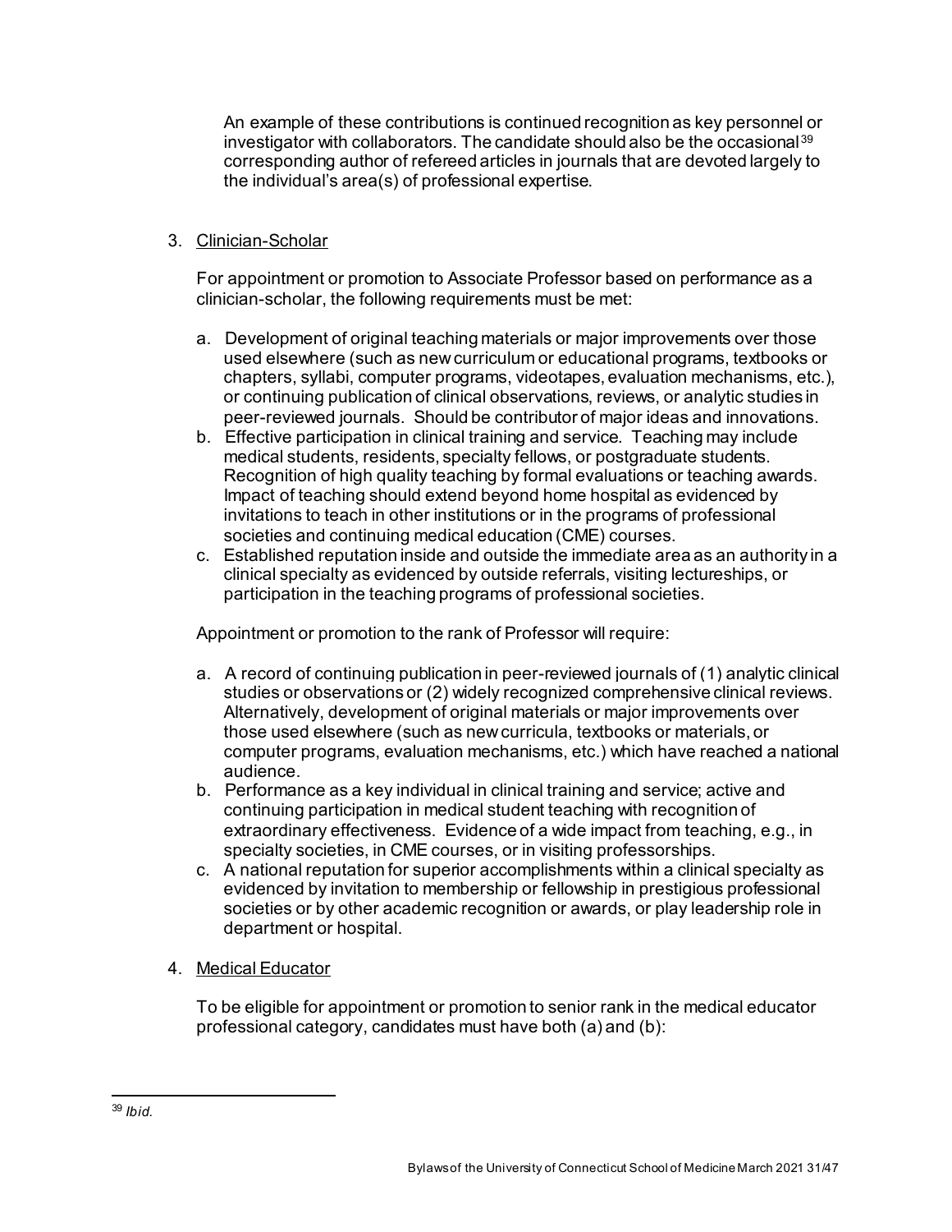An example of these contributions is continued recognition as key personnel or investigator with collaborators. The candidate should also be the occasional[39] corresponding author of refereed articles in journals that are devoted largely to the individual's area(s) of professional expertise.

3. Clinician-Scholar

   For appointment or promotion to Associate Professor based on performance as a clinician-scholar, the following requirements must be met:

   a. Development of original teaching materials or major improvements over those used elsewhere (such as new curriculum or educational programs, textbooks or chapters, syllabi, computer programs, videotapes, evaluation mechanisms, etc.), or continuing publication of clinical observations, reviews, or analytic studies in peer-reviewed journals. Should be contributor of major ideas and innovations.
   b. Effective participation in clinical training and service. Teaching may include medical students, residents, specialty fellows, or postgraduate students. Recognition of high quality teaching by formal evaluations or teaching awards. Impact of teaching should extend beyond home hospital as evidenced by invitations to teach in other institutions or in the programs of professional societies and continuing medical education (CME) courses.
   c. Established reputation inside and outside the immediate area as an authority in a clinical specialty as evidenced by outside referrals, visiting lectureships, or participation in the teaching programs of professional societies.

   Appointment or promotion to the rank of Professor will require:

   a. A record of continuing publication in peer-reviewed journals of (1) analytic clinical studies or observations or (2) widely recognized comprehensive clinical reviews. Alternatively, development of original materials or major improvements over those used elsewhere (such as new curricula, textbooks or materials, or computer programs, evaluation mechanisms, etc.) which have reached a national audience.
   b. Performance as a key individual in clinical training and service; active and continuing participation in medical student teaching with recognition of extraordinary effectiveness. Evidence of a wide impact from teaching, e.g., in specialty societies, in CME courses, or in visiting professorships.
   c. A national reputation for superior accomplishments within a clinical specialty as evidenced by invitation to membership or fellowship in prestigious professional societies or by other academic recognition or awards, or play leadership role in department or hospital.

4. Medical Educator

   To be eligible for appointment or promotion to senior rank in the medical educator professional category, candidates must have both (a) and (b):

---

[39] *Ibid.*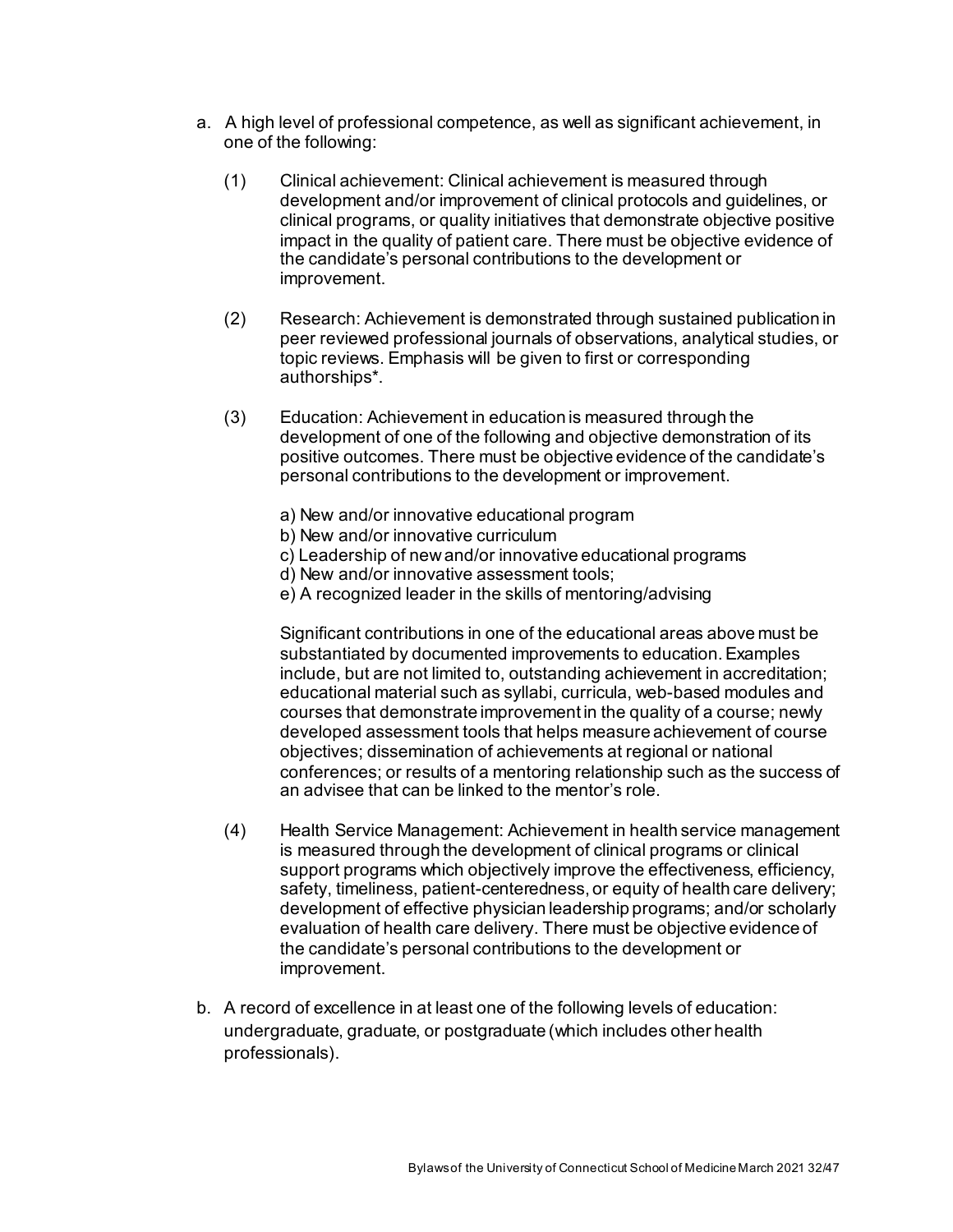a. A high level of professional competence, as well as significant achievement, in one of the following:

   (1) Clinical achievement: Clinical achievement is measured through development and/or improvement of clinical protocols and guidelines, or clinical programs, or quality initiatives that demonstrate objective positive impact in the quality of patient care. There must be objective evidence of the candidate's personal contributions to the development or improvement.

   (2) Research: Achievement is demonstrated through sustained publication in peer reviewed professional journals of observations, analytical studies, or topic reviews. Emphasis will be given to first or corresponding authorships*.

   (3) Education: Achievement in education is measured through the development of one of the following and objective demonstration of its positive outcomes. There must be objective evidence of the candidate's personal contributions to the development or improvement.

      a) New and/or innovative educational program
      b) New and/or innovative curriculum
      c) Leadership of new and/or innovative educational programs
      d) New and/or innovative assessment tools;
      e) A recognized leader in the skills of mentoring/advising

      Significant contributions in one of the educational areas above must be substantiated by documented improvements to education. Examples include, but are not limited to, outstanding achievement in accreditation; educational material such as syllabi, curricula, web-based modules and courses that demonstrate improvement in the quality of a course; newly developed assessment tools that helps measure achievement of course objectives; dissemination of achievements at regional or national conferences; or results of a mentoring relationship such as the success of an advisee that can be linked to the mentor's role.

   (4) Health Service Management: Achievement in health service management is measured through the development of clinical programs or clinical support programs which objectively improve the effectiveness, efficiency, safety, timeliness, patient-centeredness, or equity of health care delivery; development of effective physician leadership programs; and/or scholarly evaluation of health care delivery. There must be objective evidence of the candidate's personal contributions to the development or improvement.

b. A record of excellence in at least one of the following levels of education: undergraduate, graduate, or postgraduate (which includes other health professionals).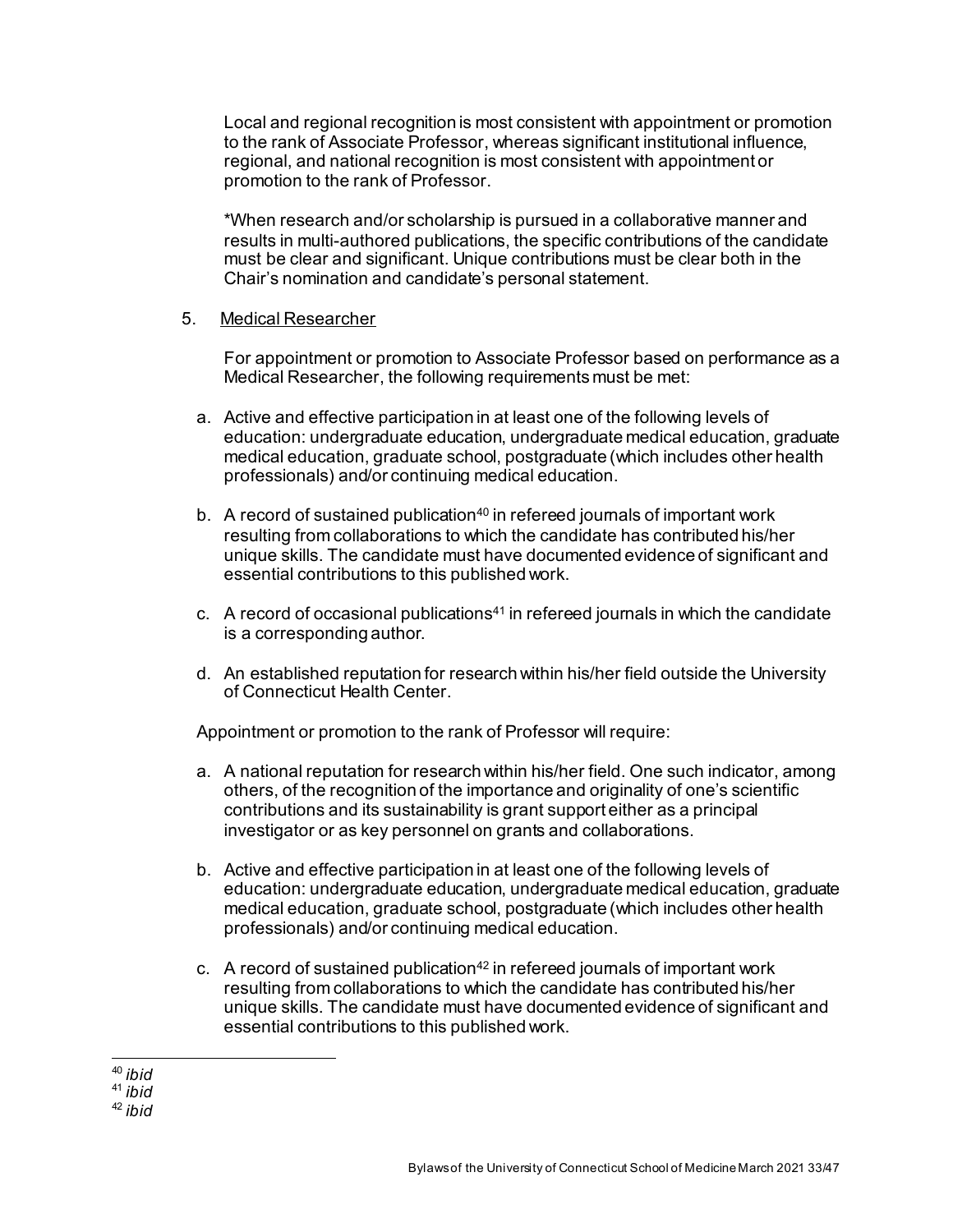Local and regional recognition is most consistent with appointment or promotion to the rank of Associate Professor, whereas significant institutional influence, regional, and national recognition is most consistent with appointment or promotion to the rank of Professor.

*When research and/or scholarship is pursued in a collaborative manner and results in multi-authored publications, the specific contributions of the candidate must be clear and significant. Unique contributions must be clear both in the Chair's nomination and candidate's personal statement.

5. <u>Medical Researcher</u>

For appointment or promotion to Associate Professor based on performance as a Medical Researcher, the following requirements must be met:

a. Active and effective participation in at least one of the following levels of education: undergraduate education, undergraduate medical education, graduate medical education, graduate school, postgraduate (which includes other health professionals) and/or continuing medical education.

b. A record of sustained publication[40] in refereed journals of important work resulting from collaborations to which the candidate has contributed his/her unique skills. The candidate must have documented evidence of significant and essential contributions to this published work.

c. A record of occasional publications[41] in refereed journals in which the candidate is a corresponding author.

d. An established reputation for research within his/her field outside the University of Connecticut Health Center.

Appointment or promotion to the rank of Professor will require:

a. A national reputation for research within his/her field. One such indicator, among others, of the recognition of the importance and originality of one's scientific contributions and its sustainability is grant support either as a principal investigator or as key personnel on grants and collaborations.

b. Active and effective participation in at least one of the following levels of education: undergraduate education, undergraduate medical education, graduate medical education, graduate school, postgraduate (which includes other health professionals) and/or continuing medical education.

c. A record of sustained publication[42] in refereed journals of important work resulting from collaborations to which the candidate has contributed his/her unique skills. The candidate must have documented evidence of significant and essential contributions to this published work.

---

[40] *ibid*

[41] *ibid*

[42] *ibid*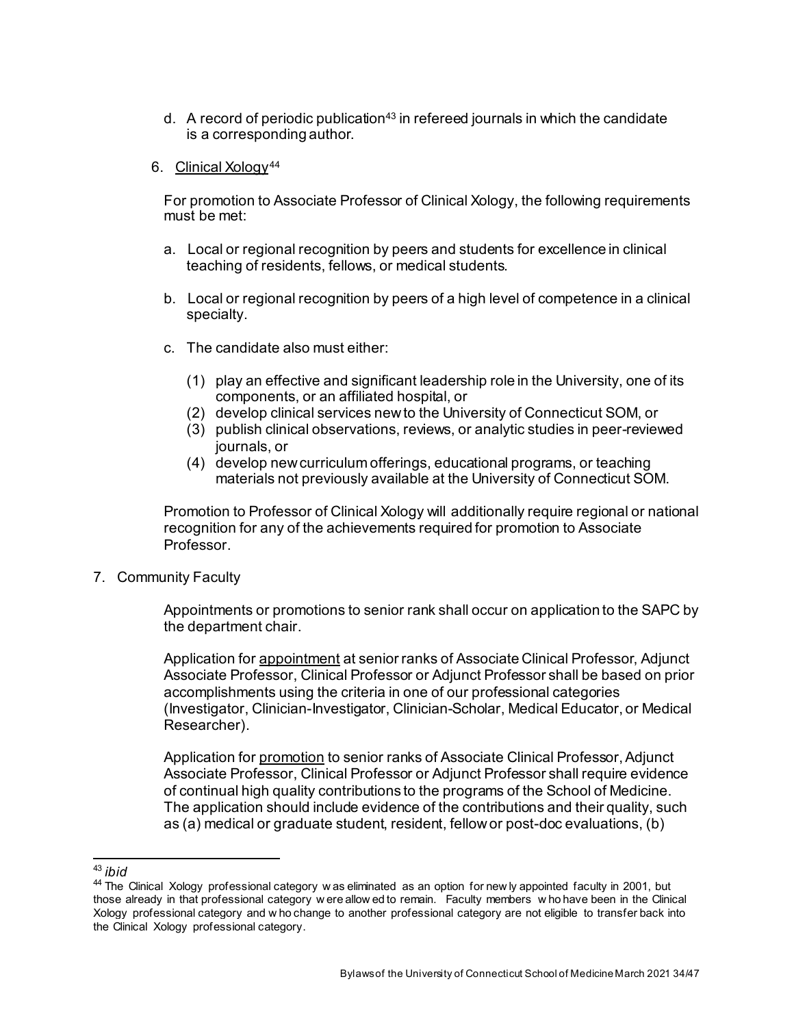d. A record of periodic publication[43] in refereed journals in which the candidate is a corresponding author.

6. <u>Clinical Xology</u>[44]

For promotion to Associate Professor of Clinical Xology, the following requirements must be met:

a. Local or regional recognition by peers and students for excellence in clinical teaching of residents, fellows, or medical students.

b. Local or regional recognition by peers of a high level of competence in a clinical specialty.

c. The candidate also must either:

   (1) play an effective and significant leadership role in the University, one of its components, or an affiliated hospital, or
   (2) develop clinical services new to the University of Connecticut SOM, or
   (3) publish clinical observations, reviews, or analytic studies in peer-reviewed journals, or
   (4) develop new curriculum offerings, educational programs, or teaching materials not previously available at the University of Connecticut SOM.

Promotion to Professor of Clinical Xology will additionally require regional or national recognition for any of the achievements required for promotion to Associate Professor.

7. Community Faculty

Appointments or promotions to senior rank shall occur on application to the SAPC by the department chair.

Application for <u>appointment</u> at senior ranks of Associate Clinical Professor, Adjunct Associate Professor, Clinical Professor or Adjunct Professor shall be based on prior accomplishments using the criteria in one of our professional categories (Investigator, Clinician-Investigator, Clinician-Scholar, Medical Educator, or Medical Researcher).

Application for <u>promotion</u> to senior ranks of Associate Clinical Professor, Adjunct Associate Professor, Clinical Professor or Adjunct Professor shall require evidence of continual high quality contributions to the programs of the School of Medicine. The application should include evidence of the contributions and their quality, such as (a) medical or graduate student, resident, fellow or post-doc evaluations, (b)

---

[43] *ibid*

[44] The Clinical Xology professional category was eliminated as an option for newly appointed faculty in 2001, but those already in that professional category were allowed to remain. Faculty members who have been in the Clinical Xology professional category and who change to another professional category are not eligible to transfer back into the Clinical Xology professional category.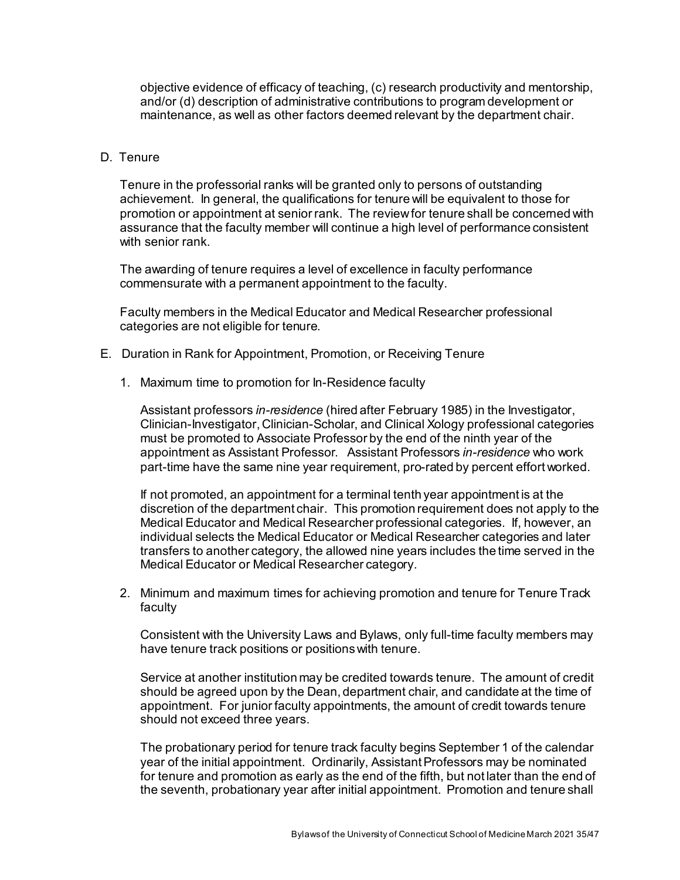objective evidence of efficacy of teaching, (c) research productivity and mentorship, and/or (d) description of administrative contributions to program development or maintenance, as well as other factors deemed relevant by the department chair.

D. Tenure

Tenure in the professorial ranks will be granted only to persons of outstanding achievement. In general, the qualifications for tenure will be equivalent to those for promotion or appointment at senior rank. The review for tenure shall be concerned with assurance that the faculty member will continue a high level of performance consistent with senior rank.

The awarding of tenure requires a level of excellence in faculty performance commensurate with a permanent appointment to the faculty.

Faculty members in the Medical Educator and Medical Researcher professional categories are not eligible for tenure.

E. Duration in Rank for Appointment, Promotion, or Receiving Tenure

1. Maximum time to promotion for In-Residence faculty

   Assistant professors *in-residence* (hired after February 1985) in the Investigator, Clinician-Investigator, Clinician-Scholar, and Clinical Xology professional categories must be promoted to Associate Professor by the end of the ninth year of the appointment as Assistant Professor. Assistant Professors *in-residence* who work part-time have the same nine year requirement, pro-rated by percent effort worked.

   If not promoted, an appointment for a terminal tenth year appointment is at the discretion of the department chair. This promotion requirement does not apply to the Medical Educator and Medical Researcher professional categories. If, however, an individual selects the Medical Educator or Medical Researcher categories and later transfers to another category, the allowed nine years includes the time served in the Medical Educator or Medical Researcher category.

2. Minimum and maximum times for achieving promotion and tenure for Tenure Track faculty

   Consistent with the University Laws and Bylaws, only full-time faculty members may have tenure track positions or positions with tenure.

   Service at another institution may be credited towards tenure. The amount of credit should be agreed upon by the Dean, department chair, and candidate at the time of appointment. For junior faculty appointments, the amount of credit towards tenure should not exceed three years.

   The probationary period for tenure track faculty begins September 1 of the calendar year of the initial appointment. Ordinarily, Assistant Professors may be nominated for tenure and promotion as early as the end of the fifth, but not later than the end of the seventh, probationary year after initial appointment. Promotion and tenure shall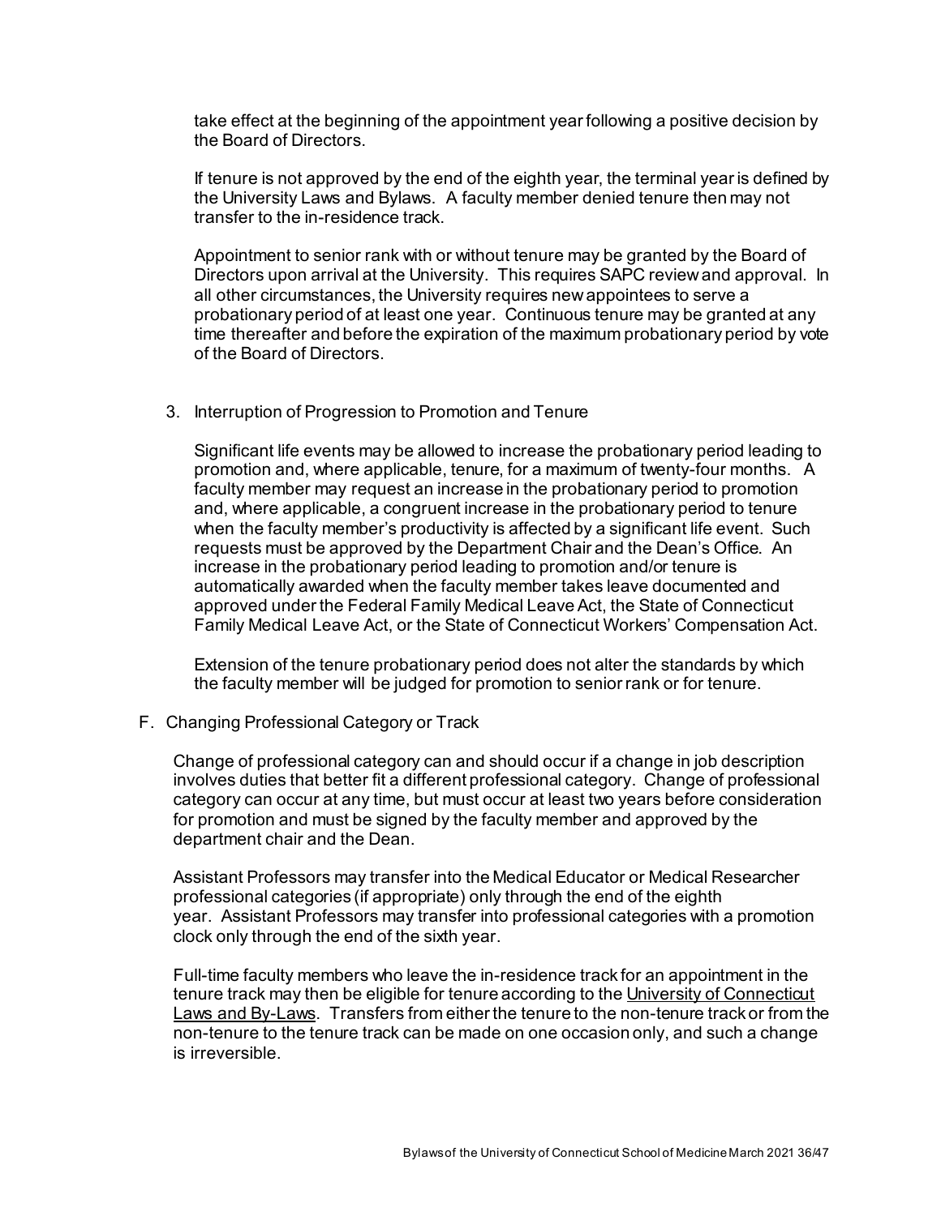take effect at the beginning of the appointment year following a positive decision by the Board of Directors.

If tenure is not approved by the end of the eighth year, the terminal year is defined by the University Laws and Bylaws. A faculty member denied tenure then may not transfer to the in-residence track.

Appointment to senior rank with or without tenure may be granted by the Board of Directors upon arrival at the University. This requires SAPC review and approval. In all other circumstances, the University requires new appointees to serve a probationary period of at least one year. Continuous tenure may be granted at any time thereafter and before the expiration of the maximum probationary period by vote of the Board of Directors.

3. Interruption of Progression to Promotion and Tenure

Significant life events may be allowed to increase the probationary period leading to promotion and, where applicable, tenure, for a maximum of twenty-four months. A faculty member may request an increase in the probationary period to promotion and, where applicable, a congruent increase in the probationary period to tenure when the faculty member's productivity is affected by a significant life event. Such requests must be approved by the Department Chair and the Dean's Office. An increase in the probationary period leading to promotion and/or tenure is automatically awarded when the faculty member takes leave documented and approved under the Federal Family Medical Leave Act, the State of Connecticut Family Medical Leave Act, or the State of Connecticut Workers' Compensation Act.

Extension of the tenure probationary period does not alter the standards by which the faculty member will be judged for promotion to senior rank or for tenure.

F. Changing Professional Category or Track

Change of professional category can and should occur if a change in job description involves duties that better fit a different professional category. Change of professional category can occur at any time, but must occur at least two years before consideration for promotion and must be signed by the faculty member and approved by the department chair and the Dean.

Assistant Professors may transfer into the Medical Educator or Medical Researcher professional categories (if appropriate) only through the end of the eighth year. Assistant Professors may transfer into professional categories with a promotion clock only through the end of the sixth year.

Full-time faculty members who leave the in-residence track for an appointment in the tenure track may then be eligible for tenure according to the University of Connecticut Laws and By-Laws. Transfers from either the tenure to the non-tenure track or from the non-tenure to the tenure track can be made on one occasion only, and such a change is irreversible.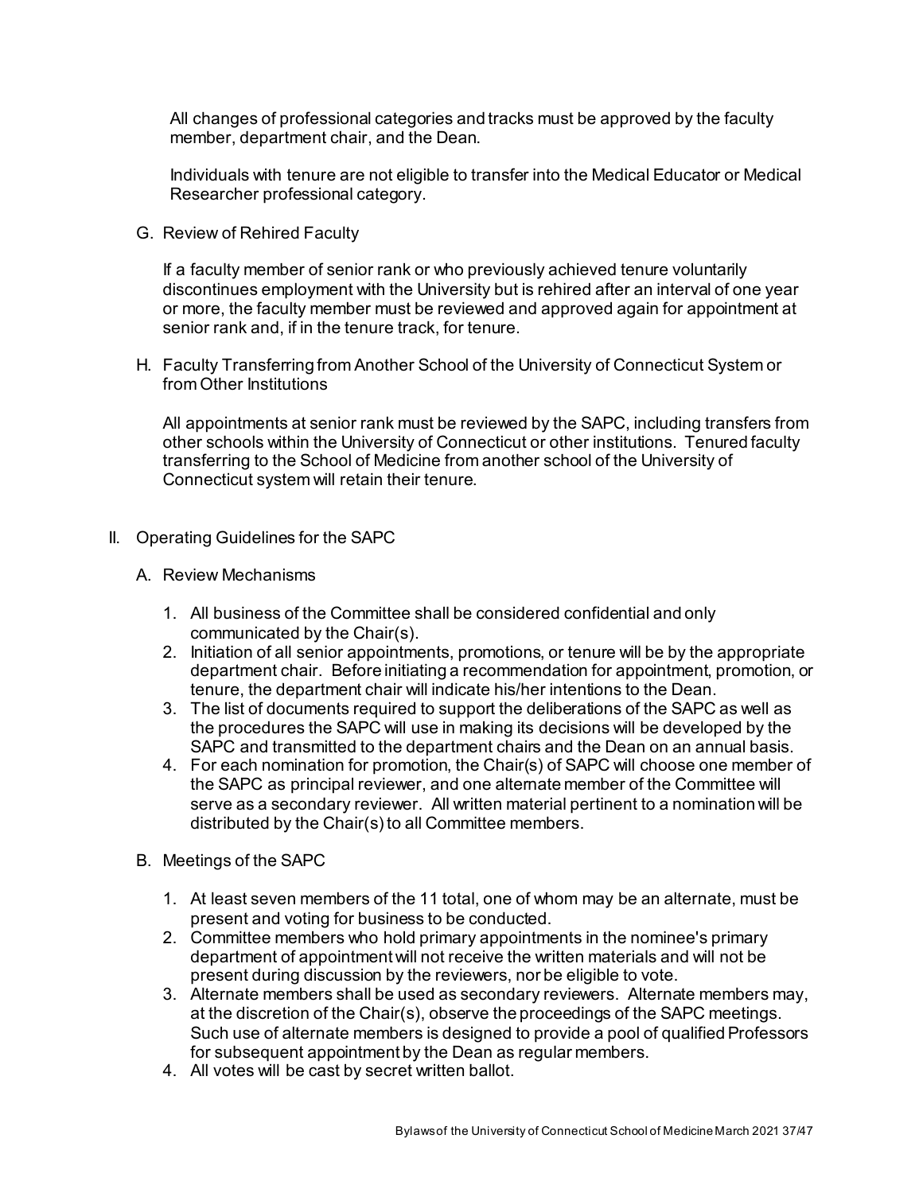All changes of professional categories and tracks must be approved by the faculty member, department chair, and the Dean.

Individuals with tenure are not eligible to transfer into the Medical Educator or Medical Researcher professional category.

G. Review of Rehired Faculty

If a faculty member of senior rank or who previously achieved tenure voluntarily discontinues employment with the University but is rehired after an interval of one year or more, the faculty member must be reviewed and approved again for appointment at senior rank and, if in the tenure track, for tenure.

H. Faculty Transferring from Another School of the University of Connecticut System or from Other Institutions

All appointments at senior rank must be reviewed by the SAPC, including transfers from other schools within the University of Connecticut or other institutions. Tenured faculty transferring to the School of Medicine from another school of the University of Connecticut system will retain their tenure.

II. Operating Guidelines for the SAPC

A. Review Mechanisms

1. All business of the Committee shall be considered confidential and only communicated by the Chair(s).
2. Initiation of all senior appointments, promotions, or tenure will be by the appropriate department chair. Before initiating a recommendation for appointment, promotion, or tenure, the department chair will indicate his/her intentions to the Dean.
3. The list of documents required to support the deliberations of the SAPC as well as the procedures the SAPC will use in making its decisions will be developed by the SAPC and transmitted to the department chairs and the Dean on an annual basis.
4. For each nomination for promotion, the Chair(s) of SAPC will choose one member of the SAPC as principal reviewer, and one alternate member of the Committee will serve as a secondary reviewer. All written material pertinent to a nomination will be distributed by the Chair(s) to all Committee members.

B. Meetings of the SAPC

1. At least seven members of the 11 total, one of whom may be an alternate, must be present and voting for business to be conducted.
2. Committee members who hold primary appointments in the nominee's primary department of appointment will not receive the written materials and will not be present during discussion by the reviewers, nor be eligible to vote.
3. Alternate members shall be used as secondary reviewers. Alternate members may, at the discretion of the Chair(s), observe the proceedings of the SAPC meetings. Such use of alternate members is designed to provide a pool of qualified Professors for subsequent appointment by the Dean as regular members.
4. All votes will be cast by secret written ballot.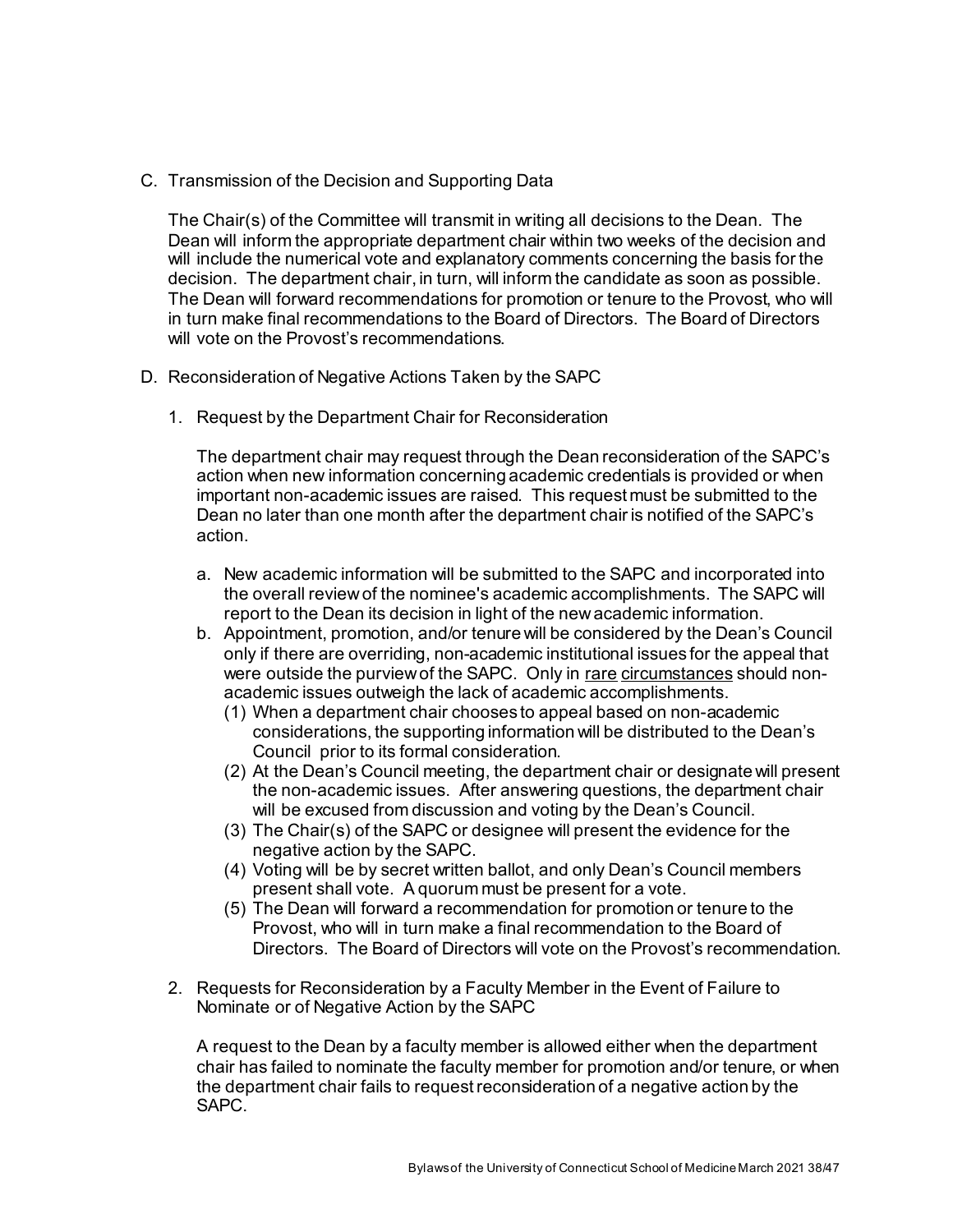C. Transmission of the Decision and Supporting Data

The Chair(s) of the Committee will transmit in writing all decisions to the Dean. The Dean will inform the appropriate department chair within two weeks of the decision and will include the numerical vote and explanatory comments concerning the basis for the decision. The department chair, in turn, will inform the candidate as soon as possible. The Dean will forward recommendations for promotion or tenure to the Provost, who will in turn make final recommendations to the Board of Directors. The Board of Directors will vote on the Provost's recommendations.

D. Reconsideration of Negative Actions Taken by the SAPC

1. Request by the Department Chair for Reconsideration

   The department chair may request through the Dean reconsideration of the SAPC's action when new information concerning academic credentials is provided or when important non-academic issues are raised. This request must be submitted to the Dean no later than one month after the department chair is notified of the SAPC's action.

   a. New academic information will be submitted to the SAPC and incorporated into the overall review of the nominee's academic accomplishments. The SAPC will report to the Dean its decision in light of the new academic information.
   b. Appointment, promotion, and/or tenure will be considered by the Dean's Council only if there are overriding, non-academic institutional issues for the appeal that were outside the purview of the SAPC. Only in <u>rare circumstances</u> should non-academic issues outweigh the lack of academic accomplishments.
      (1) When a department chair chooses to appeal based on non-academic considerations, the supporting information will be distributed to the Dean's Council prior to its formal consideration.
      (2) At the Dean's Council meeting, the department chair or designate will present the non-academic issues. After answering questions, the department chair will be excused from discussion and voting by the Dean's Council.
      (3) The Chair(s) of the SAPC or designee will present the evidence for the negative action by the SAPC.
      (4) Voting will be by secret written ballot, and only Dean's Council members present shall vote. A quorum must be present for a vote.
      (5) The Dean will forward a recommendation for promotion or tenure to the Provost, who will in turn make a final recommendation to the Board of Directors. The Board of Directors will vote on the Provost's recommendation.

2. Requests for Reconsideration by a Faculty Member in the Event of Failure to Nominate or of Negative Action by the SAPC

   A request to the Dean by a faculty member is allowed either when the department chair has failed to nominate the faculty member for promotion and/or tenure, or when the department chair fails to request reconsideration of a negative action by the SAPC.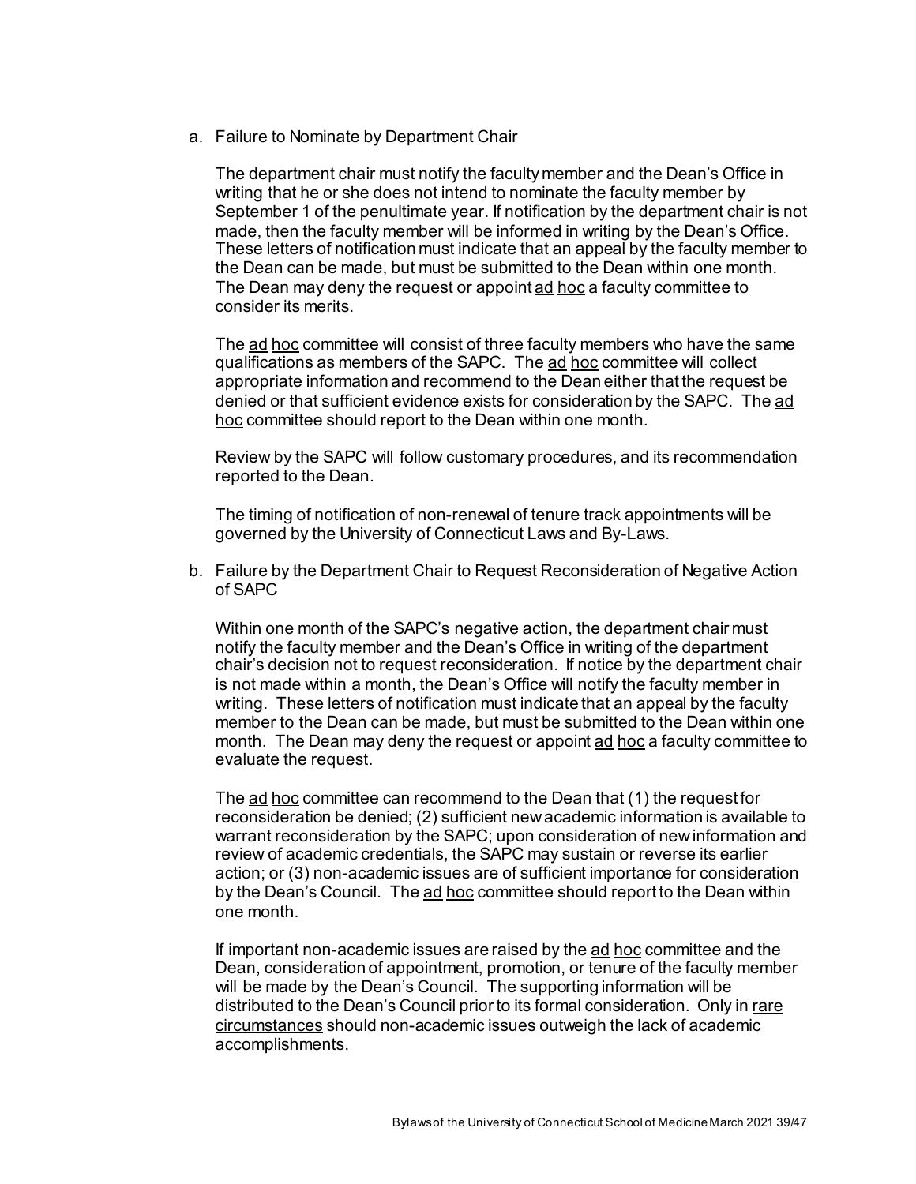a. Failure to Nominate by Department Chair

   The department chair must notify the faculty member and the Dean's Office in writing that he or she does not intend to nominate the faculty member by September 1 of the penultimate year. If notification by the department chair is not made, then the faculty member will be informed in writing by the Dean's Office. These letters of notification must indicate that an appeal by the faculty member to the Dean can be made, but must be submitted to the Dean within one month. The Dean may deny the request or appoint ad hoc a faculty committee to consider its merits.

   The ad hoc committee will consist of three faculty members who have the same qualifications as members of the SAPC. The ad hoc committee will collect appropriate information and recommend to the Dean either that the request be denied or that sufficient evidence exists for consideration by the SAPC. The ad hoc committee should report to the Dean within one month.

   Review by the SAPC will follow customary procedures, and its recommendation reported to the Dean.

   The timing of notification of non-renewal of tenure track appointments will be governed by the University of Connecticut Laws and By-Laws.

b. Failure by the Department Chair to Request Reconsideration of Negative Action of SAPC

   Within one month of the SAPC's negative action, the department chair must notify the faculty member and the Dean's Office in writing of the department chair's decision not to request reconsideration. If notice by the department chair is not made within a month, the Dean's Office will notify the faculty member in writing. These letters of notification must indicate that an appeal by the faculty member to the Dean can be made, but must be submitted to the Dean within one month. The Dean may deny the request or appoint ad hoc a faculty committee to evaluate the request.

   The ad hoc committee can recommend to the Dean that (1) the request for reconsideration be denied; (2) sufficient new academic information is available to warrant reconsideration by the SAPC; upon consideration of new information and review of academic credentials, the SAPC may sustain or reverse its earlier action; or (3) non-academic issues are of sufficient importance for consideration by the Dean's Council. The ad hoc committee should report to the Dean within one month.

   If important non-academic issues are raised by the ad hoc committee and the Dean, consideration of appointment, promotion, or tenure of the faculty member will be made by the Dean's Council. The supporting information will be distributed to the Dean's Council prior to its formal consideration. Only in rare circumstances should non-academic issues outweigh the lack of academic accomplishments.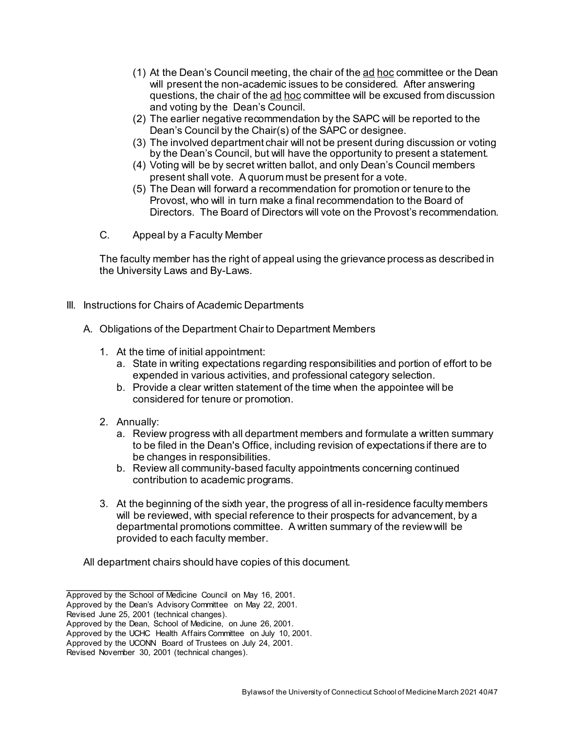(1) At the Dean's Council meeting, the chair of the ad hoc committee or the Dean will present the non-academic issues to be considered. After answering questions, the chair of the ad hoc committee will be excused from discussion and voting by the Dean's Council.
(2) The earlier negative recommendation by the SAPC will be reported to the Dean's Council by the Chair(s) of the SAPC or designee.
(3) The involved department chair will not be present during discussion or voting by the Dean's Council, but will have the opportunity to present a statement.
(4) Voting will be by secret written ballot, and only Dean's Council members present shall vote. A quorum must be present for a vote.
(5) The Dean will forward a recommendation for promotion or tenure to the Provost, who will in turn make a final recommendation to the Board of Directors. The Board of Directors will vote on the Provost's recommendation.

C. Appeal by a Faculty Member

The faculty member has the right of appeal using the grievance process as described in the University Laws and By-Laws.

III. Instructions for Chairs of Academic Departments

A. Obligations of the Department Chair to Department Members

1. At the time of initial appointment:
   a. State in writing expectations regarding responsibilities and portion of effort to be expended in various activities, and professional category selection.
   b. Provide a clear written statement of the time when the appointee will be considered for tenure or promotion.

2. Annually:
   a. Review progress with all department members and formulate a written summary to be filed in the Dean's Office, including revision of expectations if there are to be changes in responsibilities.
   b. Review all community-based faculty appointments concerning continued contribution to academic programs.

3. At the beginning of the sixth year, the progress of all in-residence faculty members will be reviewed, with special reference to their prospects for advancement, by a departmental promotions committee. A written summary of the review will be provided to each faculty member.

All department chairs should have copies of this document.

---

Approved by the School of Medicine Council on May 16, 2001.
Approved by the Dean's Advisory Committee on May 22, 2001.
Revised June 25, 2001 (technical changes).
Approved by the Dean, School of Medicine, on June 26, 2001.
Approved by the UCHC Health Affairs Committee on July 10, 2001.
Approved by the UCONN Board of Trustees on July 24, 2001.
Revised November 30, 2001 (technical changes).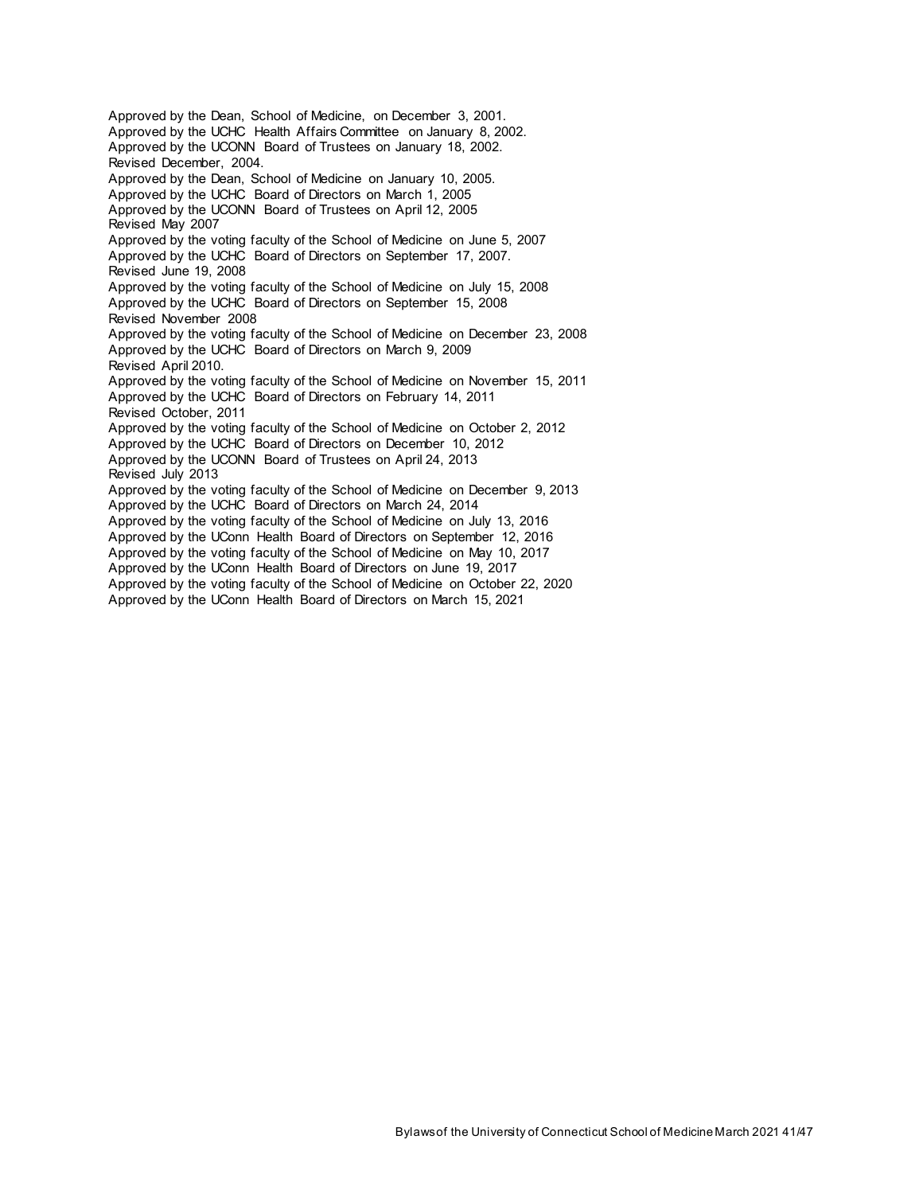Approved by the Dean, School of Medicine, on December 3, 2001.
Approved by the UCHC Health Affairs Committee on January 8, 2002.
Approved by the UCONN Board of Trustees on January 18, 2002.
Revised December, 2004.
Approved by the Dean, School of Medicine on January 10, 2005.
Approved by the UCHC Board of Directors on March 1, 2005
Approved by the UCONN Board of Trustees on April 12, 2005
Revised May 2007
Approved by the voting faculty of the School of Medicine on June 5, 2007
Approved by the UCHC Board of Directors on September 17, 2007.
Revised June 19, 2008
Approved by the voting faculty of the School of Medicine on July 15, 2008
Approved by the UCHC Board of Directors on September 15, 2008
Revised November 2008
Approved by the voting faculty of the School of Medicine on December 23, 2008
Approved by the UCHC Board of Directors on March 9, 2009
Revised April 2010.
Approved by the voting faculty of the School of Medicine on November 15, 2011
Approved by the UCHC Board of Directors on February 14, 2011
Revised October, 2011
Approved by the voting faculty of the School of Medicine on October 2, 2012
Approved by the UCHC Board of Directors on December 10, 2012
Approved by the UCONN Board of Trustees on April 24, 2013
Revised July 2013
Approved by the voting faculty of the School of Medicine on December 9, 2013
Approved by the UCHC Board of Directors on March 24, 2014
Approved by the voting faculty of the School of Medicine on July 13, 2016
Approved by the UConn Health Board of Directors on September 12, 2016
Approved by the voting faculty of the School of Medicine on May 10, 2017
Approved by the UConn Health Board of Directors on June 19, 2017
Approved by the voting faculty of the School of Medicine on October 22, 2020
Approved by the UConn Health Board of Directors on March 15, 2021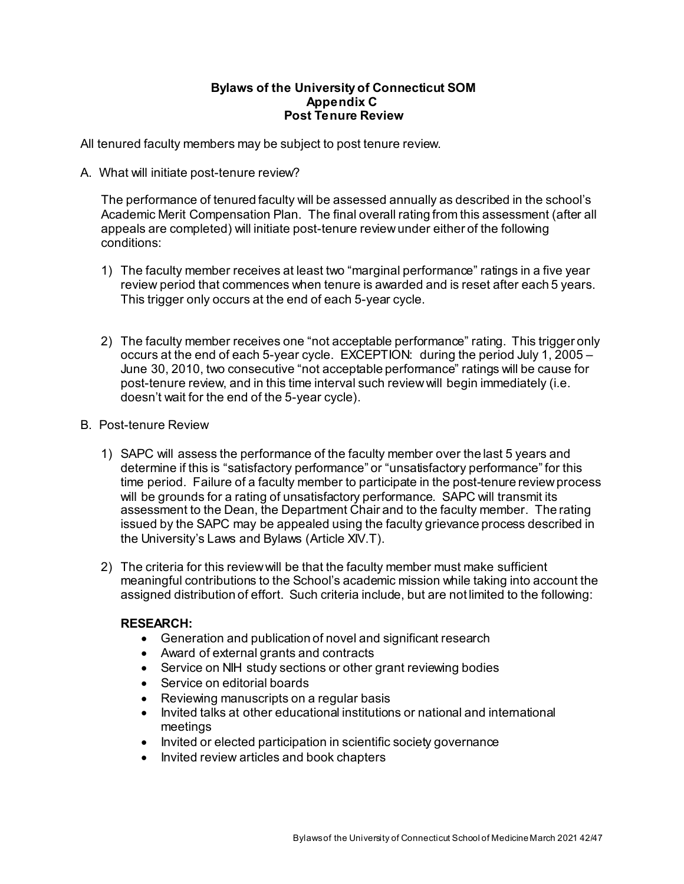**Bylaws of the University of Connecticut SOM**
**Appendix C**
**Post Tenure Review**

All tenured faculty members may be subject to post tenure review.

A. What will initiate post-tenure review?

   The performance of tenured faculty will be assessed annually as described in the school's Academic Merit Compensation Plan. The final overall rating from this assessment (after all appeals are completed) will initiate post-tenure review under either of the following conditions:

   1) The faculty member receives at least two "marginal performance" ratings in a five year review period that commences when tenure is awarded and is reset after each 5 years. This trigger only occurs at the end of each 5-year cycle.

   2) The faculty member receives one "not acceptable performance" rating. This trigger only occurs at the end of each 5-year cycle. EXCEPTION: during the period July 1, 2005 – June 30, 2010, two consecutive "not acceptable performance" ratings will be cause for post-tenure review, and in this time interval such review will begin immediately (i.e. doesn't wait for the end of the 5-year cycle).

B. Post-tenure Review

   1) SAPC will assess the performance of the faculty member over the last 5 years and determine if this is "satisfactory performance" or "unsatisfactory performance" for this time period. Failure of a faculty member to participate in the post-tenure review process will be grounds for a rating of unsatisfactory performance. SAPC will transmit its assessment to the Dean, the Department Chair and to the faculty member. The rating issued by the SAPC may be appealed using the faculty grievance process described in the University's Laws and Bylaws (Article XIV.T).

   2) The criteria for this review will be that the faculty member must make sufficient meaningful contributions to the School's academic mission while taking into account the assigned distribution of effort. Such criteria include, but are not limited to the following:

      **RESEARCH:**

      - Generation and publication of novel and significant research
      - Award of external grants and contracts
      - Service on NIH study sections or other grant reviewing bodies
      - Service on editorial boards
      - Reviewing manuscripts on a regular basis
      - Invited talks at other educational institutions or national and international meetings
      - Invited or elected participation in scientific society governance
      - Invited review articles and book chapters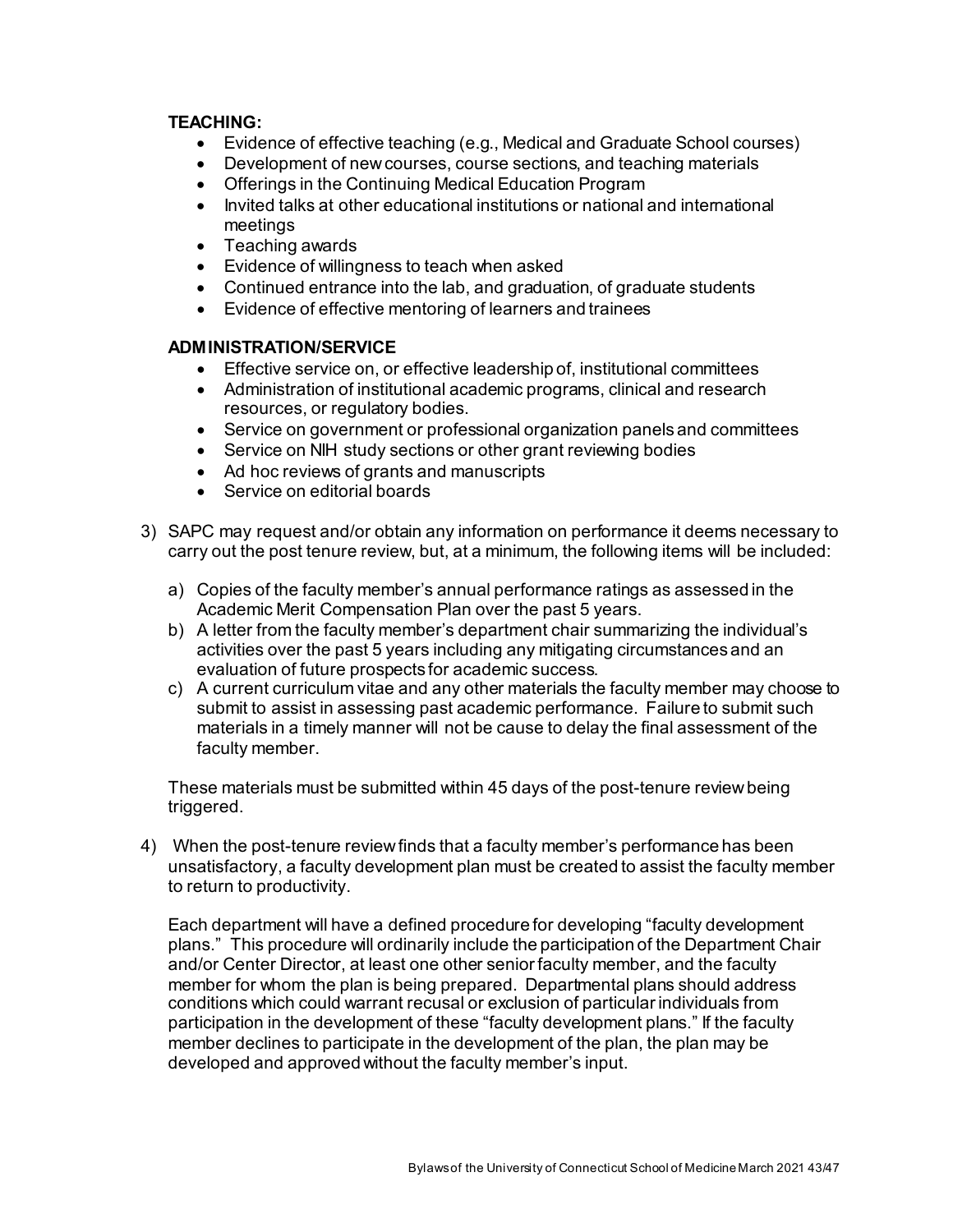**TEACHING:**

- Evidence of effective teaching (e.g., Medical and Graduate School courses)
- Development of new courses, course sections, and teaching materials
- Offerings in the Continuing Medical Education Program
- Invited talks at other educational institutions or national and international meetings
- Teaching awards
- Evidence of willingness to teach when asked
- Continued entrance into the lab, and graduation, of graduate students
- Evidence of effective mentoring of learners and trainees

**ADMINISTRATION/SERVICE**

- Effective service on, or effective leadership of, institutional committees
- Administration of institutional academic programs, clinical and research resources, or regulatory bodies.
- Service on government or professional organization panels and committees
- Service on NIH study sections or other grant reviewing bodies
- Ad hoc reviews of grants and manuscripts
- Service on editorial boards

3) SAPC may request and/or obtain any information on performance it deems necessary to carry out the post tenure review, but, at a minimum, the following items will be included:

   a) Copies of the faculty member's annual performance ratings as assessed in the Academic Merit Compensation Plan over the past 5 years.
   b) A letter from the faculty member's department chair summarizing the individual's activities over the past 5 years including any mitigating circumstances and an evaluation of future prospects for academic success.
   c) A current curriculum vitae and any other materials the faculty member may choose to submit to assist in assessing past academic performance. Failure to submit such materials in a timely manner will not be cause to delay the final assessment of the faculty member.

   These materials must be submitted within 45 days of the post-tenure review being triggered.

4) When the post-tenure review finds that a faculty member's performance has been unsatisfactory, a faculty development plan must be created to assist the faculty member to return to productivity.

   Each department will have a defined procedure for developing "faculty development plans." This procedure will ordinarily include the participation of the Department Chair and/or Center Director, at least one other senior faculty member, and the faculty member for whom the plan is being prepared. Departmental plans should address conditions which could warrant recusal or exclusion of particular individuals from participation in the development of these "faculty development plans." If the faculty member declines to participate in the development of the plan, the plan may be developed and approved without the faculty member's input.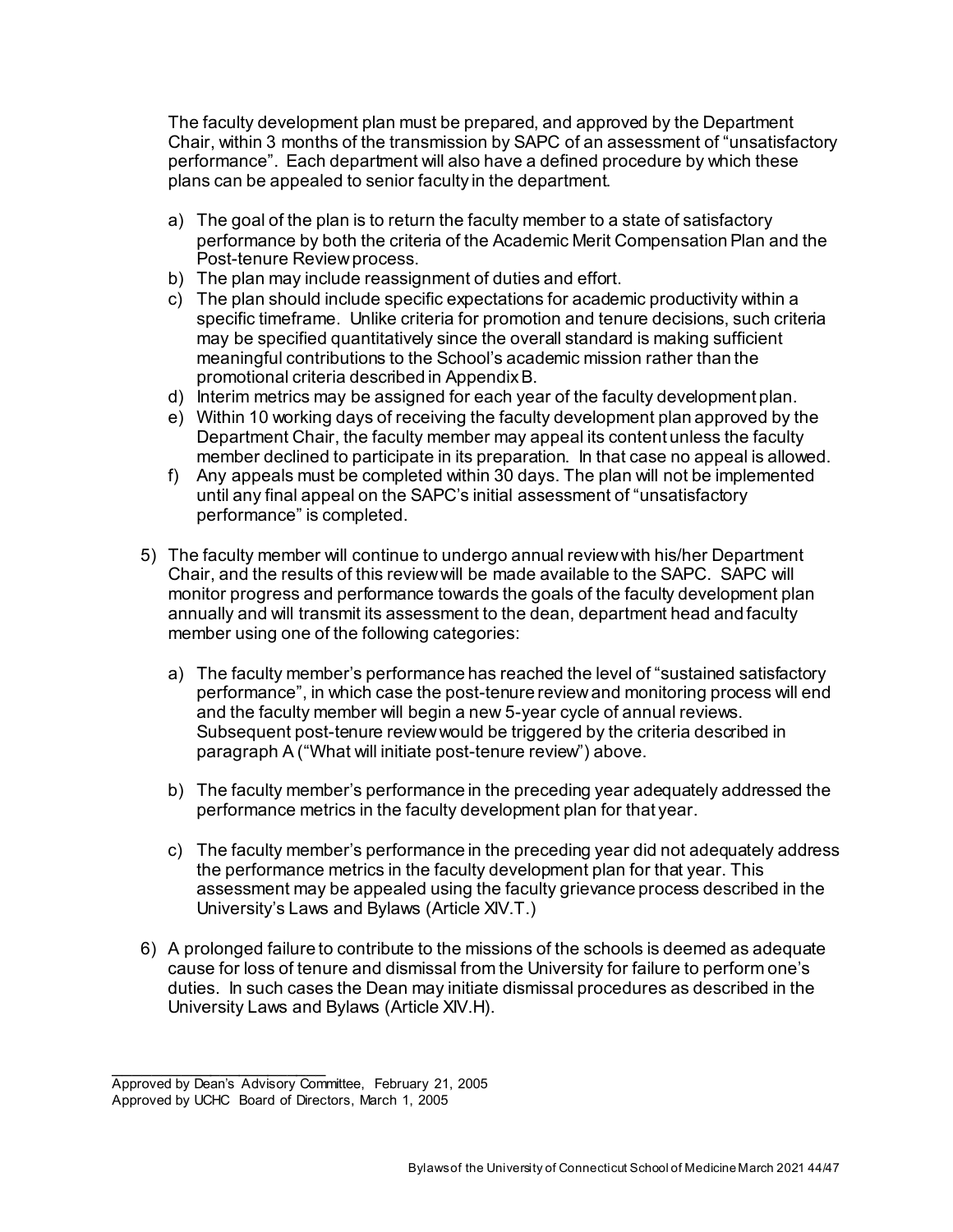The faculty development plan must be prepared, and approved by the Department Chair, within 3 months of the transmission by SAPC of an assessment of "unsatisfactory performance". Each department will also have a defined procedure by which these plans can be appealed to senior faculty in the department.

a) The goal of the plan is to return the faculty member to a state of satisfactory performance by both the criteria of the Academic Merit Compensation Plan and the Post-tenure Review process.
b) The plan may include reassignment of duties and effort.
c) The plan should include specific expectations for academic productivity within a specific timeframe. Unlike criteria for promotion and tenure decisions, such criteria may be specified quantitatively since the overall standard is making sufficient meaningful contributions to the School's academic mission rather than the promotional criteria described in Appendix B.
d) Interim metrics may be assigned for each year of the faculty development plan.
e) Within 10 working days of receiving the faculty development plan approved by the Department Chair, the faculty member may appeal its content unless the faculty member declined to participate in its preparation. In that case no appeal is allowed.
f) Any appeals must be completed within 30 days. The plan will not be implemented until any final appeal on the SAPC's initial assessment of "unsatisfactory performance" is completed.

5) The faculty member will continue to undergo annual review with his/her Department Chair, and the results of this review will be made available to the SAPC. SAPC will monitor progress and performance towards the goals of the faculty development plan annually and will transmit its assessment to the dean, department head and faculty member using one of the following categories:

   a) The faculty member's performance has reached the level of "sustained satisfactory performance", in which case the post-tenure review and monitoring process will end and the faculty member will begin a new 5-year cycle of annual reviews. Subsequent post-tenure review would be triggered by the criteria described in paragraph A ("What will initiate post-tenure review") above.

   b) The faculty member's performance in the preceding year adequately addressed the performance metrics in the faculty development plan for that year.

   c) The faculty member's performance in the preceding year did not adequately address the performance metrics in the faculty development plan for that year. This assessment may be appealed using the faculty grievance process described in the University's Laws and Bylaws (Article XIV.T.)

6) A prolonged failure to contribute to the missions of the schools is deemed as adequate cause for loss of tenure and dismissal from the University for failure to perform one's duties. In such cases the Dean may initiate dismissal procedures as described in the University Laws and Bylaws (Article XIV.H).

---

Approved by Dean's Advisory Committee, February 21, 2005
Approved by UCHC Board of Directors, March 1, 2005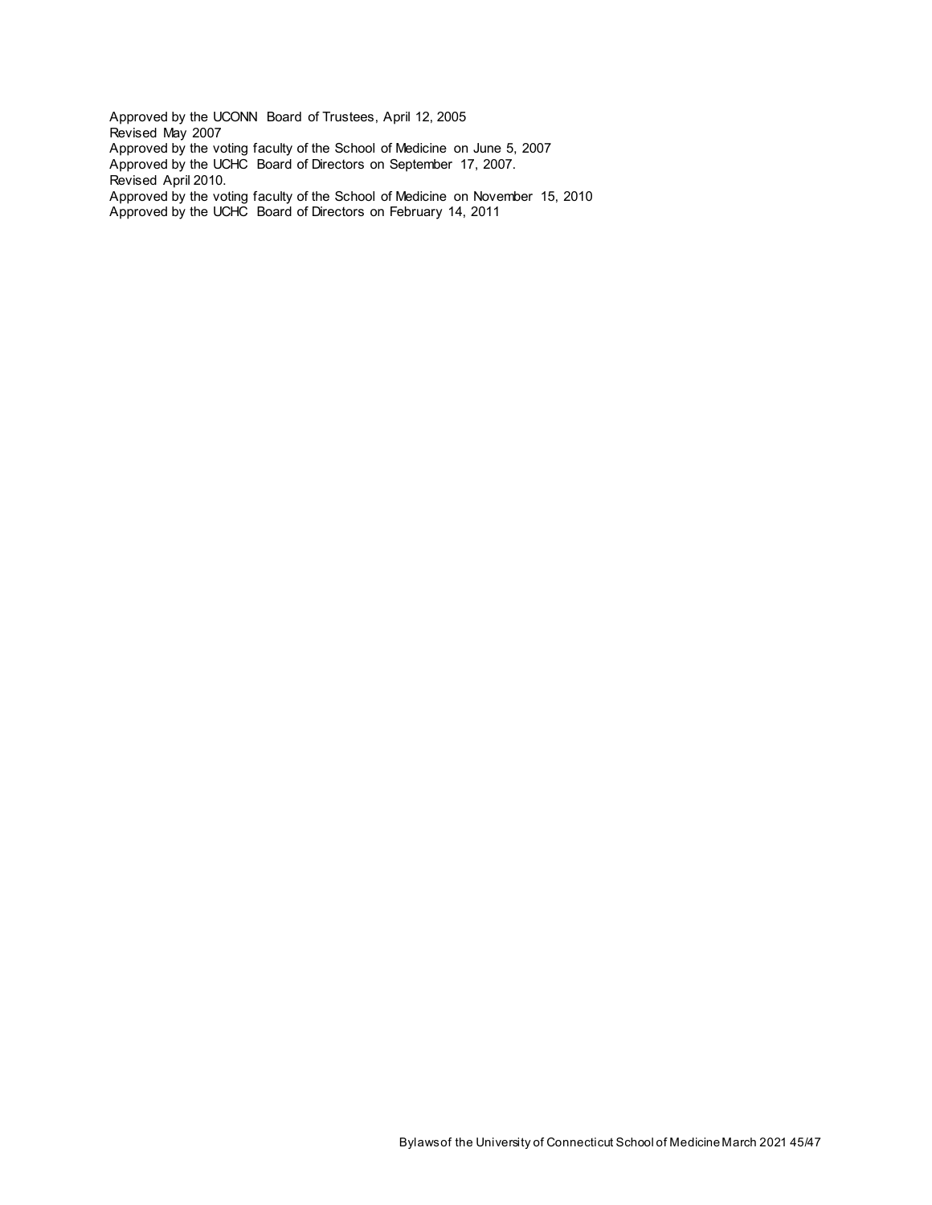Approved by the UCONN Board of Trustees, April 12, 2005
Revised May 2007
Approved by the voting faculty of the School of Medicine on June 5, 2007
Approved by the UCHC Board of Directors on September 17, 2007.
Revised April 2010.
Approved by the voting faculty of the School of Medicine on November 15, 2010
Approved by the UCHC Board of Directors on February 14, 2011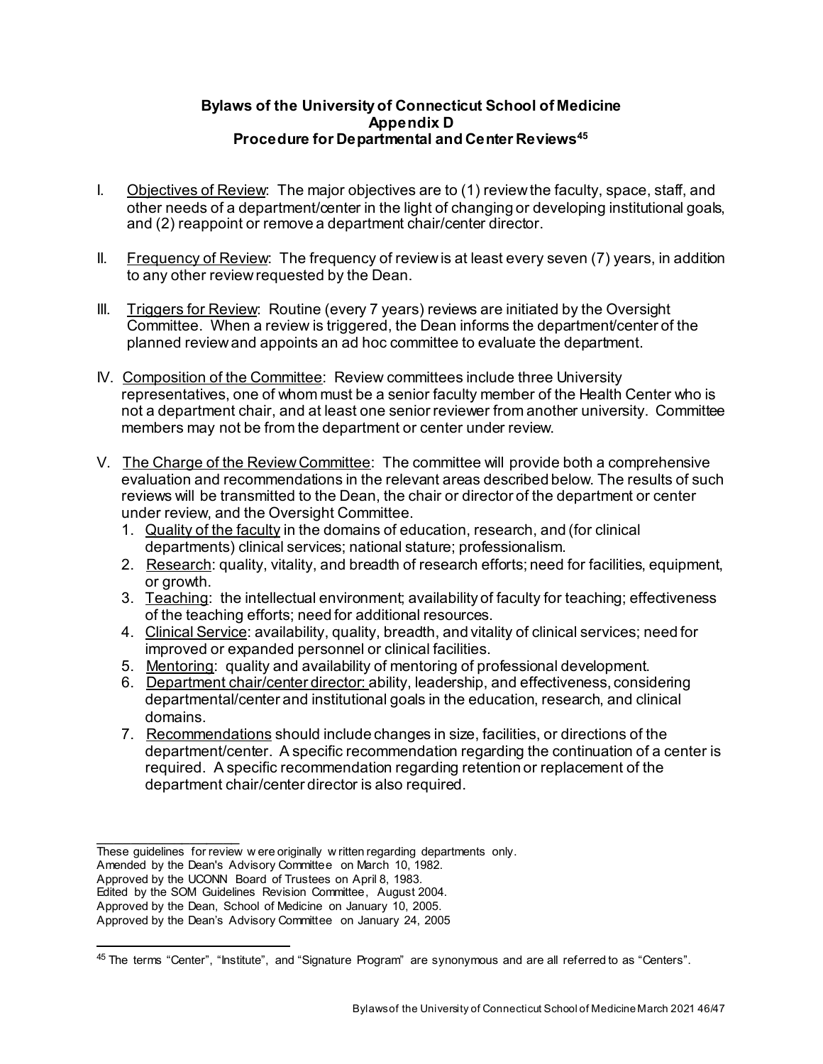# Bylaws of the University of Connecticut School of Medicine
## Appendix D
## Procedure for Departmental and Center Reviews[45]

I. Objectives of Review: The major objectives are to (1) review the faculty, space, staff, and other needs of a department/center in the light of changing or developing institutional goals, and (2) reappoint or remove a department chair/center director.

II. Frequency of Review: The frequency of review is at least every seven (7) years, in addition to any other review requested by the Dean.

III. Triggers for Review: Routine (every 7 years) reviews are initiated by the Oversight Committee. When a review is triggered, the Dean informs the department/center of the planned review and appoints an ad hoc committee to evaluate the department.

IV. Composition of the Committee: Review committees include three University representatives, one of whom must be a senior faculty member of the Health Center who is not a department chair, and at least one senior reviewer from another university. Committee members may not be from the department or center under review.

V. The Charge of the Review Committee: The committee will provide both a comprehensive evaluation and recommendations in the relevant areas described below. The results of such reviews will be transmitted to the Dean, the chair or director of the department or center under review, and the Oversight Committee.

1. Quality of the faculty in the domains of education, research, and (for clinical departments) clinical services; national stature; professionalism.
2. Research: quality, vitality, and breadth of research efforts; need for facilities, equipment, or growth.
3. Teaching: the intellectual environment; availability of faculty for teaching; effectiveness of the teaching efforts; need for additional resources.
4. Clinical Service: availability, quality, breadth, and vitality of clinical services; need for improved or expanded personnel or clinical facilities.
5. Mentoring: quality and availability of mentoring of professional development.
6. Department chair/center director: ability, leadership, and effectiveness, considering departmental/center and institutional goals in the education, research, and clinical domains.
7. Recommendations should include changes in size, facilities, or directions of the department/center. A specific recommendation regarding the continuation of a center is required. A specific recommendation regarding retention or replacement of the department chair/center director is also required.

---

These guidelines for review were originally written regarding departments only.
Amended by the Dean's Advisory Committee on March 10, 1982.
Approved by the UCONN Board of Trustees on April 8, 1983.
Edited by the SOM Guidelines Revision Committee, August 2004.
Approved by the Dean, School of Medicine on January 10, 2005.
Approved by the Dean's Advisory Committee on January 24, 2005

---

[45] The terms "Center", "Institute", and "Signature Program" are synonymous and are all referred to as "Centers".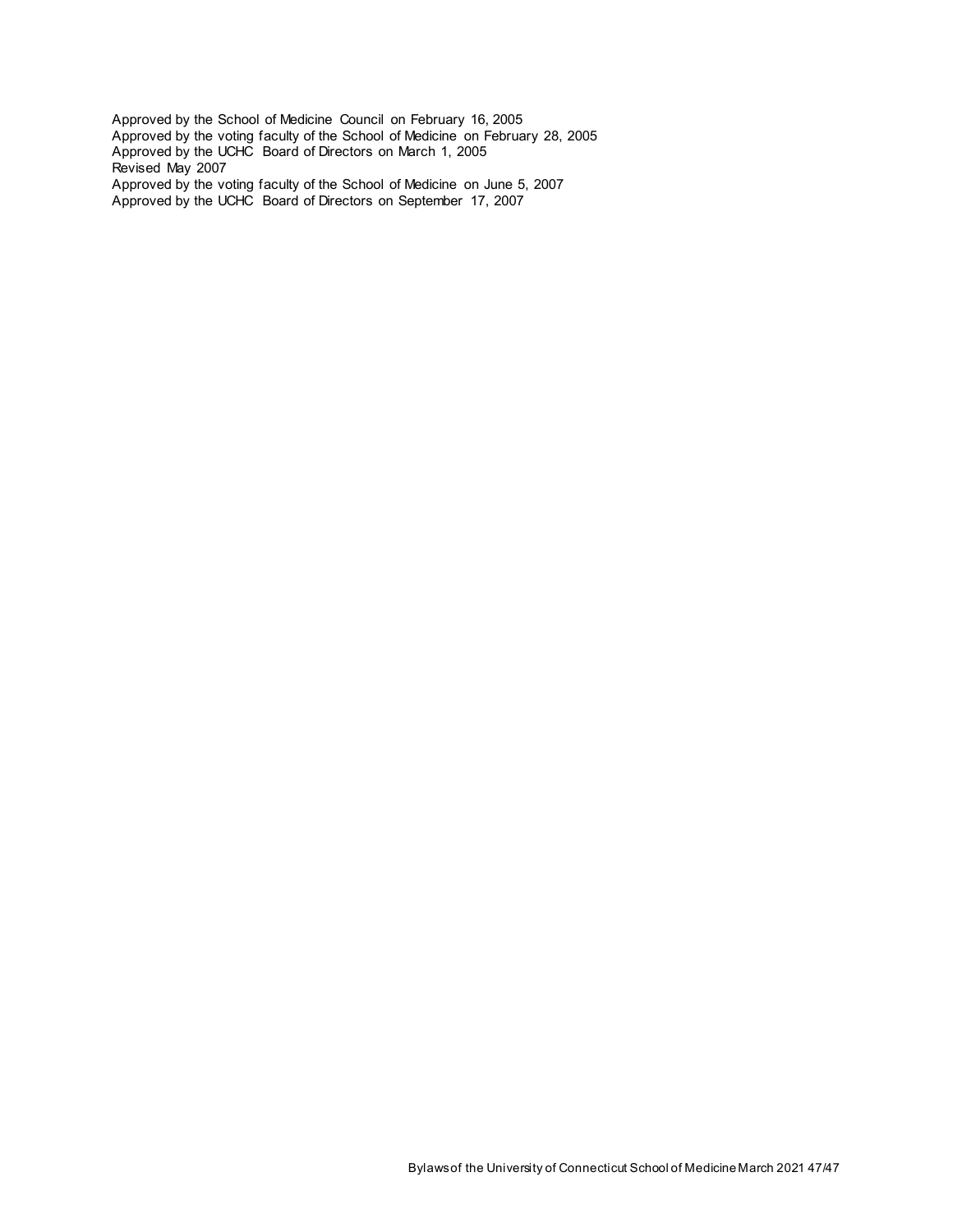Approved by the School of Medicine Council on February 16, 2005
Approved by the voting faculty of the School of Medicine on February 28, 2005
Approved by the UCHC Board of Directors on March 1, 2005
Revised May 2007
Approved by the voting faculty of the School of Medicine on June 5, 2007
Approved by the UCHC Board of Directors on September 17, 2007